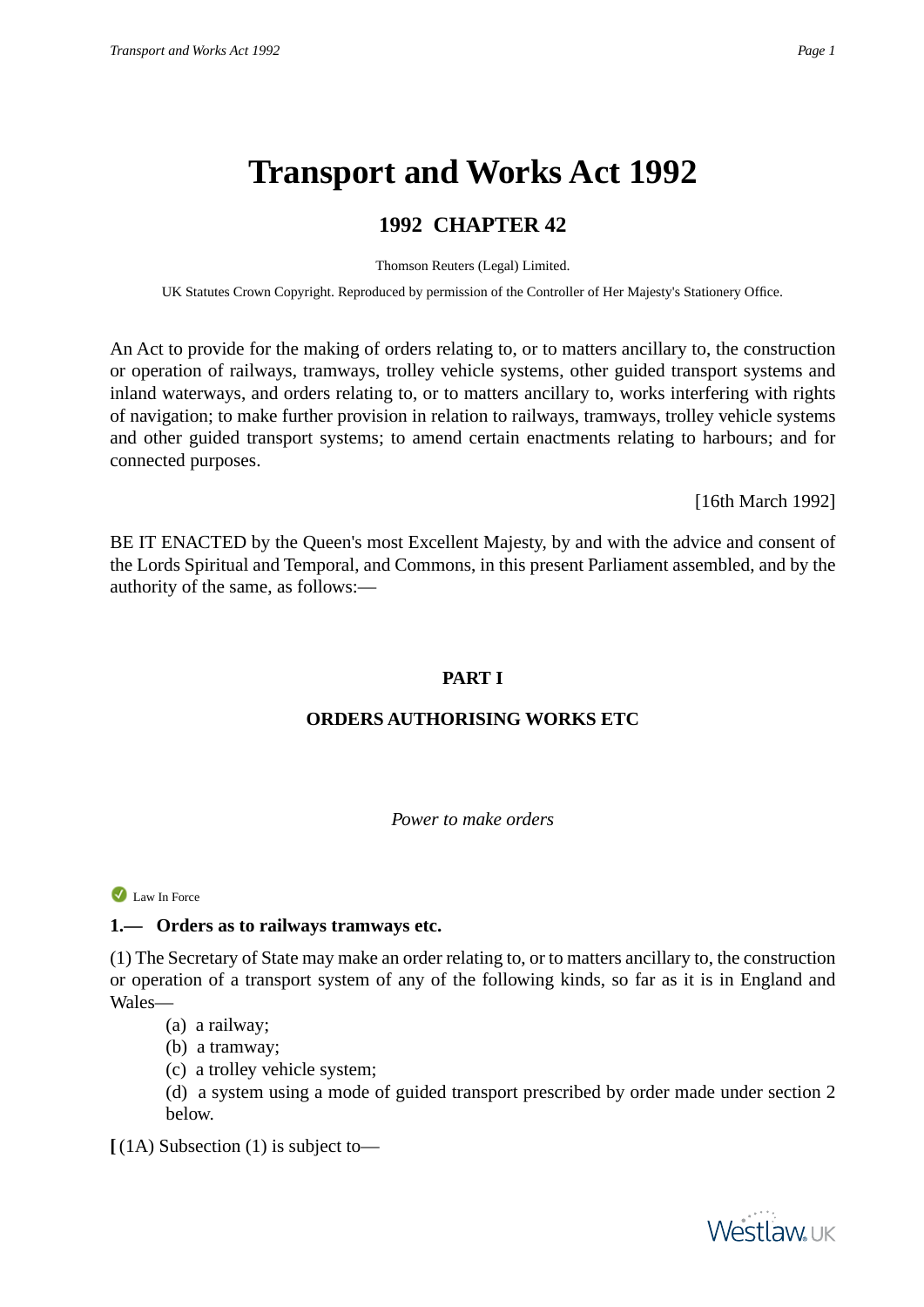# Transport and Works Act 1992

## 1992 CHAPTER 42

Thomson Reuters (Legal) Limited.

UK Statutes Crown Copyright. Reproduced by permission of the Controller of Her Majesty's Stationery Office.

An Act to provide for the making of orders relating to, or to matters ancillary to, the construction or operation of railways, tramways, trolley vehicle systems, other guided transport systems and inland waterways, and orders relating to, or to matters ancillary to, works interfering with rights of navigation; to make further provision in relation to railways, tramways, trolley vehicle systems and other guided transport systems; to amend certain enactments relating to harbours; and for connected purposes.

[16th March 1992]

BE IT ENACTED by the Queen's most Excellent Majesty, by and with the advice and consent of the Lords Spiritual and Temporal, and Commons, in this present Parliament assembled, and by the authority of the same, as follows:—

### PART I

### ORDERS AUTHORISING WORKS ETC

*Power to make orders*

Law In Force

**1.— Orders as to railways tramways etc.**

(1) The Secretary of State may make an order relating to, or to matters ancillary to, the construction or operation of a transport system of any of the following kinds, so far as it is in England and Wales—

(a) a railway;

(b) a tramway;

(c) a trolley vehicle system;

(d) a system using a mode of guided transport prescribed by order made under section 2 below.

**[** (1A) Subsection (1) is subject to—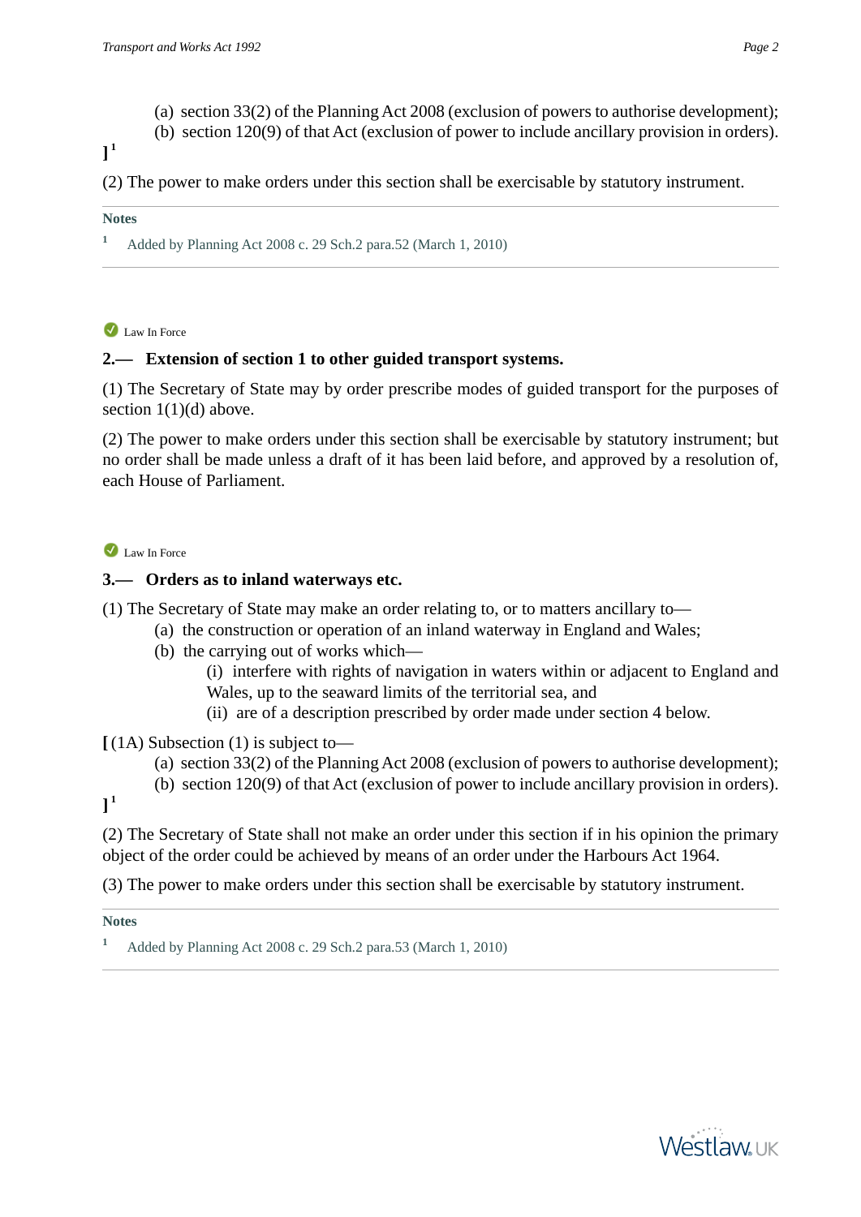(a) section 33(2) of the Planning Act 2008 (exclusion of powers to authorise development);

(b) section 120(9) of that Act (exclusion of power to include ancillary provision in orders).

][1]

(2) The power to make orders under this section shall be exercisable by statutory instrument.

**Notes**

[1] Added by Planning Act 2008 c. 29 Sch.2 para.52 (March 1, 2010)

Law In Force

### 2.— Extension of section 1 to other guided transport systems.

(1) The Secretary of State may by order prescribe modes of guided transport for the purposes of section 1(1)(d) above.

(2) The power to make orders under this section shall be exercisable by statutory instrument; but no order shall be made unless a draft of it has been laid before, and approved by a resolution of, each House of Parliament.

Law In Force

### 3.— Orders as to inland waterways etc.

(1) The Secretary of State may make an order relating to, or to matters ancillary to—

(a) the construction or operation of an inland waterway in England and Wales;

(b) the carrying out of works which—

(i) interfere with rights of navigation in waters within or adjacent to England and Wales, up to the seaward limits of the territorial sea, and

(ii) are of a description prescribed by order made under section 4 below.

[ (1A) Subsection (1) is subject to—

(a) section 33(2) of the Planning Act 2008 (exclusion of powers to authorise development);

(b) section 120(9) of that Act (exclusion of power to include ancillary provision in orders).

][1]

(2) The Secretary of State shall not make an order under this section if in his opinion the primary object of the order could be achieved by means of an order under the Harbours Act 1964.

(3) The power to make orders under this section shall be exercisable by statutory instrument.

**Notes**

[1] Added by Planning Act 2008 c. 29 Sch.2 para.53 (March 1, 2010)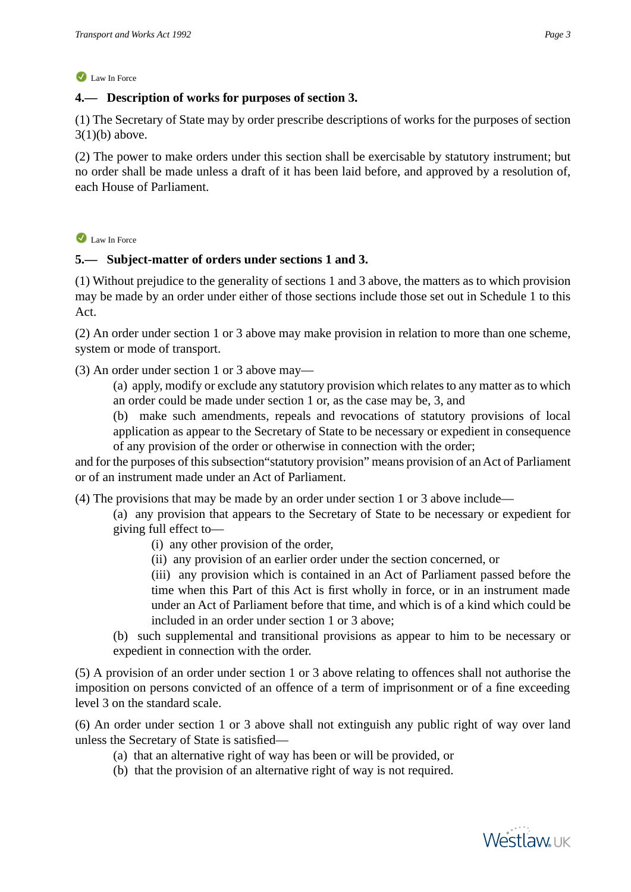Law In Force

**4.— Description of works for purposes of section 3.**

(1) The Secretary of State may by order prescribe descriptions of works for the purposes of section 3(1)(b) above.

(2) The power to make orders under this section shall be exercisable by statutory instrument; but no order shall be made unless a draft of it has been laid before, and approved by a resolution of, each House of Parliament.

Law In Force

**5.— Subject-matter of orders under sections 1 and 3.**

(1) Without prejudice to the generality of sections 1 and 3 above, the matters as to which provision may be made by an order under either of those sections include those set out in Schedule 1 to this Act.

(2) An order under section 1 or 3 above may make provision in relation to more than one scheme, system or mode of transport.

(3) An order under section 1 or 3 above may—

> (a) apply, modify or exclude any statutory provision which relates to any matter as to which an order could be made under section 1 or, as the case may be, 3, and
>
> (b) make such amendments, repeals and revocations of statutory provisions of local application as appear to the Secretary of State to be necessary or expedient in consequence of any provision of the order or otherwise in connection with the order;

and for the purposes of this subsection "statutory provision" means provision of an Act of Parliament or of an instrument made under an Act of Parliament.

(4) The provisions that may be made by an order under section 1 or 3 above include—

> (a) any provision that appears to the Secretary of State to be necessary or expedient for giving full effect to—
>
> > (i) any other provision of the order,
> >
> > (ii) any provision of an earlier order under the section concerned, or
> >
> > (iii) any provision which is contained in an Act of Parliament passed before the time when this Part of this Act is first wholly in force, or in an instrument made under an Act of Parliament before that time, and which is of a kind which could be included in an order under section 1 or 3 above;
>
> (b) such supplemental and transitional provisions as appear to him to be necessary or expedient in connection with the order.

(5) A provision of an order under section 1 or 3 above relating to offences shall not authorise the imposition on persons convicted of an offence of a term of imprisonment or of a fine exceeding level 3 on the standard scale.

(6) An order under section 1 or 3 above shall not extinguish any public right of way over land unless the Secretary of State is satisfied—

> (a) that an alternative right of way has been or will be provided, or
>
> (b) that the provision of an alternative right of way is not required.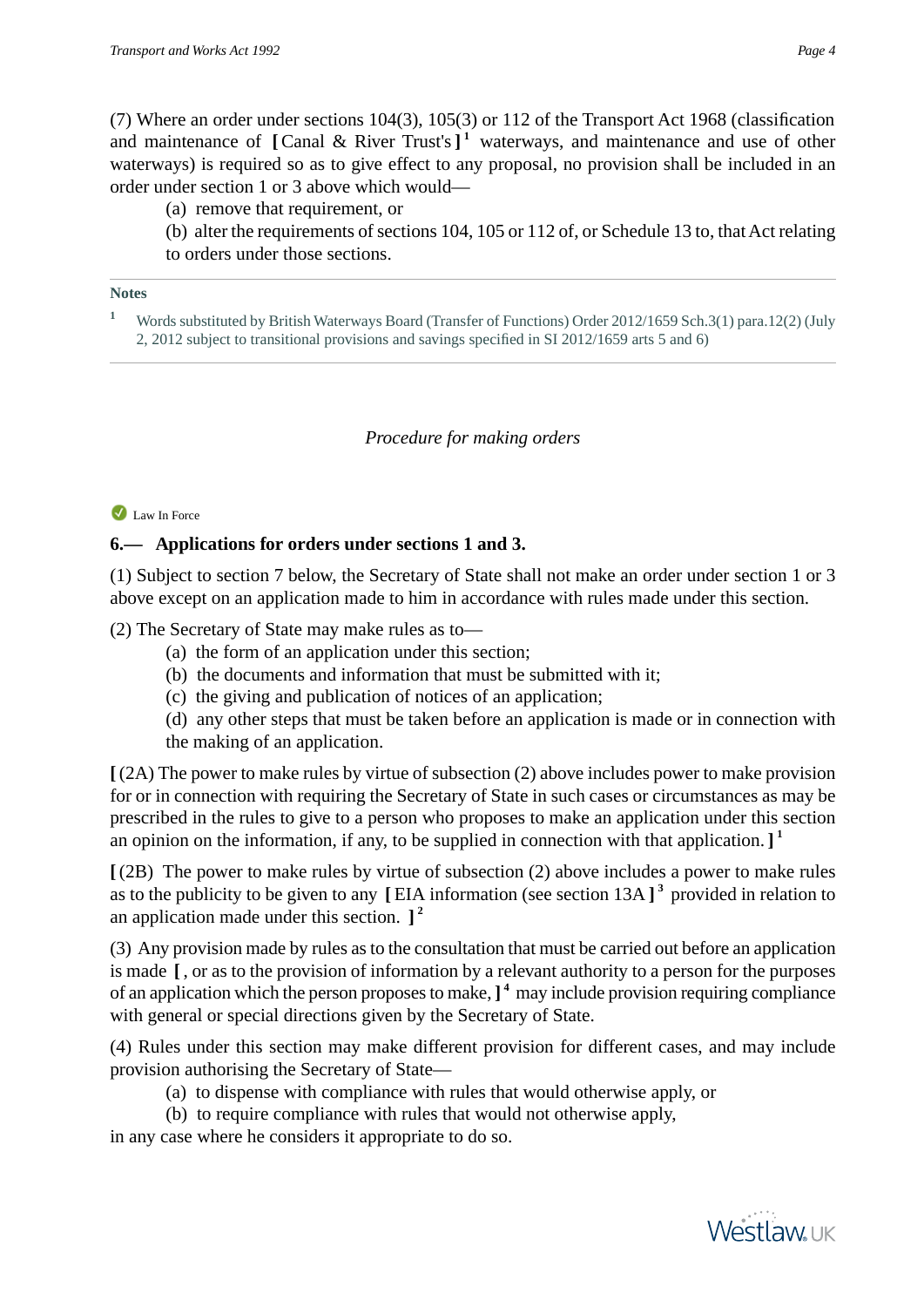(7) Where an order under sections 104(3), 105(3) or 112 of the Transport Act 1968 (classification and maintenance of [ Canal & River Trust's ] [1] waterways, and maintenance and use of other waterways) is required so as to give effect to any proposal, no provision shall be included in an order under section 1 or 3 above which would—

(a) remove that requirement, or

(b) alter the requirements of sections 104, 105 or 112 of, or Schedule 13 to, that Act relating to orders under those sections.

**Notes**

[1] Words substituted by British Waterways Board (Transfer of Functions) Order 2012/1659 Sch.3(1) para.12(2) (July 2, 2012 subject to transitional provisions and savings specified in SI 2012/1659 arts 5 and 6)

*Procedure for making orders*

Law In Force

**6.— Applications for orders under sections 1 and 3.**

(1) Subject to section 7 below, the Secretary of State shall not make an order under section 1 or 3 above except on an application made to him in accordance with rules made under this section.

(2) The Secretary of State may make rules as to—

(a) the form of an application under this section;

(b) the documents and information that must be submitted with it;

(c) the giving and publication of notices of an application;

(d) any other steps that must be taken before an application is made or in connection with the making of an application.

[ (2A) The power to make rules by virtue of subsection (2) above includes power to make provision for or in connection with requiring the Secretary of State in such cases or circumstances as may be prescribed in the rules to give to a person who proposes to make an application under this section an opinion on the information, if any, to be supplied in connection with that application. ] [1]

[ (2B) The power to make rules by virtue of subsection (2) above includes a power to make rules as to the publicity to be given to any [ EIA information (see section 13A ] [3] provided in relation to an application made under this section. ] [2]

(3) Any provision made by rules as to the consultation that must be carried out before an application is made [ , or as to the provision of information by a relevant authority to a person for the purposes of an application which the person proposes to make, ] [4] may include provision requiring compliance with general or special directions given by the Secretary of State.

(4) Rules under this section may make different provision for different cases, and may include provision authorising the Secretary of State—

(a) to dispense with compliance with rules that would otherwise apply, or

(b) to require compliance with rules that would not otherwise apply,

in any case where he considers it appropriate to do so.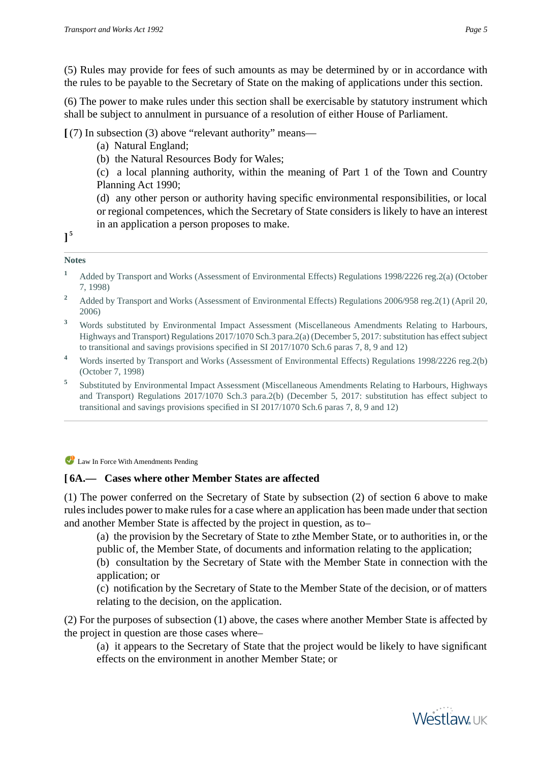(5) Rules may provide for fees of such amounts as may be determined by or in accordance with the rules to be payable to the Secretary of State on the making of applications under this section.

(6) The power to make rules under this section shall be exercisable by statutory instrument which shall be subject to annulment in pursuance of a resolution of either House of Parliament.

[ (7) In subsection (3) above "relevant authority" means—

(a) Natural England;

(b) the Natural Resources Body for Wales;

(c) a local planning authority, within the meaning of Part 1 of the Town and Country Planning Act 1990;

(d) any other person or authority having specific environmental responsibilities, or local or regional competences, which the Secretary of State considers is likely to have an interest in an application a person proposes to make.

][5]

**Notes**

[1] Added by Transport and Works (Assessment of Environmental Effects) Regulations 1998/2226 reg.2(a) (October 7, 1998)

[2] Added by Transport and Works (Assessment of Environmental Effects) Regulations 2006/958 reg.2(1) (April 20, 2006)

[3] Words substituted by Environmental Impact Assessment (Miscellaneous Amendments Relating to Harbours, Highways and Transport) Regulations 2017/1070 Sch.3 para.2(a) (December 5, 2017: substitution has effect subject to transitional and savings provisions specified in SI 2017/1070 Sch.6 paras 7, 8, 9 and 12)

[4] Words inserted by Transport and Works (Assessment of Environmental Effects) Regulations 1998/2226 reg.2(b) (October 7, 1998)

[5] Substituted by Environmental Impact Assessment (Miscellaneous Amendments Relating to Harbours, Highways and Transport) Regulations 2017/1070 Sch.3 para.2(b) (December 5, 2017: substitution has effect subject to transitional and savings provisions specified in SI 2017/1070 Sch.6 paras 7, 8, 9 and 12)

Law In Force With Amendments Pending

### [ 6A.— Cases where other Member States are affected

(1) The power conferred on the Secretary of State by subsection (2) of section 6 above to make rules includes power to make rules for a case where an application has been made under that section and another Member State is affected by the project in question, as to–

(a) the provision by the Secretary of State to zthe Member State, or to authorities in, or the public of, the Member State, of documents and information relating to the application;

(b) consultation by the Secretary of State with the Member State in connection with the application; or

(c) notification by the Secretary of State to the Member State of the decision, or of matters relating to the decision, on the application.

(2) For the purposes of subsection (1) above, the cases where another Member State is affected by the project in question are those cases where–

(a) it appears to the Secretary of State that the project would be likely to have significant effects on the environment in another Member State; or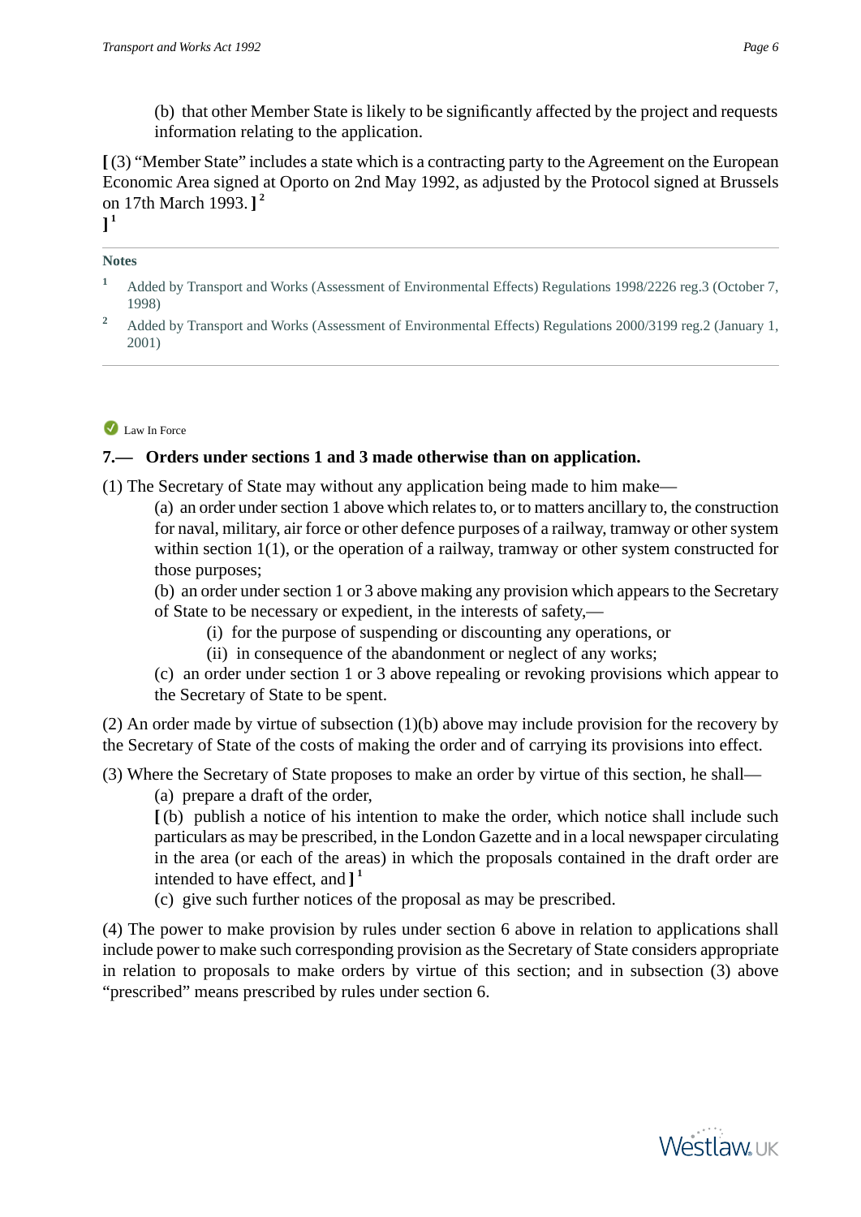(b) that other Member State is likely to be significantly affected by the project and requests information relating to the application.

[ (3) "Member State" includes a state which is a contracting party to the Agreement on the European Economic Area signed at Oporto on 2nd May 1992, as adjusted by the Protocol signed at Brussels on 17th March 1993. ] [2]
] [1]

**Notes**

[1] Added by Transport and Works (Assessment of Environmental Effects) Regulations 1998/2226 reg.3 (October 7, 1998)

[2] Added by Transport and Works (Assessment of Environmental Effects) Regulations 2000/3199 reg.2 (January 1, 2001)

Law In Force

### 7.— Orders under sections 1 and 3 made otherwise than on application.

(1) The Secretary of State may without any application being made to him make—

(a) an order under section 1 above which relates to, or to matters ancillary to, the construction for naval, military, air force or other defence purposes of a railway, tramway or other system within section 1(1), or the operation of a railway, tramway or other system constructed for those purposes;

(b) an order under section 1 or 3 above making any provision which appears to the Secretary of State to be necessary or expedient, in the interests of safety,—

(i) for the purpose of suspending or discounting any operations, or

(ii) in consequence of the abandonment or neglect of any works;

(c) an order under section 1 or 3 above repealing or revoking provisions which appear to the Secretary of State to be spent.

(2) An order made by virtue of subsection (1)(b) above may include provision for the recovery by the Secretary of State of the costs of making the order and of carrying its provisions into effect.

(3) Where the Secretary of State proposes to make an order by virtue of this section, he shall—

(a) prepare a draft of the order,

[ (b) publish a notice of his intention to make the order, which notice shall include such particulars as may be prescribed, in the London Gazette and in a local newspaper circulating in the area (or each of the areas) in which the proposals contained in the draft order are intended to have effect, and ] [1]

(c) give such further notices of the proposal as may be prescribed.

(4) The power to make provision by rules under section 6 above in relation to applications shall include power to make such corresponding provision as the Secretary of State considers appropriate in relation to proposals to make orders by virtue of this section; and in subsection (3) above "prescribed" means prescribed by rules under section 6.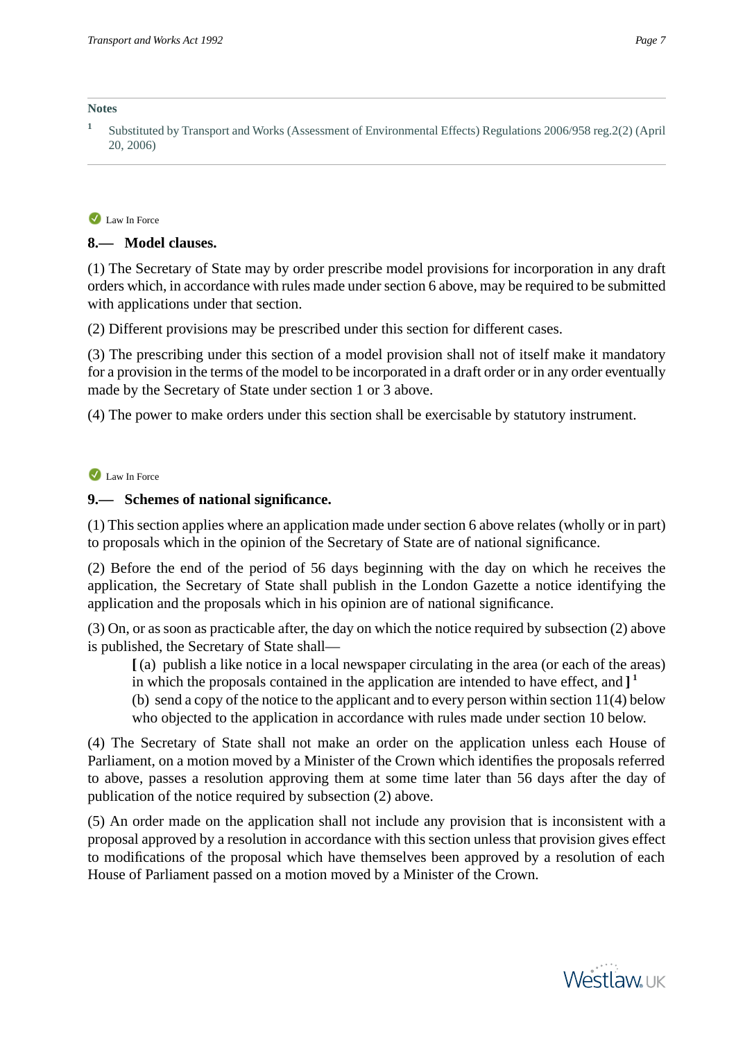**Notes**

1 Substituted by Transport and Works (Assessment of Environmental Effects) Regulations 2006/958 reg.2(2) (April 20, 2006)

Law In Force

## 8.— Model clauses.

(1) The Secretary of State may by order prescribe model provisions for incorporation in any draft orders which, in accordance with rules made under section 6 above, may be required to be submitted with applications under that section.

(2) Different provisions may be prescribed under this section for different cases.

(3) The prescribing under this section of a model provision shall not of itself make it mandatory for a provision in the terms of the model to be incorporated in a draft order or in any order eventually made by the Secretary of State under section 1 or 3 above.

(4) The power to make orders under this section shall be exercisable by statutory instrument.

Law In Force

## 9.— Schemes of national significance.

(1) This section applies where an application made under section 6 above relates (wholly or in part) to proposals which in the opinion of the Secretary of State are of national significance.

(2) Before the end of the period of 56 days beginning with the day on which he receives the application, the Secretary of State shall publish in the London Gazette a notice identifying the application and the proposals which in his opinion are of national significance.

(3) On, or as soon as practicable after, the day on which the notice required by subsection (2) above is published, the Secretary of State shall—

[ (a) publish a like notice in a local newspaper circulating in the area (or each of the areas) in which the proposals contained in the application are intended to have effect, and ] [1]

(b) send a copy of the notice to the applicant and to every person within section 11(4) below who objected to the application in accordance with rules made under section 10 below.

(4) The Secretary of State shall not make an order on the application unless each House of Parliament, on a motion moved by a Minister of the Crown which identifies the proposals referred to above, passes a resolution approving them at some time later than 56 days after the day of publication of the notice required by subsection (2) above.

(5) An order made on the application shall not include any provision that is inconsistent with a proposal approved by a resolution in accordance with this section unless that provision gives effect to modifications of the proposal which have themselves been approved by a resolution of each House of Parliament passed on a motion moved by a Minister of the Crown.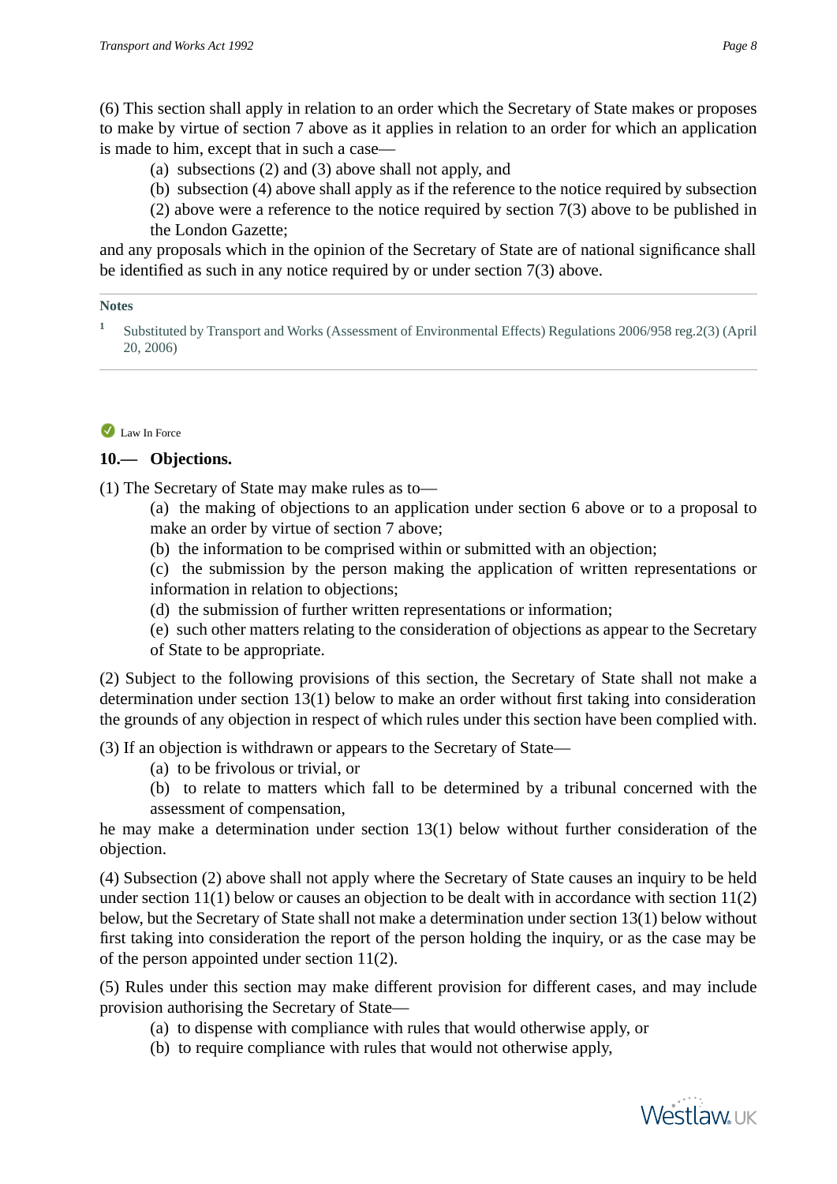(6) This section shall apply in relation to an order which the Secretary of State makes or proposes to make by virtue of section 7 above as it applies in relation to an order for which an application is made to him, except that in such a case—

(a) subsections (2) and (3) above shall not apply, and

(b) subsection (4) above shall apply as if the reference to the notice required by subsection (2) above were a reference to the notice required by section 7(3) above to be published in the London Gazette;

and any proposals which in the opinion of the Secretary of State are of national significance shall be identified as such in any notice required by or under section 7(3) above.

**Notes**

[1] Substituted by Transport and Works (Assessment of Environmental Effects) Regulations 2006/958 reg.2(3) (April 20, 2006)

Law In Force

### 10.— Objections.

(1) The Secretary of State may make rules as to—

(a) the making of objections to an application under section 6 above or to a proposal to make an order by virtue of section 7 above;

(b) the information to be comprised within or submitted with an objection;

(c) the submission by the person making the application of written representations or information in relation to objections;

(d) the submission of further written representations or information;

(e) such other matters relating to the consideration of objections as appear to the Secretary of State to be appropriate.

(2) Subject to the following provisions of this section, the Secretary of State shall not make a determination under section 13(1) below to make an order without first taking into consideration the grounds of any objection in respect of which rules under this section have been complied with.

(3) If an objection is withdrawn or appears to the Secretary of State—

(a) to be frivolous or trivial, or

(b) to relate to matters which fall to be determined by a tribunal concerned with the assessment of compensation,

he may make a determination under section 13(1) below without further consideration of the objection.

(4) Subsection (2) above shall not apply where the Secretary of State causes an inquiry to be held under section 11(1) below or causes an objection to be dealt with in accordance with section 11(2) below, but the Secretary of State shall not make a determination under section 13(1) below without first taking into consideration the report of the person holding the inquiry, or as the case may be of the person appointed under section 11(2).

(5) Rules under this section may make different provision for different cases, and may include provision authorising the Secretary of State—

(a) to dispense with compliance with rules that would otherwise apply, or

(b) to require compliance with rules that would not otherwise apply,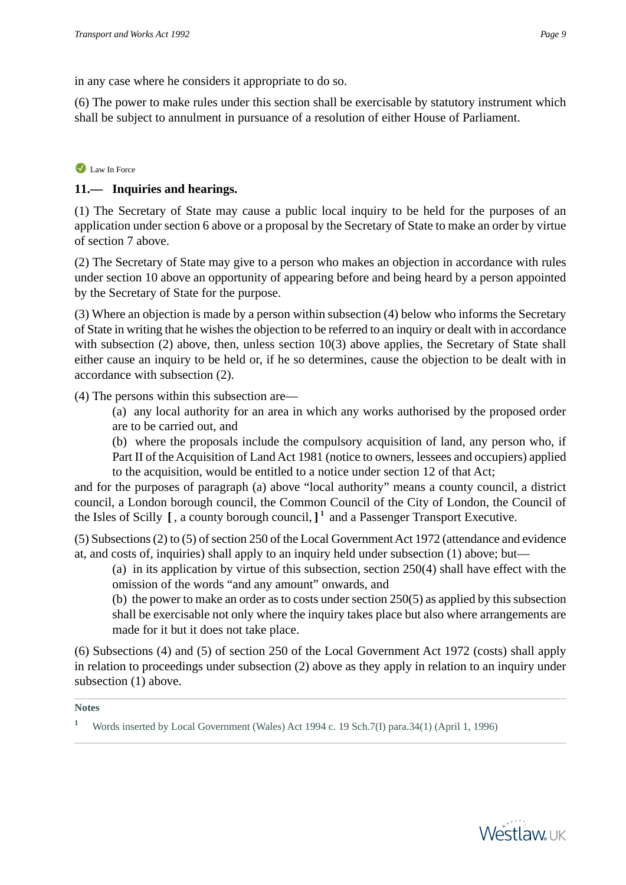in any case where he considers it appropriate to do so.

(6) The power to make rules under this section shall be exercisable by statutory instrument which shall be subject to annulment in pursuance of a resolution of either House of Parliament.

Law In Force

**11.— Inquiries and hearings.**

(1) The Secretary of State may cause a public local inquiry to be held for the purposes of an application under section 6 above or a proposal by the Secretary of State to make an order by virtue of section 7 above.

(2) The Secretary of State may give to a person who makes an objection in accordance with rules under section 10 above an opportunity of appearing before and being heard by a person appointed by the Secretary of State for the purpose.

(3) Where an objection is made by a person within subsection (4) below who informs the Secretary of State in writing that he wishes the objection to be referred to an inquiry or dealt with in accordance with subsection (2) above, then, unless section 10(3) above applies, the Secretary of State shall either cause an inquiry to be held or, if he so determines, cause the objection to be dealt with in accordance with subsection (2).

(4) The persons within this subsection are—

(a) any local authority for an area in which any works authorised by the proposed order are to be carried out, and

(b) where the proposals include the compulsory acquisition of land, any person who, if Part II of the Acquisition of Land Act 1981 (notice to owners, lessees and occupiers) applied to the acquisition, would be entitled to a notice under section 12 of that Act;

and for the purposes of paragraph (a) above "local authority" means a county council, a district council, a London borough council, the Common Council of the City of London, the Council of the Isles of Scilly **[** , a county borough council, **]** [1] and a Passenger Transport Executive.

(5) Subsections (2) to (5) of section 250 of the Local Government Act 1972 (attendance and evidence at, and costs of, inquiries) shall apply to an inquiry held under subsection (1) above; but—

(a) in its application by virtue of this subsection, section 250(4) shall have effect with the omission of the words "and any amount" onwards, and

(b) the power to make an order as to costs under section 250(5) as applied by this subsection shall be exercisable not only where the inquiry takes place but also where arrangements are made for it but it does not take place.

(6) Subsections (4) and (5) of section 250 of the Local Government Act 1972 (costs) shall apply in relation to proceedings under subsection (2) above as they apply in relation to an inquiry under subsection (1) above.

**Notes**

[1] Words inserted by Local Government (Wales) Act 1994 c. 19 Sch.7(I) para.34(1) (April 1, 1996)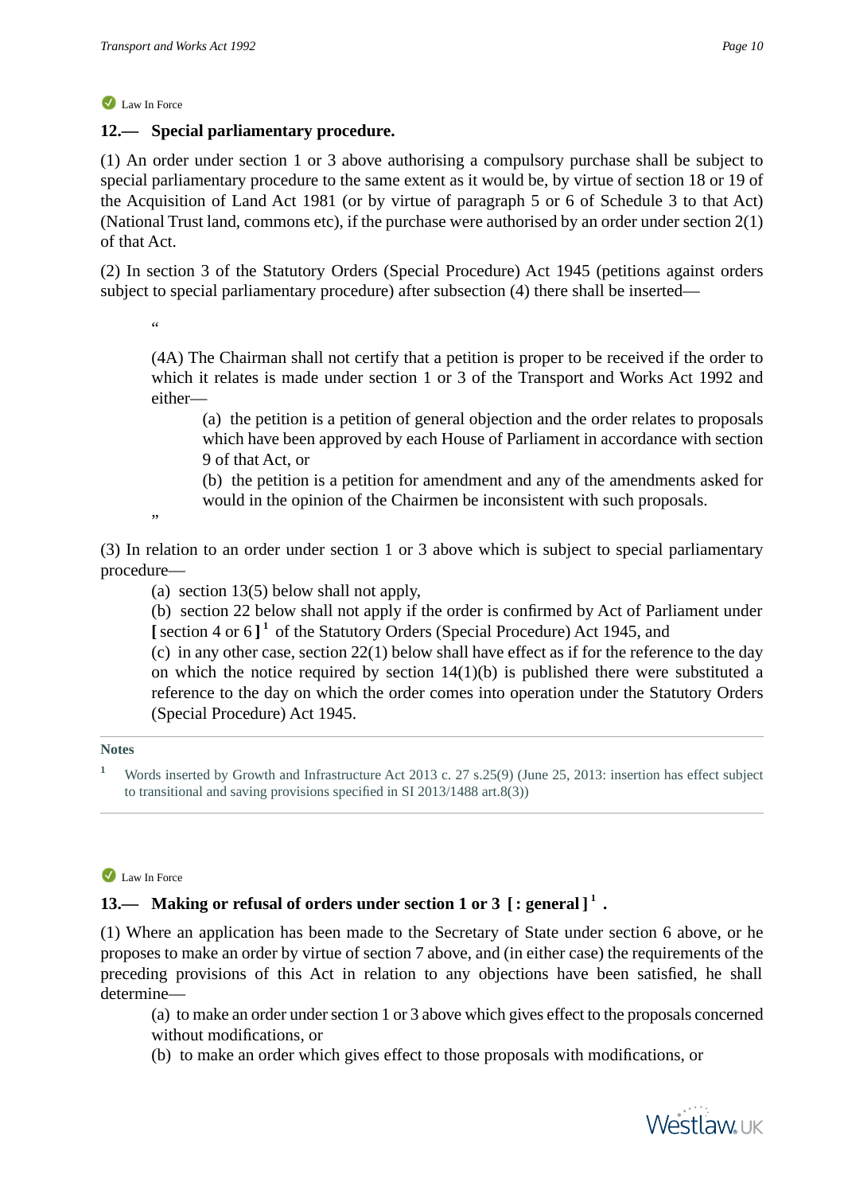Law In Force

## 12.— Special parliamentary procedure.

(1) An order under section 1 or 3 above authorising a compulsory purchase shall be subject to special parliamentary procedure to the same extent as it would be, by virtue of section 18 or 19 of the Acquisition of Land Act 1981 (or by virtue of paragraph 5 or 6 of Schedule 3 to that Act) (National Trust land, commons etc), if the purchase were authorised by an order under section 2(1) of that Act.

(2) In section 3 of the Statutory Orders (Special Procedure) Act 1945 (petitions against orders subject to special parliamentary procedure) after subsection (4) there shall be inserted—

> "
>
> (4A) The Chairman shall not certify that a petition is proper to be received if the order to which it relates is made under section 1 or 3 of the Transport and Works Act 1992 and either—
>
> > (a) the petition is a petition of general objection and the order relates to proposals which have been approved by each House of Parliament in accordance with section 9 of that Act, or
> >
> > (b) the petition is a petition for amendment and any of the amendments asked for would in the opinion of the Chairmen be inconsistent with such proposals.
>
> "

(3) In relation to an order under section 1 or 3 above which is subject to special parliamentary procedure—

> (a) section 13(5) below shall not apply,
>
> (b) section 22 below shall not apply if the order is confirmed by Act of Parliament under [ section 4 or 6 ] [1] of the Statutory Orders (Special Procedure) Act 1945, and
>
> (c) in any other case, section 22(1) below shall have effect as if for the reference to the day on which the notice required by section 14(1)(b) is published there were substituted a reference to the day on which the order comes into operation under the Statutory Orders (Special Procedure) Act 1945.

**Notes**

[1] Words inserted by Growth and Infrastructure Act 2013 c. 27 s.25(9) (June 25, 2013: insertion has effect subject to transitional and saving provisions specified in SI 2013/1488 art.8(3))

Law In Force

## 13.— Making or refusal of orders under section 1 or 3 [ : general ] [1] .

(1) Where an application has been made to the Secretary of State under section 6 above, or he proposes to make an order by virtue of section 7 above, and (in either case) the requirements of the preceding provisions of this Act in relation to any objections have been satisfied, he shall determine—

> (a) to make an order under section 1 or 3 above which gives effect to the proposals concerned without modifications, or
>
> (b) to make an order which gives effect to those proposals with modifications, or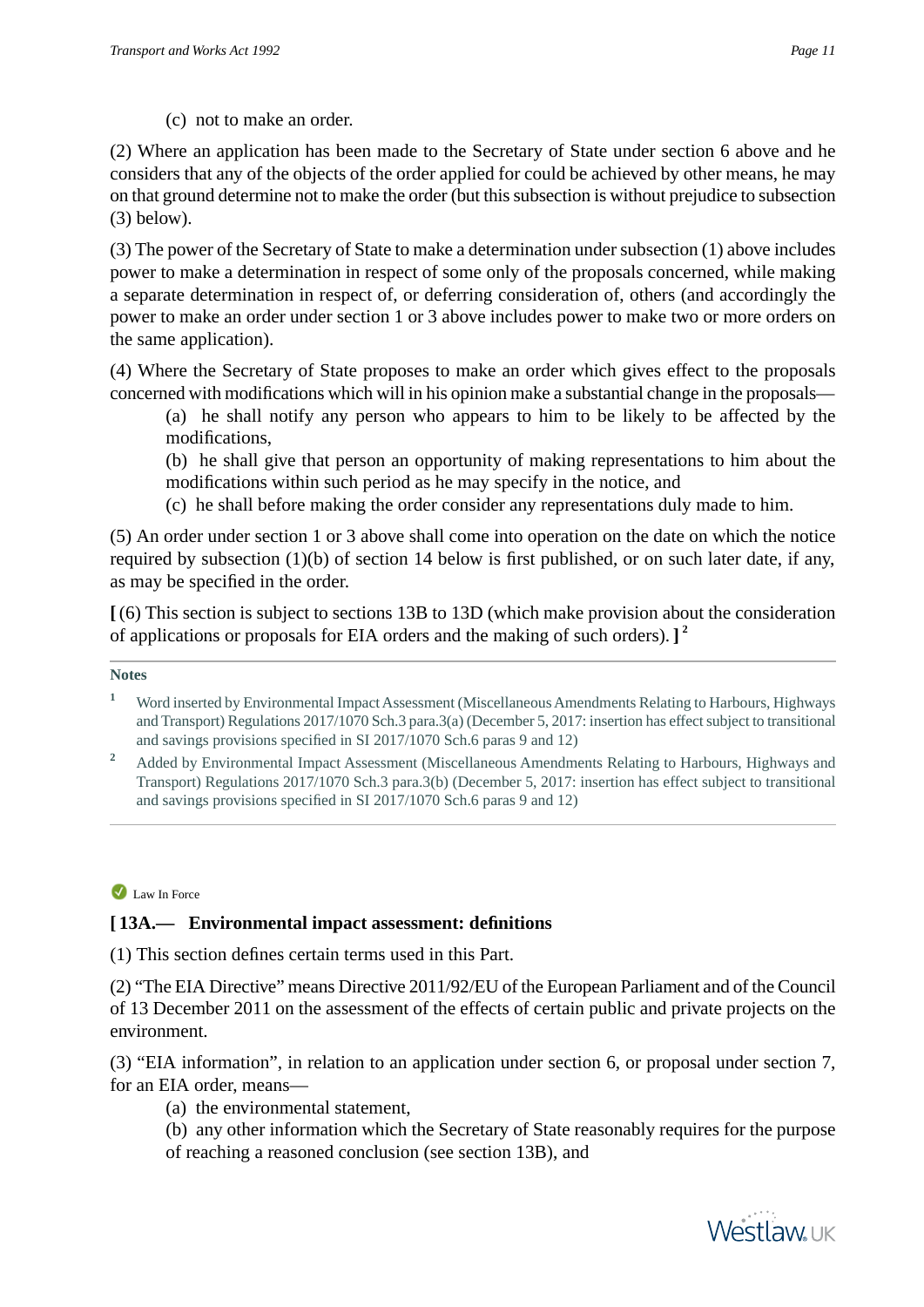(c) not to make an order.

(2) Where an application has been made to the Secretary of State under section 6 above and he considers that any of the objects of the order applied for could be achieved by other means, he may on that ground determine not to make the order (but this subsection is without prejudice to subsection (3) below).

(3) The power of the Secretary of State to make a determination under subsection (1) above includes power to make a determination in respect of some only of the proposals concerned, while making a separate determination in respect of, or deferring consideration of, others (and accordingly the power to make an order under section 1 or 3 above includes power to make two or more orders on the same application).

(4) Where the Secretary of State proposes to make an order which gives effect to the proposals concerned with modifications which will in his opinion make a substantial change in the proposals—

(a) he shall notify any person who appears to him to be likely to be affected by the modifications,

(b) he shall give that person an opportunity of making representations to him about the modifications within such period as he may specify in the notice, and

(c) he shall before making the order consider any representations duly made to him.

(5) An order under section 1 or 3 above shall come into operation on the date on which the notice required by subsection (1)(b) of section 14 below is first published, or on such later date, if any, as may be specified in the order.

**[** (6) This section is subject to sections 13B to 13D (which make provision about the consideration of applications or proposals for EIA orders and the making of such orders). **]** [2]

**Notes**

[1] Word inserted by Environmental Impact Assessment (Miscellaneous Amendments Relating to Harbours, Highways and Transport) Regulations 2017/1070 Sch.3 para.3(a) (December 5, 2017: insertion has effect subject to transitional and savings provisions specified in SI 2017/1070 Sch.6 paras 9 and 12)

[2] Added by Environmental Impact Assessment (Miscellaneous Amendments Relating to Harbours, Highways and Transport) Regulations 2017/1070 Sch.3 para.3(b) (December 5, 2017: insertion has effect subject to transitional and savings provisions specified in SI 2017/1070 Sch.6 paras 9 and 12)

Law In Force

### [ 13A.— Environmental impact assessment: definitions

(1) This section defines certain terms used in this Part.

(2) "The EIA Directive" means Directive 2011/92/EU of the European Parliament and of the Council of 13 December 2011 on the assessment of the effects of certain public and private projects on the environment.

(3) "EIA information", in relation to an application under section 6, or proposal under section 7, for an EIA order, means—

(a) the environmental statement,

(b) any other information which the Secretary of State reasonably requires for the purpose of reaching a reasoned conclusion (see section 13B), and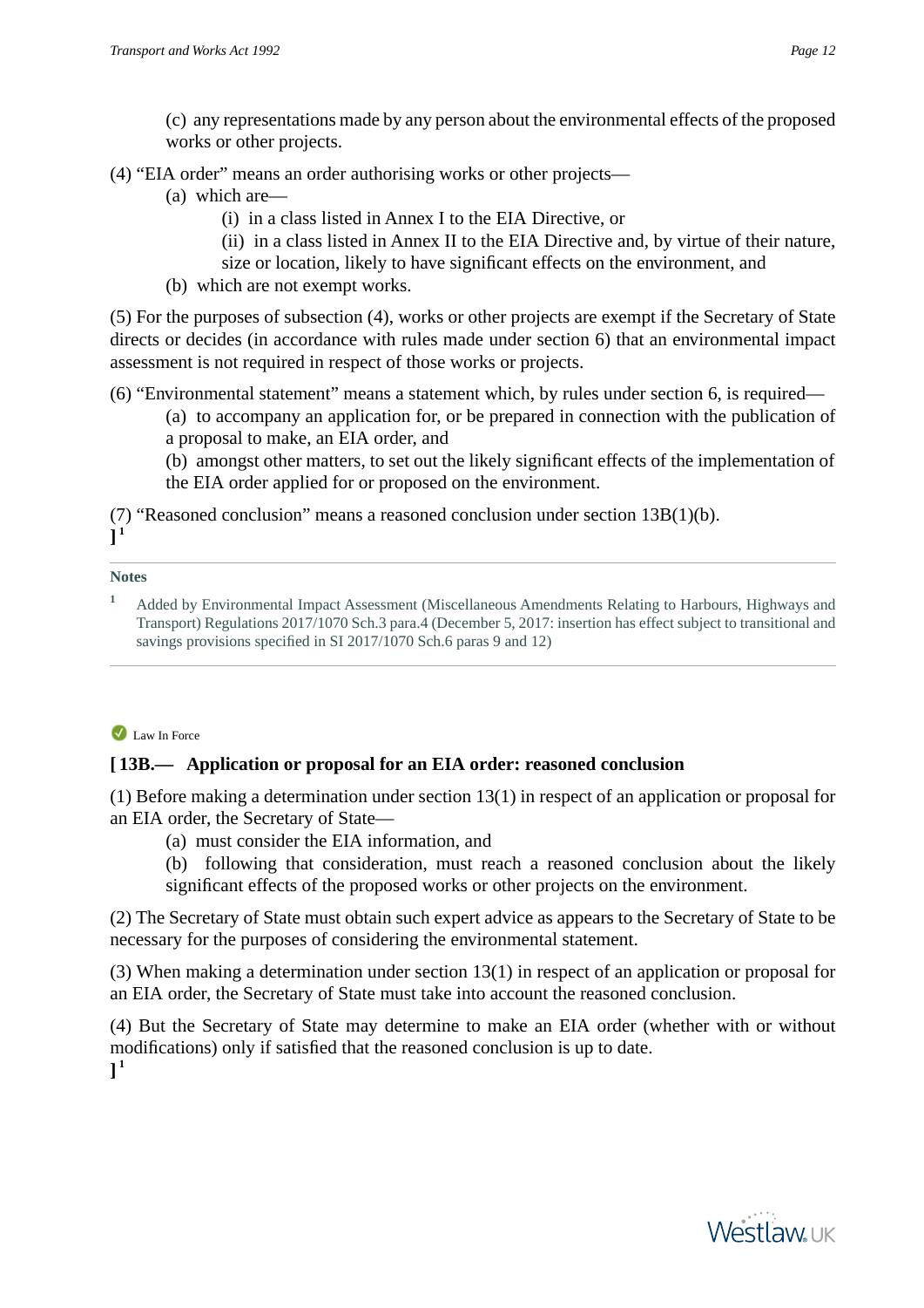(c) any representations made by any person about the environmental effects of the proposed works or other projects.

(4) "EIA order" means an order authorising works or other projects—

(a) which are—

(i) in a class listed in Annex I to the EIA Directive, or

(ii) in a class listed in Annex II to the EIA Directive and, by virtue of their nature, size or location, likely to have significant effects on the environment, and

(b) which are not exempt works.

(5) For the purposes of subsection (4), works or other projects are exempt if the Secretary of State directs or decides (in accordance with rules made under section 6) that an environmental impact assessment is not required in respect of those works or projects.

(6) "Environmental statement" means a statement which, by rules under section 6, is required—

(a) to accompany an application for, or be prepared in connection with the publication of a proposal to make, an EIA order, and

(b) amongst other matters, to set out the likely significant effects of the implementation of the EIA order applied for or proposed on the environment.

(7) "Reasoned conclusion" means a reasoned conclusion under section 13B(1)(b).
][1]

---

**Notes**

1 Added by Environmental Impact Assessment (Miscellaneous Amendments Relating to Harbours, Highways and Transport) Regulations 2017/1070 Sch.3 para.4 (December 5, 2017: insertion has effect subject to transitional and savings provisions specified in SI 2017/1070 Sch.6 paras 9 and 12)

---

Law In Force

### [ 13B.— Application or proposal for an EIA order: reasoned conclusion

(1) Before making a determination under section 13(1) in respect of an application or proposal for an EIA order, the Secretary of State—

(a) must consider the EIA information, and

(b) following that consideration, must reach a reasoned conclusion about the likely significant effects of the proposed works or other projects on the environment.

(2) The Secretary of State must obtain such expert advice as appears to the Secretary of State to be necessary for the purposes of considering the environmental statement.

(3) When making a determination under section 13(1) in respect of an application or proposal for an EIA order, the Secretary of State must take into account the reasoned conclusion.

(4) But the Secretary of State may determine to make an EIA order (whether with or without modifications) only if satisfied that the reasoned conclusion is up to date.
][1]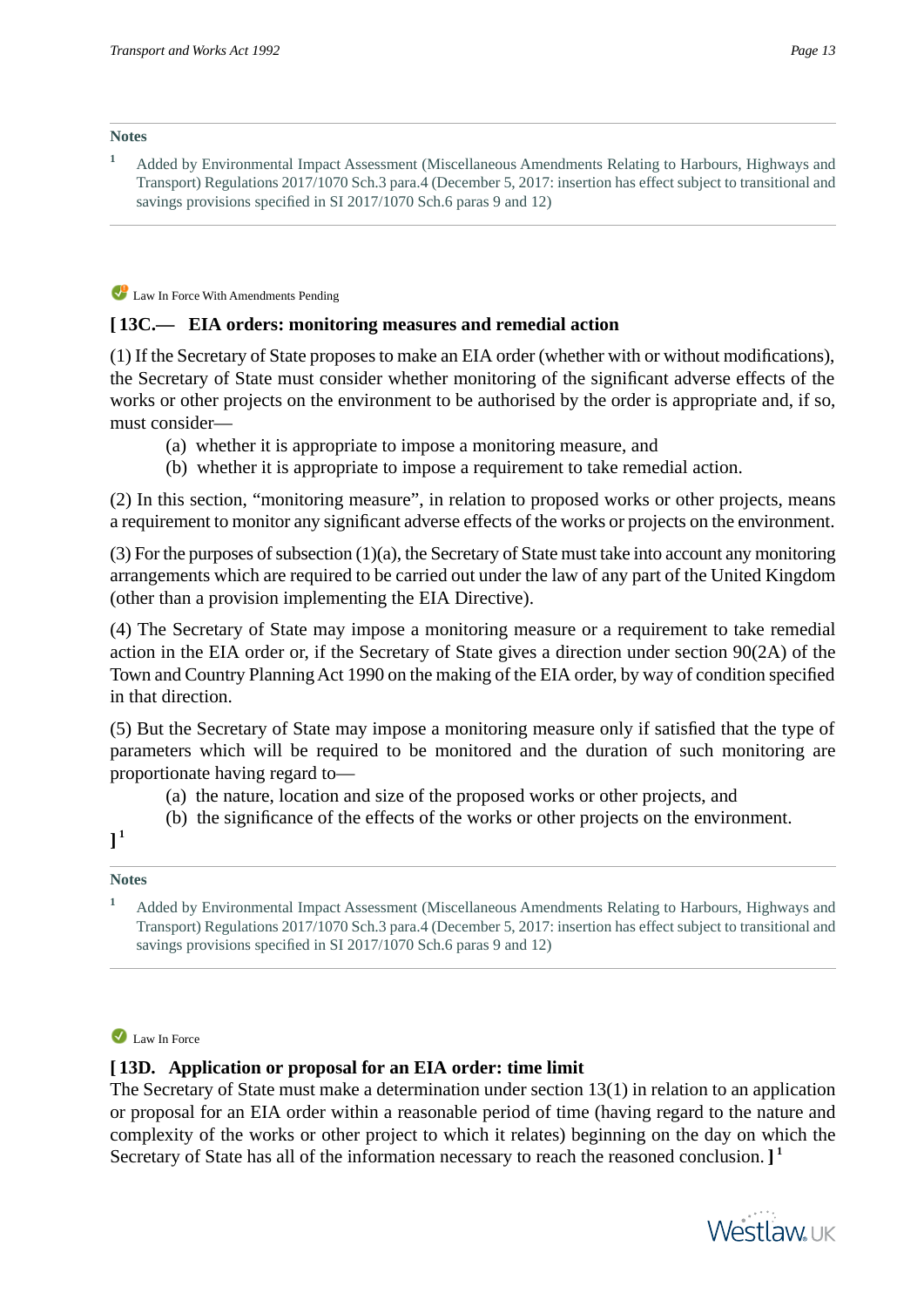**Notes**

1 Added by Environmental Impact Assessment (Miscellaneous Amendments Relating to Harbours, Highways and Transport) Regulations 2017/1070 Sch.3 para.4 (December 5, 2017: insertion has effect subject to transitional and savings provisions specified in SI 2017/1070 Sch.6 paras 9 and 12)

Law In Force With Amendments Pending

### [ 13C.— EIA orders: monitoring measures and remedial action

(1) If the Secretary of State proposes to make an EIA order (whether with or without modifications), the Secretary of State must consider whether monitoring of the significant adverse effects of the works or other projects on the environment to be authorised by the order is appropriate and, if so, must consider—

(a) whether it is appropriate to impose a monitoring measure, and

(b) whether it is appropriate to impose a requirement to take remedial action.

(2) In this section, "monitoring measure", in relation to proposed works or other projects, means a requirement to monitor any significant adverse effects of the works or projects on the environment.

(3) For the purposes of subsection (1)(a), the Secretary of State must take into account any monitoring arrangements which are required to be carried out under the law of any part of the United Kingdom (other than a provision implementing the EIA Directive).

(4) The Secretary of State may impose a monitoring measure or a requirement to take remedial action in the EIA order or, if the Secretary of State gives a direction under section 90(2A) of the Town and Country Planning Act 1990 on the making of the EIA order, by way of condition specified in that direction.

(5) But the Secretary of State may impose a monitoring measure only if satisfied that the type of parameters which will be required to be monitored and the duration of such monitoring are proportionate having regard to—

(a) the nature, location and size of the proposed works or other projects, and

(b) the significance of the effects of the works or other projects on the environment.

][1]

**Notes**

1 Added by Environmental Impact Assessment (Miscellaneous Amendments Relating to Harbours, Highways and Transport) Regulations 2017/1070 Sch.3 para.4 (December 5, 2017: insertion has effect subject to transitional and savings provisions specified in SI 2017/1070 Sch.6 paras 9 and 12)

Law In Force

### [ 13D. Application or proposal for an EIA order: time limit

The Secretary of State must make a determination under section 13(1) in relation to an application or proposal for an EIA order within a reasonable period of time (having regard to the nature and complexity of the works or other project to which it relates) beginning on the day on which the Secretary of State has all of the information necessary to reach the reasoned conclusion. ][1]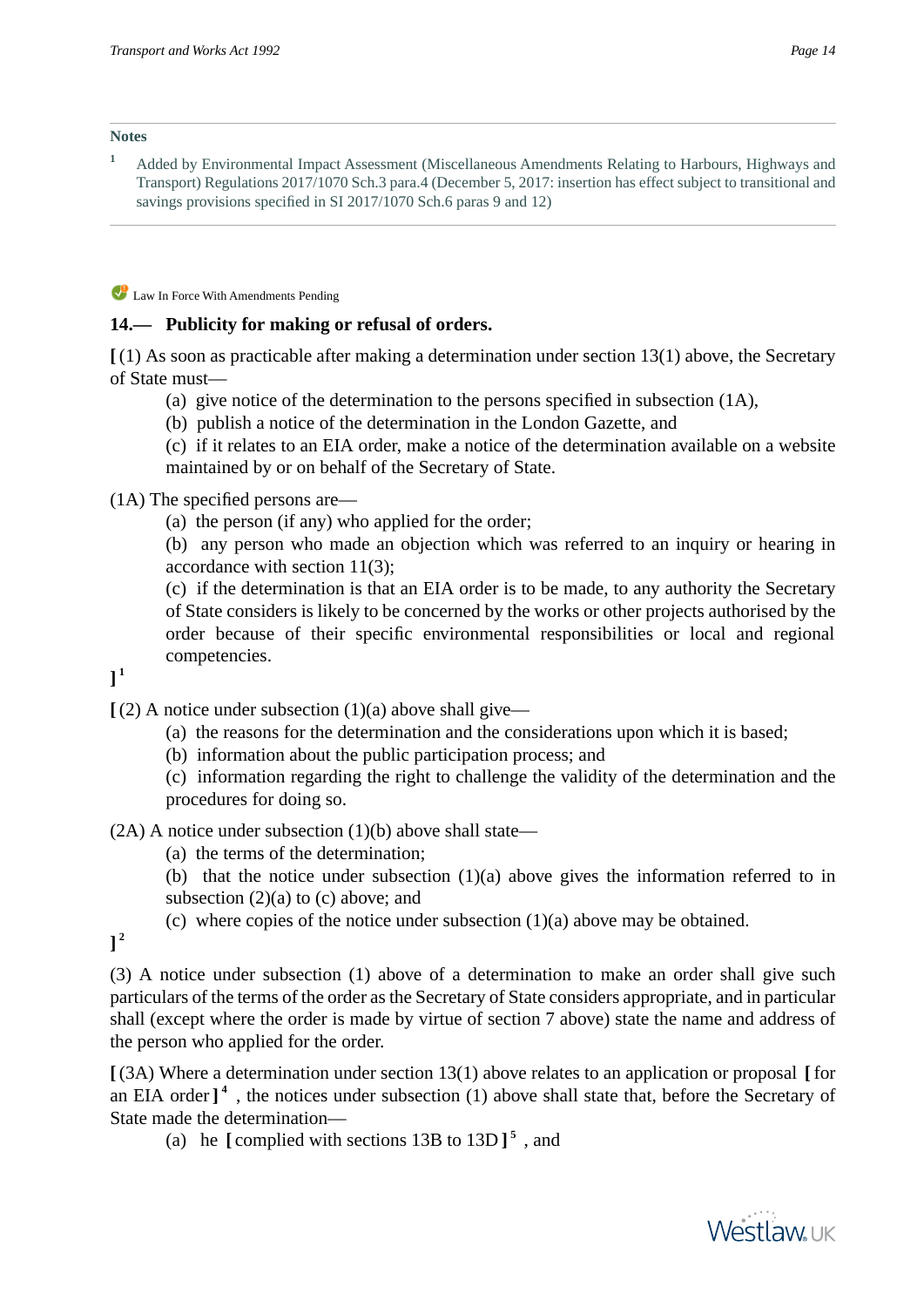**Notes**

1 Added by Environmental Impact Assessment (Miscellaneous Amendments Relating to Harbours, Highways and Transport) Regulations 2017/1070 Sch.3 para.4 (December 5, 2017: insertion has effect subject to transitional and savings provisions specified in SI 2017/1070 Sch.6 paras 9 and 12)

---

Law In Force With Amendments Pending

### 14.— Publicity for making or refusal of orders.

**[** (1) As soon as practicable after making a determination under section 13(1) above, the Secretary of State must—

(a) give notice of the determination to the persons specified in subsection (1A),

(b) publish a notice of the determination in the London Gazette, and

(c) if it relates to an EIA order, make a notice of the determination available on a website maintained by or on behalf of the Secretary of State.

(1A) The specified persons are—

(a) the person (if any) who applied for the order;

(b) any person who made an objection which was referred to an inquiry or hearing in accordance with section 11(3);

(c) if the determination is that an EIA order is to be made, to any authority the Secretary of State considers is likely to be concerned by the works or other projects authorised by the order because of their specific environmental responsibilities or local and regional competencies.

**]** [1]

**[** (2) A notice under subsection (1)(a) above shall give—

(a) the reasons for the determination and the considerations upon which it is based;

(b) information about the public participation process; and

(c) information regarding the right to challenge the validity of the determination and the procedures for doing so.

(2A) A notice under subsection (1)(b) above shall state—

(a) the terms of the determination;

(b) that the notice under subsection (1)(a) above gives the information referred to in subsection (2)(a) to (c) above; and

(c) where copies of the notice under subsection (1)(a) above may be obtained.

**]** [2]

(3) A notice under subsection (1) above of a determination to make an order shall give such particulars of the terms of the order as the Secretary of State considers appropriate, and in particular shall (except where the order is made by virtue of section 7 above) state the name and address of the person who applied for the order.

**[** (3A) Where a determination under section 13(1) above relates to an application or proposal **[** for an EIA order **]** [4] , the notices under subsection (1) above shall state that, before the Secretary of State made the determination—

(a) he **[** complied with sections 13B to 13D **]** [5] , and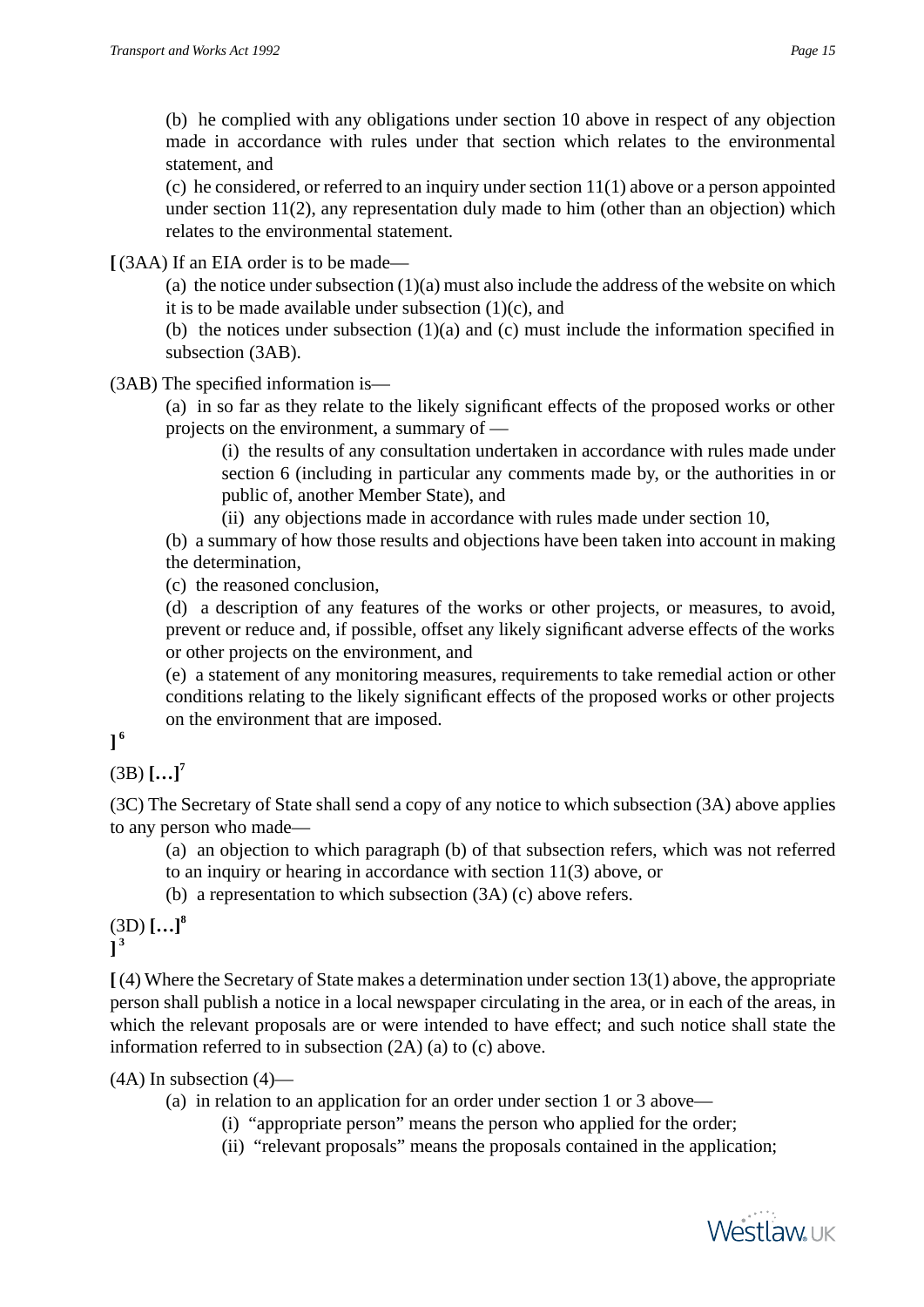(b) he complied with any obligations under section 10 above in respect of any objection made in accordance with rules under that section which relates to the environmental statement, and

(c) he considered, or referred to an inquiry under section 11(1) above or a person appointed under section 11(2), any representation duly made to him (other than an objection) which relates to the environmental statement.

**[** (3AA) If an EIA order is to be made—

(a) the notice under subsection (1)(a) must also include the address of the website on which it is to be made available under subsection (1)(c), and

(b) the notices under subsection (1)(a) and (c) must include the information specified in subsection (3AB).

(3AB) The specified information is—

(a) in so far as they relate to the likely significant effects of the proposed works or other projects on the environment, a summary of —

(i) the results of any consultation undertaken in accordance with rules made under section 6 (including in particular any comments made by, or the authorities in or public of, another Member State), and

(ii) any objections made in accordance with rules made under section 10,

(b) a summary of how those results and objections have been taken into account in making the determination,

(c) the reasoned conclusion,

(d) a description of any features of the works or other projects, or measures, to avoid, prevent or reduce and, if possible, offset any likely significant adverse effects of the works or other projects on the environment, and

(e) a statement of any monitoring measures, requirements to take remedial action or other conditions relating to the likely significant effects of the proposed works or other projects on the environment that are imposed.

**]** [6]

(3B) **[…]**[7]

(3C) The Secretary of State shall send a copy of any notice to which subsection (3A) above applies to any person who made—

(a) an objection to which paragraph (b) of that subsection refers, which was not referred to an inquiry or hearing in accordance with section 11(3) above, or

(b) a representation to which subsection (3A) (c) above refers.

(3D) **[…]**[8]
**]** [3]

**[** (4) Where the Secretary of State makes a determination under section 13(1) above, the appropriate person shall publish a notice in a local newspaper circulating in the area, or in each of the areas, in which the relevant proposals are or were intended to have effect; and such notice shall state the information referred to in subsection (2A) (a) to (c) above.

(4A) In subsection (4)—

(a) in relation to an application for an order under section 1 or 3 above—

(i) "appropriate person" means the person who applied for the order;

(ii) "relevant proposals" means the proposals contained in the application;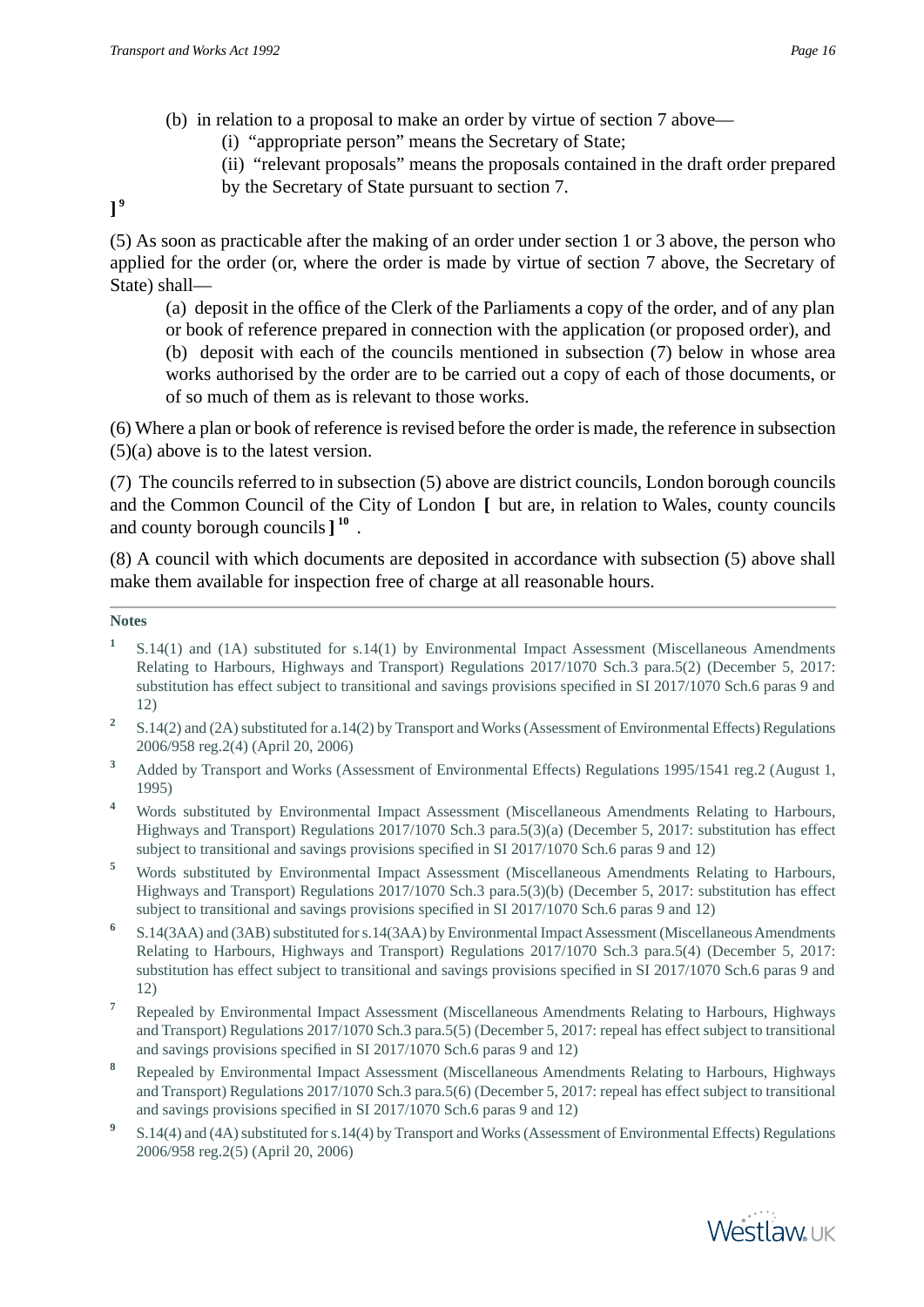(b) in relation to a proposal to make an order by virtue of section 7 above—

(i) "appropriate person" means the Secretary of State;

(ii) "relevant proposals" means the proposals contained in the draft order prepared by the Secretary of State pursuant to section 7.

][9]

(5) As soon as practicable after the making of an order under section 1 or 3 above, the person who applied for the order (or, where the order is made by virtue of section 7 above, the Secretary of State) shall—

(a) deposit in the office of the Clerk of the Parliaments a copy of the order, and of any plan or book of reference prepared in connection with the application (or proposed order), and

(b) deposit with each of the councils mentioned in subsection (7) below in whose area works authorised by the order are to be carried out a copy of each of those documents, or of so much of them as is relevant to those works.

(6) Where a plan or book of reference is revised before the order is made, the reference in subsection (5)(a) above is to the latest version.

(7) The councils referred to in subsection (5) above are district councils, London borough councils and the Common Council of the City of London [ but are, in relation to Wales, county councils and county borough councils ][10] .

(8) A council with which documents are deposited in accordance with subsection (5) above shall make them available for inspection free of charge at all reasonable hours.

**Notes**

1. S.14(1) and (1A) substituted for s.14(1) by Environmental Impact Assessment (Miscellaneous Amendments Relating to Harbours, Highways and Transport) Regulations 2017/1070 Sch.3 para.5(2) (December 5, 2017: substitution has effect subject to transitional and savings provisions specified in SI 2017/1070 Sch.6 paras 9 and 12)
2. S.14(2) and (2A) substituted for a.14(2) by Transport and Works (Assessment of Environmental Effects) Regulations 2006/958 reg.2(4) (April 20, 2006)
3. Added by Transport and Works (Assessment of Environmental Effects) Regulations 1995/1541 reg.2 (August 1, 1995)
4. Words substituted by Environmental Impact Assessment (Miscellaneous Amendments Relating to Harbours, Highways and Transport) Regulations 2017/1070 Sch.3 para.5(3)(a) (December 5, 2017: substitution has effect subject to transitional and savings provisions specified in SI 2017/1070 Sch.6 paras 9 and 12)
5. Words substituted by Environmental Impact Assessment (Miscellaneous Amendments Relating to Harbours, Highways and Transport) Regulations 2017/1070 Sch.3 para.5(3)(b) (December 5, 2017: substitution has effect subject to transitional and savings provisions specified in SI 2017/1070 Sch.6 paras 9 and 12)
6. S.14(3AA) and (3AB) substituted for s.14(3AA) by Environmental Impact Assessment (Miscellaneous Amendments Relating to Harbours, Highways and Transport) Regulations 2017/1070 Sch.3 para.5(4) (December 5, 2017: substitution has effect subject to transitional and savings provisions specified in SI 2017/1070 Sch.6 paras 9 and 12)
7. Repealed by Environmental Impact Assessment (Miscellaneous Amendments Relating to Harbours, Highways and Transport) Regulations 2017/1070 Sch.3 para.5(5) (December 5, 2017: repeal has effect subject to transitional and savings provisions specified in SI 2017/1070 Sch.6 paras 9 and 12)
8. Repealed by Environmental Impact Assessment (Miscellaneous Amendments Relating to Harbours, Highways and Transport) Regulations 2017/1070 Sch.3 para.5(6) (December 5, 2017: repeal has effect subject to transitional and savings provisions specified in SI 2017/1070 Sch.6 paras 9 and 12)
9. S.14(4) and (4A) substituted for s.14(4) by Transport and Works (Assessment of Environmental Effects) Regulations 2006/958 reg.2(5) (April 20, 2006)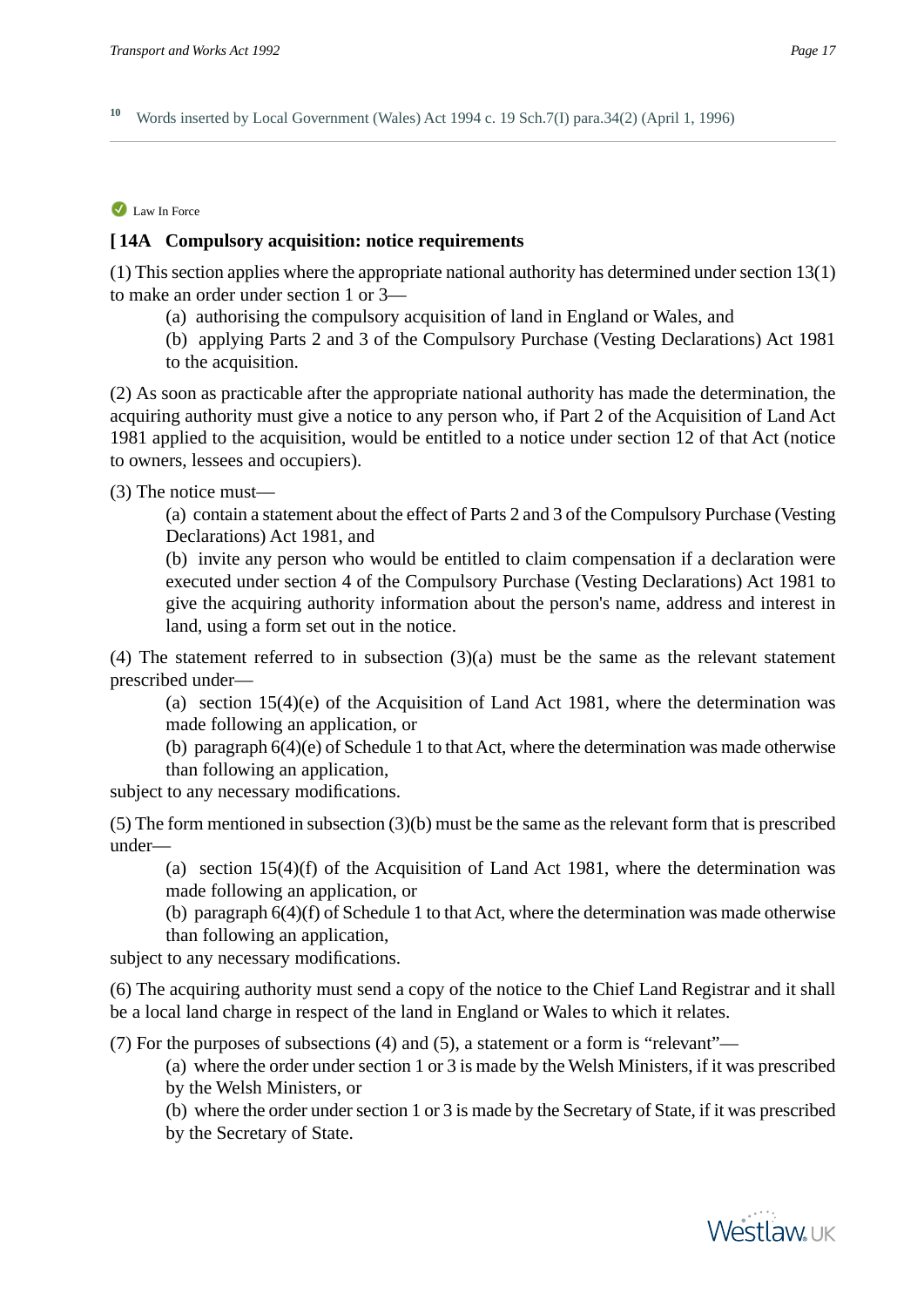10 Words inserted by Local Government (Wales) Act 1994 c. 19 Sch.7(I) para.34(2) (April 1, 1996)

Law In Force

**[ 14A Compulsory acquisition: notice requirements**

(1) This section applies where the appropriate national authority has determined under section 13(1) to make an order under section 1 or 3—

(a) authorising the compulsory acquisition of land in England or Wales, and

(b) applying Parts 2 and 3 of the Compulsory Purchase (Vesting Declarations) Act 1981 to the acquisition.

(2) As soon as practicable after the appropriate national authority has made the determination, the acquiring authority must give a notice to any person who, if Part 2 of the Acquisition of Land Act 1981 applied to the acquisition, would be entitled to a notice under section 12 of that Act (notice to owners, lessees and occupiers).

(3) The notice must—

(a) contain a statement about the effect of Parts 2 and 3 of the Compulsory Purchase (Vesting Declarations) Act 1981, and

(b) invite any person who would be entitled to claim compensation if a declaration were executed under section 4 of the Compulsory Purchase (Vesting Declarations) Act 1981 to give the acquiring authority information about the person's name, address and interest in land, using a form set out in the notice.

(4) The statement referred to in subsection (3)(a) must be the same as the relevant statement prescribed under—

(a) section 15(4)(e) of the Acquisition of Land Act 1981, where the determination was made following an application, or

(b) paragraph 6(4)(e) of Schedule 1 to that Act, where the determination was made otherwise than following an application,

subject to any necessary modifications.

(5) The form mentioned in subsection (3)(b) must be the same as the relevant form that is prescribed under—

(a) section 15(4)(f) of the Acquisition of Land Act 1981, where the determination was made following an application, or

(b) paragraph 6(4)(f) of Schedule 1 to that Act, where the determination was made otherwise than following an application,

subject to any necessary modifications.

(6) The acquiring authority must send a copy of the notice to the Chief Land Registrar and it shall be a local land charge in respect of the land in England or Wales to which it relates.

(7) For the purposes of subsections (4) and (5), a statement or a form is "relevant"—

(a) where the order under section 1 or 3 is made by the Welsh Ministers, if it was prescribed by the Welsh Ministers, or

(b) where the order under section 1 or 3 is made by the Secretary of State, if it was prescribed by the Secretary of State.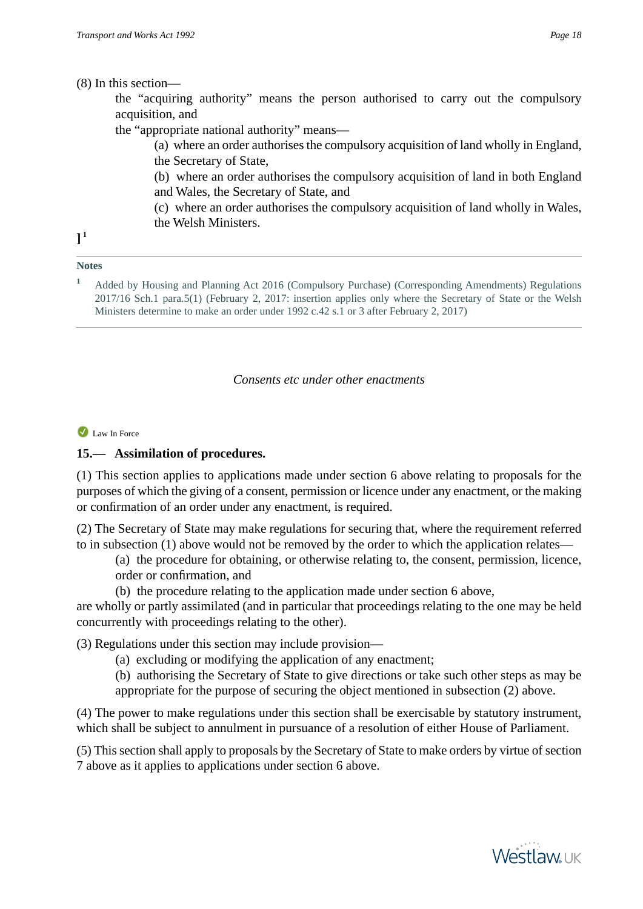(8) In this section—

the “acquiring authority” means the person authorised to carry out the compulsory acquisition, and

the “appropriate national authority” means—

(a) where an order authorises the compulsory acquisition of land wholly in England, the Secretary of State,

(b) where an order authorises the compulsory acquisition of land in both England and Wales, the Secretary of State, and

(c) where an order authorises the compulsory acquisition of land wholly in Wales, the Welsh Ministers.

][1]

**Notes**

1 Added by Housing and Planning Act 2016 (Compulsory Purchase) (Corresponding Amendments) Regulations 2017/16 Sch.1 para.5(1) (February 2, 2017: insertion applies only where the Secretary of State or the Welsh Ministers determine to make an order under 1992 c.42 s.1 or 3 after February 2, 2017)

*Consents etc under other enactments*

Law In Force

**15.— Assimilation of procedures.**

(1) This section applies to applications made under section 6 above relating to proposals for the purposes of which the giving of a consent, permission or licence under any enactment, or the making or confirmation of an order under any enactment, is required.

(2) The Secretary of State may make regulations for securing that, where the requirement referred to in subsection (1) above would not be removed by the order to which the application relates—

(a) the procedure for obtaining, or otherwise relating to, the consent, permission, licence, order or confirmation, and

(b) the procedure relating to the application made under section 6 above,

are wholly or partly assimilated (and in particular that proceedings relating to the one may be held concurrently with proceedings relating to the other).

(3) Regulations under this section may include provision—

(a) excluding or modifying the application of any enactment;

(b) authorising the Secretary of State to give directions or take such other steps as may be appropriate for the purpose of securing the object mentioned in subsection (2) above.

(4) The power to make regulations under this section shall be exercisable by statutory instrument, which shall be subject to annulment in pursuance of a resolution of either House of Parliament.

(5) This section shall apply to proposals by the Secretary of State to make orders by virtue of section 7 above as it applies to applications under section 6 above.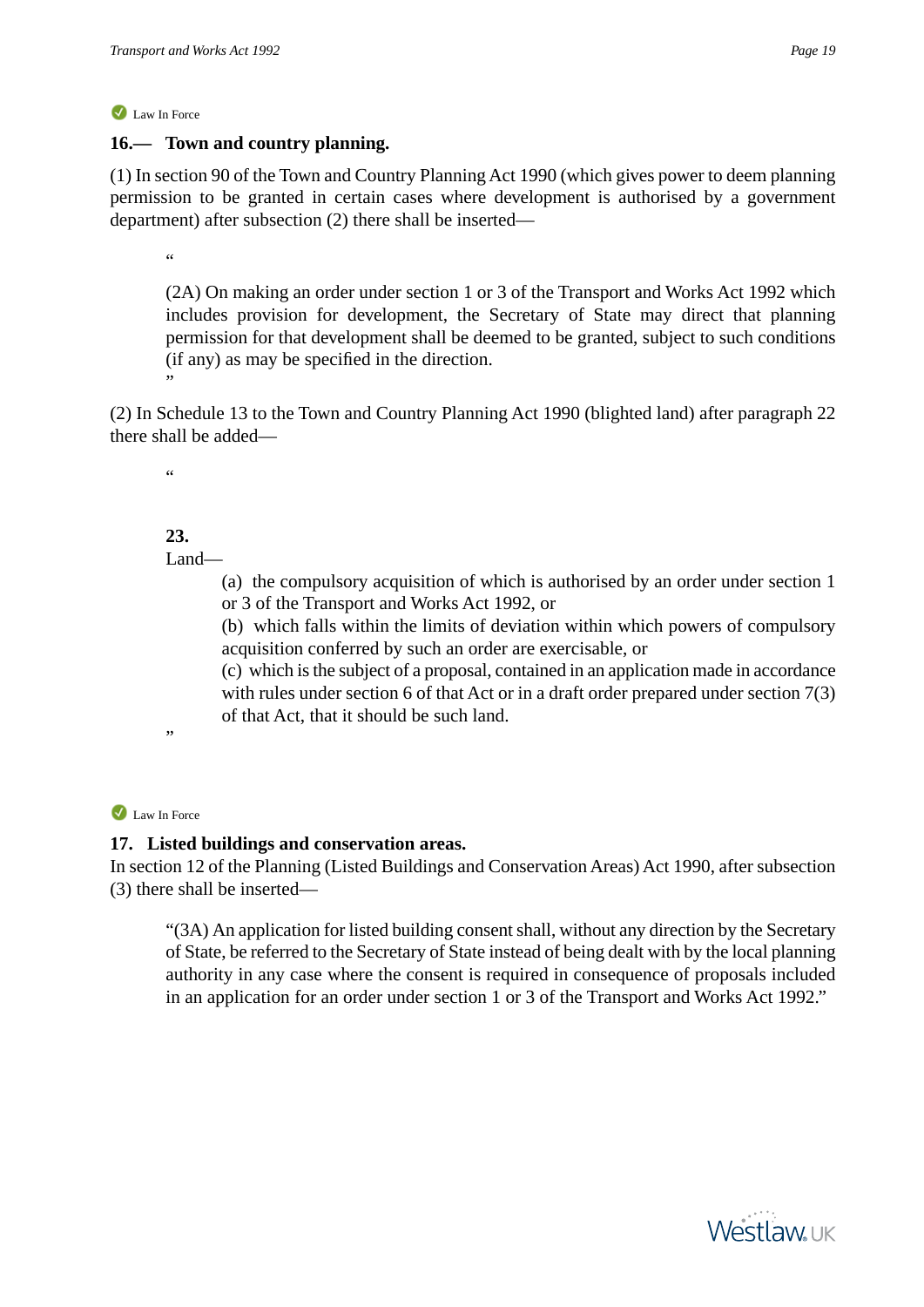Law In Force

## 16.— Town and country planning.

(1) In section 90 of the Town and Country Planning Act 1990 (which gives power to deem planning permission to be granted in certain cases where development is authorised by a government department) after subsection (2) there shall be inserted—

> "
>
> (2A) On making an order under section 1 or 3 of the Transport and Works Act 1992 which includes provision for development, the Secretary of State may direct that planning permission for that development shall be deemed to be granted, subject to such conditions (if any) as may be specified in the direction.
> "

(2) In Schedule 13 to the Town and Country Planning Act 1990 (blighted land) after paragraph 22 there shall be added—

> "
>
> **23.**
> Land—
>
> (a) the compulsory acquisition of which is authorised by an order under section 1 or 3 of the Transport and Works Act 1992, or
> (b) which falls within the limits of deviation within which powers of compulsory acquisition conferred by such an order are exercisable, or
> (c) which is the subject of a proposal, contained in an application made in accordance with rules under section 6 of that Act or in a draft order prepared under section 7(3) of that Act, that it should be such land.
>
> "

Law In Force

## 17. Listed buildings and conservation areas.

In section 12 of the Planning (Listed Buildings and Conservation Areas) Act 1990, after subsection (3) there shall be inserted—

> "(3A) An application for listed building consent shall, without any direction by the Secretary of State, be referred to the Secretary of State instead of being dealt with by the local planning authority in any case where the consent is required in consequence of proposals included in an application for an order under section 1 or 3 of the Transport and Works Act 1992."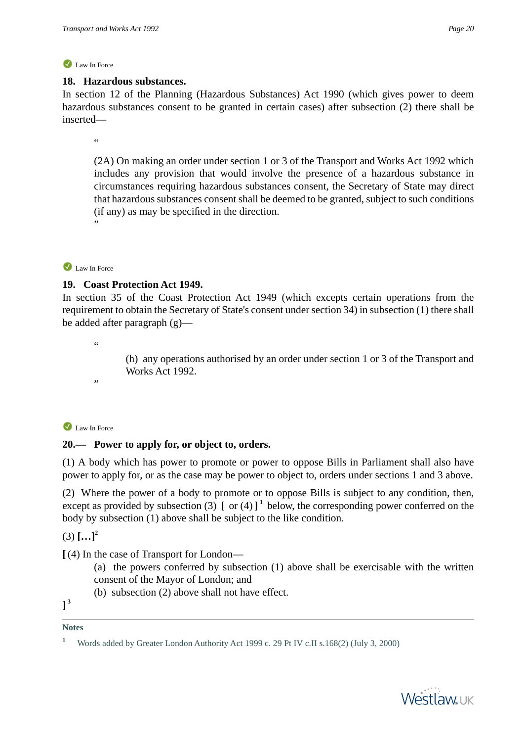Law In Force

### 18. Hazardous substances.

In section 12 of the Planning (Hazardous Substances) Act 1990 (which gives power to deem hazardous substances consent to be granted in certain cases) after subsection (2) there shall be inserted—

> "
>
> (2A) On making an order under section 1 or 3 of the Transport and Works Act 1992 which includes any provision that would involve the presence of a hazardous substance in circumstances requiring hazardous substances consent, the Secretary of State may direct that hazardous substances consent shall be deemed to be granted, subject to such conditions (if any) as may be specified in the direction.
>
> "

Law In Force

### 19. Coast Protection Act 1949.

In section 35 of the Coast Protection Act 1949 (which excepts certain operations from the requirement to obtain the Secretary of State's consent under section 34) in subsection (1) there shall be added after paragraph (g)—

> "
>
> (h) any operations authorised by an order under section 1 or 3 of the Transport and Works Act 1992.
>
> "

Law In Force

### 20.— Power to apply for, or object to, orders.

(1) A body which has power to promote or power to oppose Bills in Parliament shall also have power to apply for, or as the case may be power to object to, orders under sections 1 and 3 above.

(2) Where the power of a body to promote or to oppose Bills is subject to any condition, then, except as provided by subsection (3) [ or (4) ][1] below, the corresponding power conferred on the body by subsection (1) above shall be subject to the like condition.

(3) **[…]**[2]

[ (4) In the case of Transport for London—

(a) the powers conferred by subsection (1) above shall be exercisable with the written consent of the Mayor of London; and

(b) subsection (2) above shall not have effect.

][3]

**Notes**

[1] Words added by Greater London Authority Act 1999 c. 29 Pt IV c.II s.168(2) (July 3, 2000)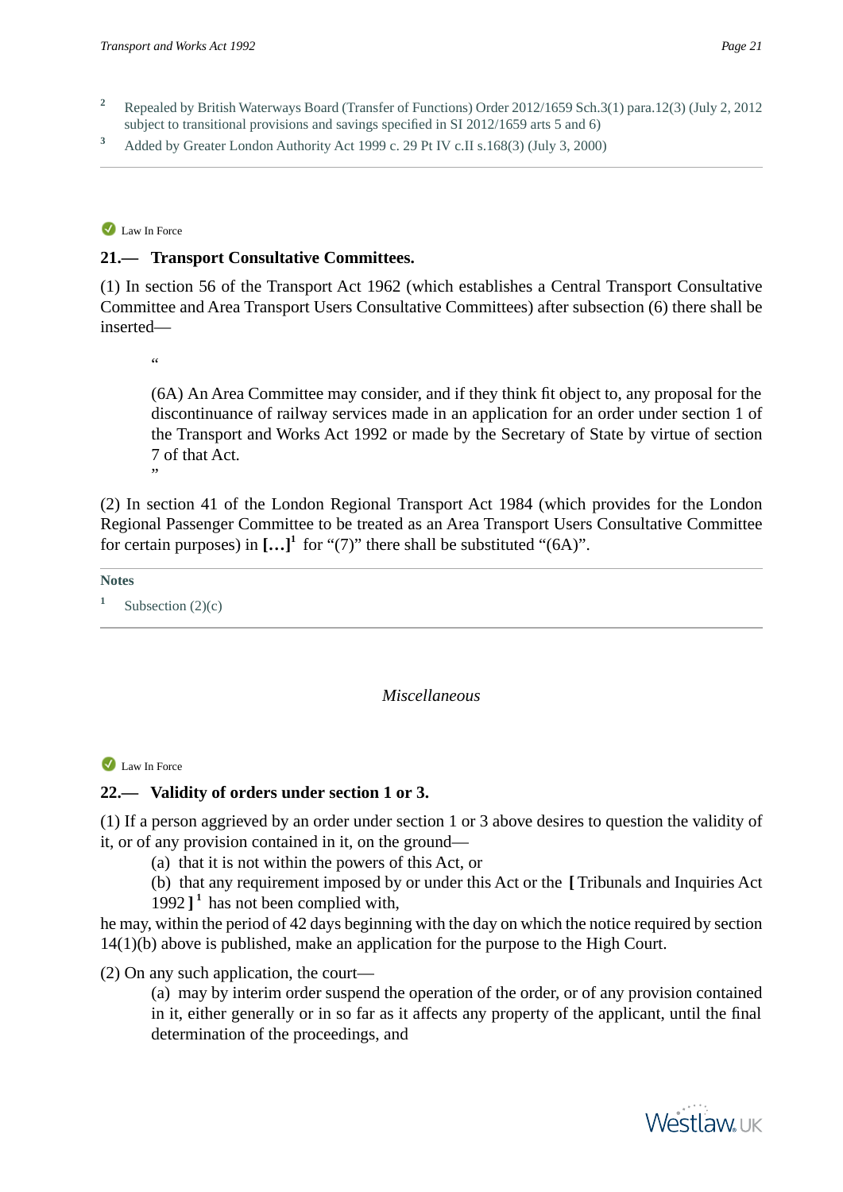2 Repealed by British Waterways Board (Transfer of Functions) Order 2012/1659 Sch.3(1) para.12(3) (July 2, 2012 subject to transitional provisions and savings specified in SI 2012/1659 arts 5 and 6)

3 Added by Greater London Authority Act 1999 c. 29 Pt IV c.II s.168(3) (July 3, 2000)

---

Law In Force

### 21.— Transport Consultative Committees.

(1) In section 56 of the Transport Act 1962 (which establishes a Central Transport Consultative Committee and Area Transport Users Consultative Committees) after subsection (6) there shall be inserted—

> "
>
> (6A) An Area Committee may consider, and if they think fit object to, any proposal for the discontinuance of railway services made in an application for an order under section 1 of the Transport and Works Act 1992 or made by the Secretary of State by virtue of section 7 of that Act.
>
> "

(2) In section 41 of the London Regional Transport Act 1984 (which provides for the London Regional Passenger Committee to be treated as an Area Transport Users Consultative Committee for certain purposes) in **[…]**[1] for "(7)" there shall be substituted "(6A)".

**Notes**

1 Subsection (2)(c)

---

*Miscellaneous*

Law In Force

### 22.— Validity of orders under section 1 or 3.

(1) If a person aggrieved by an order under section 1 or 3 above desires to question the validity of it, or of any provision contained in it, on the ground—

(a) that it is not within the powers of this Act, or

(b) that any requirement imposed by or under this Act or the **[** Tribunals and Inquiries Act 1992 **]**[1] has not been complied with,

he may, within the period of 42 days beginning with the day on which the notice required by section 14(1)(b) above is published, make an application for the purpose to the High Court.

(2) On any such application, the court—

(a) may by interim order suspend the operation of the order, or of any provision contained in it, either generally or in so far as it affects any property of the applicant, until the final determination of the proceedings, and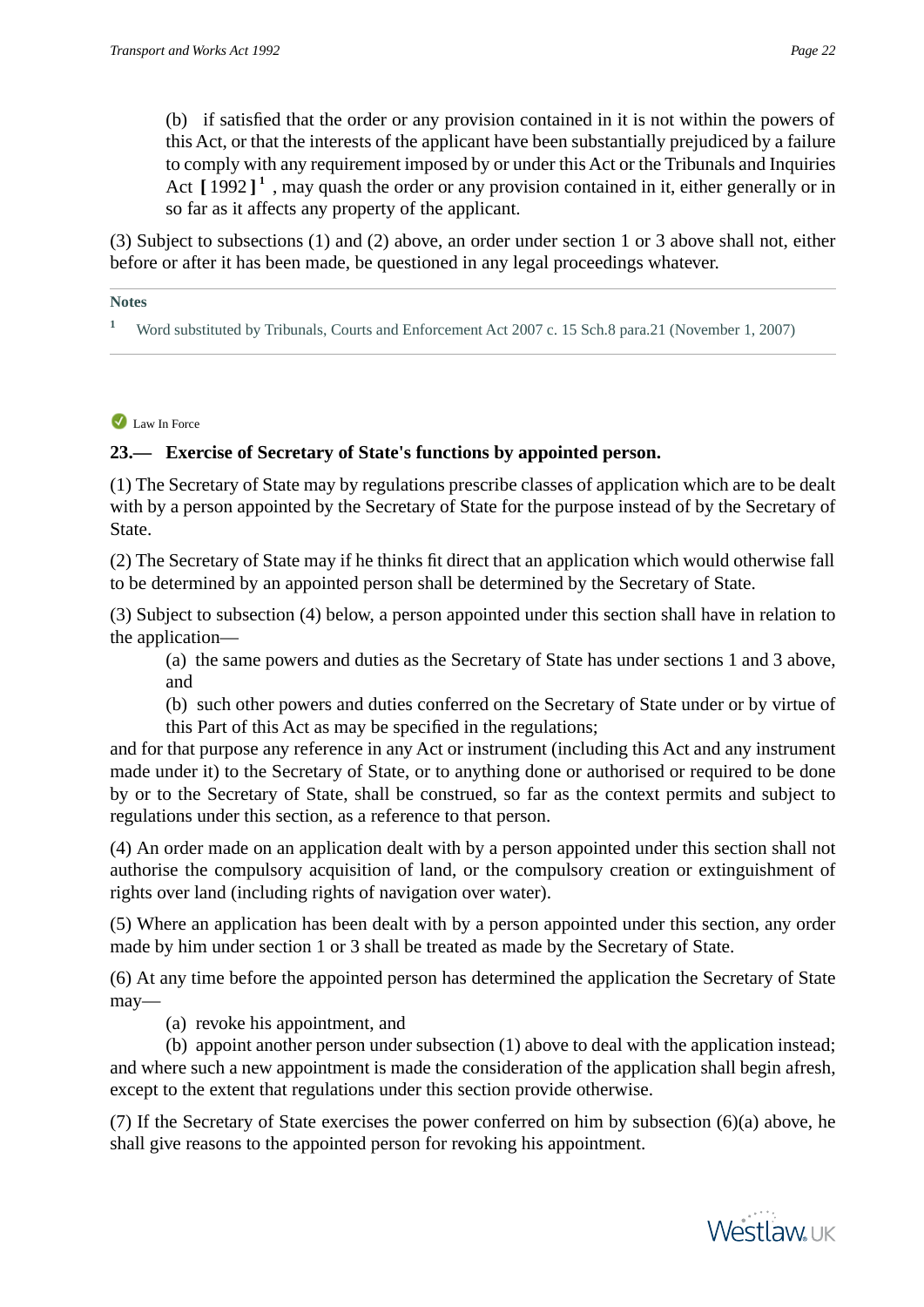(b) if satisfied that the order or any provision contained in it is not within the powers of this Act, or that the interests of the applicant have been substantially prejudiced by a failure to comply with any requirement imposed by or under this Act or the Tribunals and Inquiries Act [ 1992 ][1] , may quash the order or any provision contained in it, either generally or in so far as it affects any property of the applicant.

(3) Subject to subsections (1) and (2) above, an order under section 1 or 3 above shall not, either before or after it has been made, be questioned in any legal proceedings whatever.

**Notes**

[1] Word substituted by Tribunals, Courts and Enforcement Act 2007 c. 15 Sch.8 para.21 (November 1, 2007)

Law In Force

### 23.— Exercise of Secretary of State's functions by appointed person.

(1) The Secretary of State may by regulations prescribe classes of application which are to be dealt with by a person appointed by the Secretary of State for the purpose instead of by the Secretary of State.

(2) The Secretary of State may if he thinks fit direct that an application which would otherwise fall to be determined by an appointed person shall be determined by the Secretary of State.

(3) Subject to subsection (4) below, a person appointed under this section shall have in relation to the application—

(a) the same powers and duties as the Secretary of State has under sections 1 and 3 above, and

(b) such other powers and duties conferred on the Secretary of State under or by virtue of this Part of this Act as may be specified in the regulations;

and for that purpose any reference in any Act or instrument (including this Act and any instrument made under it) to the Secretary of State, or to anything done or authorised or required to be done by or to the Secretary of State, shall be construed, so far as the context permits and subject to regulations under this section, as a reference to that person.

(4) An order made on an application dealt with by a person appointed under this section shall not authorise the compulsory acquisition of land, or the compulsory creation or extinguishment of rights over land (including rights of navigation over water).

(5) Where an application has been dealt with by a person appointed under this section, any order made by him under section 1 or 3 shall be treated as made by the Secretary of State.

(6) At any time before the appointed person has determined the application the Secretary of State may—

(a) revoke his appointment, and

(b) appoint another person under subsection (1) above to deal with the application instead;

and where such a new appointment is made the consideration of the application shall begin afresh, except to the extent that regulations under this section provide otherwise.

(7) If the Secretary of State exercises the power conferred on him by subsection (6)(a) above, he shall give reasons to the appointed person for revoking his appointment.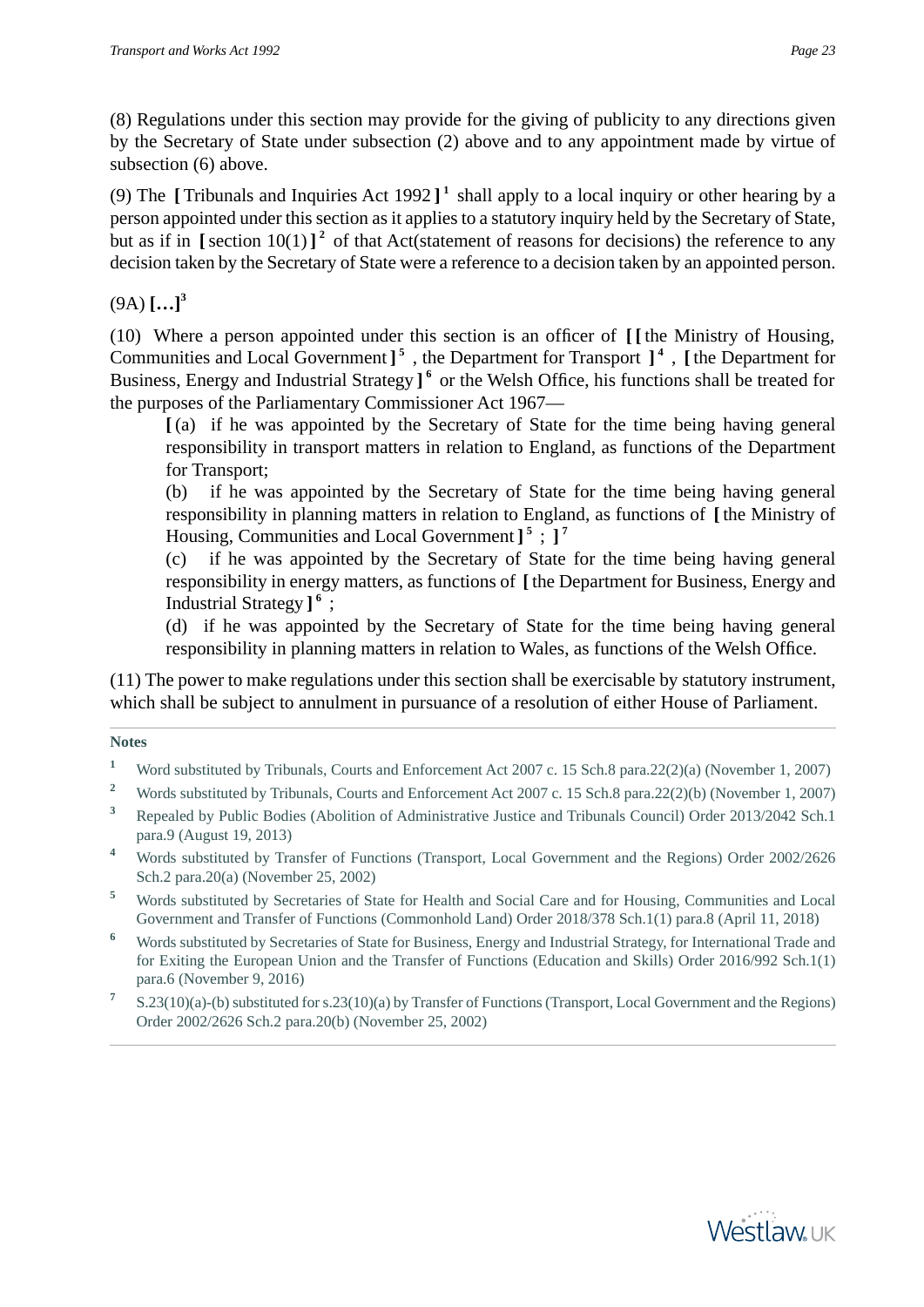(8) Regulations under this section may provide for the giving of publicity to any directions given by the Secretary of State under subsection (2) above and to any appointment made by virtue of subsection (6) above.

(9) The **[** Tribunals and Inquiries Act 1992 **]** [1] shall apply to a local inquiry or other hearing by a person appointed under this section as it applies to a statutory inquiry held by the Secretary of State, but as if in **[** section 10(1) **]** [2] of that Act(statement of reasons for decisions) the reference to any decision taken by the Secretary of State were a reference to a decision taken by an appointed person.

(9A) **[…]** [3]

(10) Where a person appointed under this section is an officer of **[ [** the Ministry of Housing, Communities and Local Government **]** [5] , the Department for Transport **]** [4] , **[** the Department for Business, Energy and Industrial Strategy **]** [6] or the Welsh Office, his functions shall be treated for the purposes of the Parliamentary Commissioner Act 1967—

> **[** (a) if he was appointed by the Secretary of State for the time being having general responsibility in transport matters in relation to England, as functions of the Department for Transport;
>
> (b) if he was appointed by the Secretary of State for the time being having general responsibility in planning matters in relation to England, as functions of **[** the Ministry of Housing, Communities and Local Government **]** [5] ; **]** [7]
>
> (c) if he was appointed by the Secretary of State for the time being having general responsibility in energy matters, as functions of **[** the Department for Business, Energy and Industrial Strategy **]** [6] ;
>
> (d) if he was appointed by the Secretary of State for the time being having general responsibility in planning matters in relation to Wales, as functions of the Welsh Office.

(11) The power to make regulations under this section shall be exercisable by statutory instrument, which shall be subject to annulment in pursuance of a resolution of either House of Parliament.

---

**Notes**

1. Word substituted by Tribunals, Courts and Enforcement Act 2007 c. 15 Sch.8 para.22(2)(a) (November 1, 2007)
2. Words substituted by Tribunals, Courts and Enforcement Act 2007 c. 15 Sch.8 para.22(2)(b) (November 1, 2007)
3. Repealed by Public Bodies (Abolition of Administrative Justice and Tribunals Council) Order 2013/2042 Sch.1 para.9 (August 19, 2013)
4. Words substituted by Transfer of Functions (Transport, Local Government and the Regions) Order 2002/2626 Sch.2 para.20(a) (November 25, 2002)
5. Words substituted by Secretaries of State for Health and Social Care and for Housing, Communities and Local Government and Transfer of Functions (Commonhold Land) Order 2018/378 Sch.1(1) para.8 (April 11, 2018)
6. Words substituted by Secretaries of State for Business, Energy and Industrial Strategy, for International Trade and for Exiting the European Union and the Transfer of Functions (Education and Skills) Order 2016/992 Sch.1(1) para.6 (November 9, 2016)
7. S.23(10)(a)-(b) substituted for s.23(10)(a) by Transfer of Functions (Transport, Local Government and the Regions) Order 2002/2626 Sch.2 para.20(b) (November 25, 2002)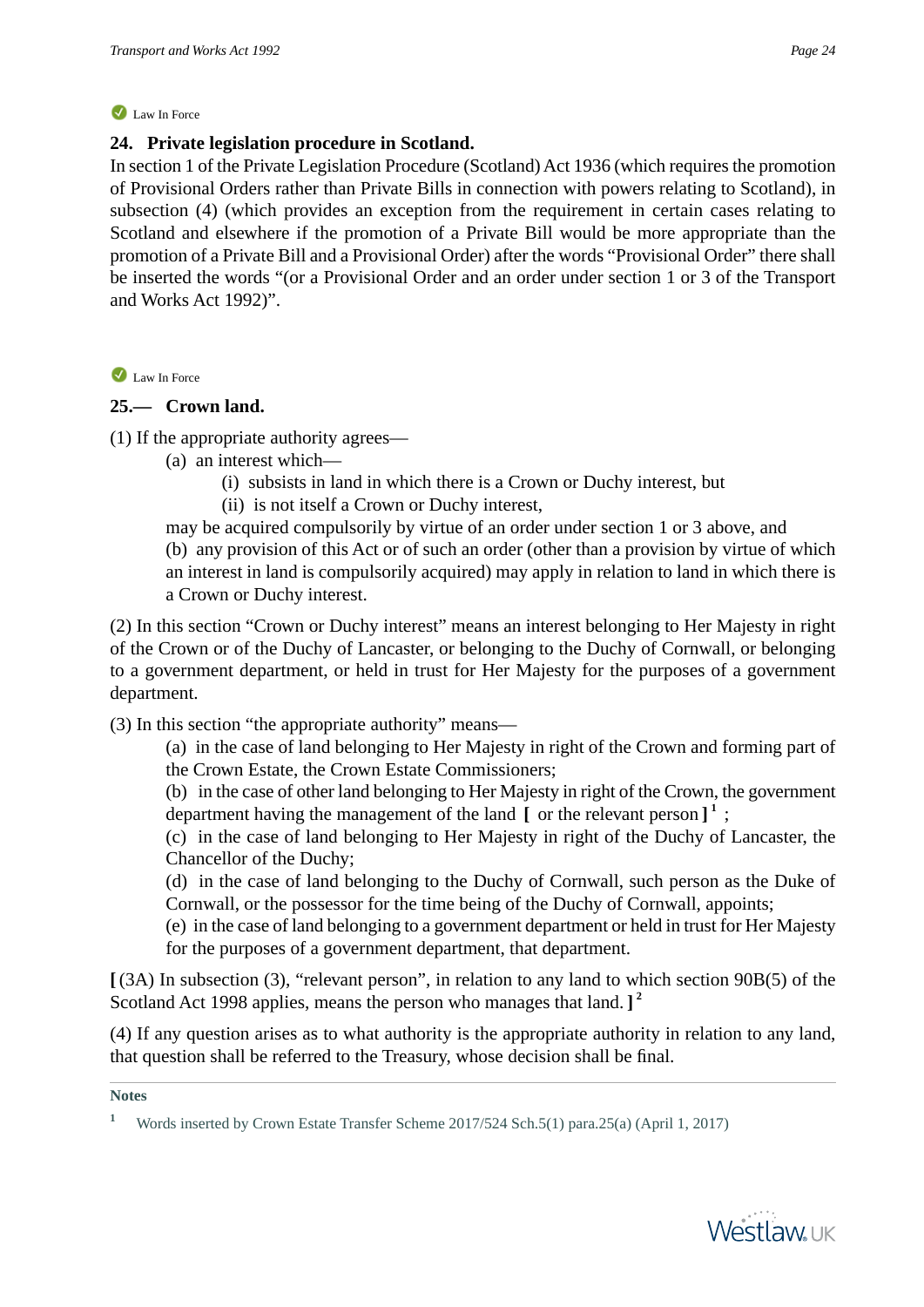Law In Force

### 24. Private legislation procedure in Scotland.

In section 1 of the Private Legislation Procedure (Scotland) Act 1936 (which requires the promotion of Provisional Orders rather than Private Bills in connection with powers relating to Scotland), in subsection (4) (which provides an exception from the requirement in certain cases relating to Scotland and elsewhere if the promotion of a Private Bill would be more appropriate than the promotion of a Private Bill and a Provisional Order) after the words "Provisional Order" there shall be inserted the words "(or a Provisional Order and an order under section 1 or 3 of the Transport and Works Act 1992)".

Law In Force

### 25.— Crown land.

(1) If the appropriate authority agrees—

(a) an interest which—

(i) subsists in land in which there is a Crown or Duchy interest, but

(ii) is not itself a Crown or Duchy interest,

may be acquired compulsorily by virtue of an order under section 1 or 3 above, and

(b) any provision of this Act or of such an order (other than a provision by virtue of which an interest in land is compulsorily acquired) may apply in relation to land in which there is a Crown or Duchy interest.

(2) In this section "Crown or Duchy interest" means an interest belonging to Her Majesty in right of the Crown or of the Duchy of Lancaster, or belonging to the Duchy of Cornwall, or belonging to a government department, or held in trust for Her Majesty for the purposes of a government department.

(3) In this section "the appropriate authority" means—

(a) in the case of land belonging to Her Majesty in right of the Crown and forming part of the Crown Estate, the Crown Estate Commissioners;

(b) in the case of other land belonging to Her Majesty in right of the Crown, the government department having the management of the land [ or the relevant person ][1] ;

(c) in the case of land belonging to Her Majesty in right of the Duchy of Lancaster, the Chancellor of the Duchy;

(d) in the case of land belonging to the Duchy of Cornwall, such person as the Duke of Cornwall, or the possessor for the time being of the Duchy of Cornwall, appoints;

(e) in the case of land belonging to a government department or held in trust for Her Majesty for the purposes of a government department, that department.

[ (3A) In subsection (3), "relevant person", in relation to any land to which section 90B(5) of the Scotland Act 1998 applies, means the person who manages that land. ][2]

(4) If any question arises as to what authority is the appropriate authority in relation to any land, that question shall be referred to the Treasury, whose decision shall be final.

**Notes**

[1] Words inserted by Crown Estate Transfer Scheme 2017/524 Sch.5(1) para.25(a) (April 1, 2017)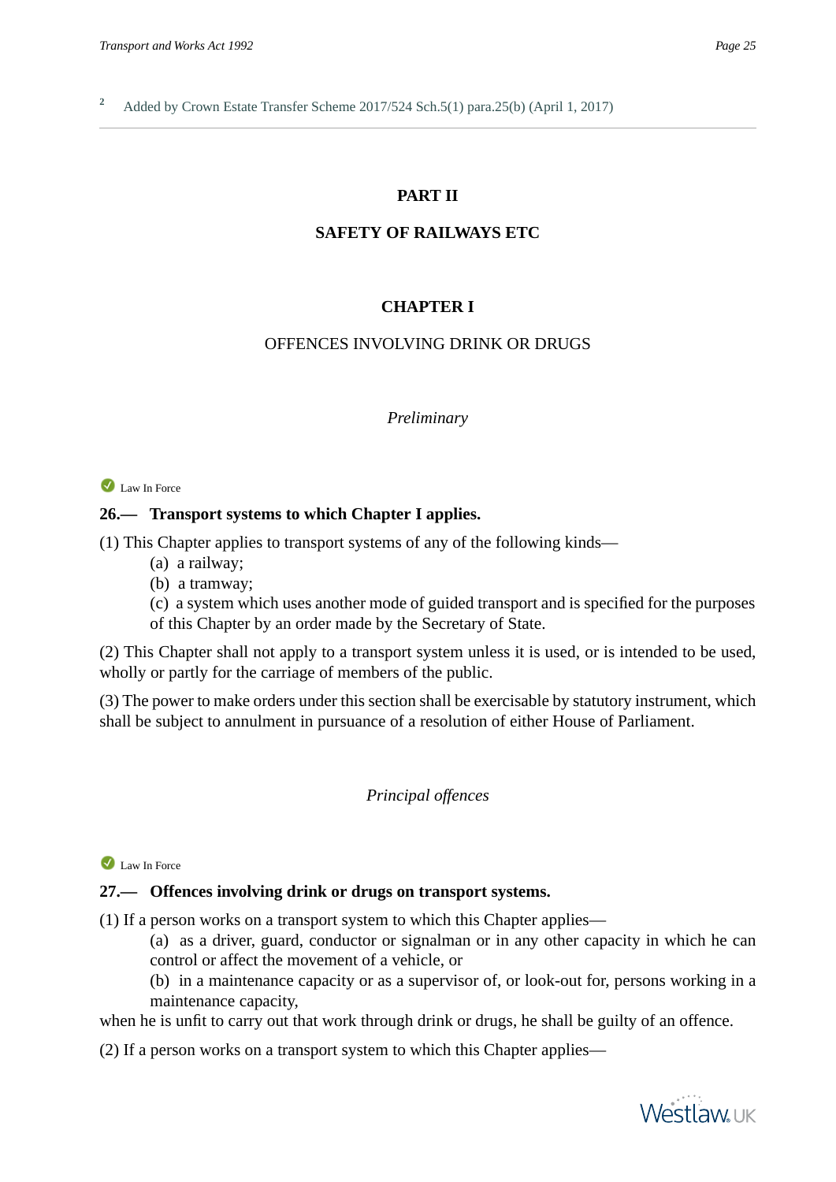[2] Added by Crown Estate Transfer Scheme 2017/524 Sch.5(1) para.25(b) (April 1, 2017)

---

## PART II

## SAFETY OF RAILWAYS ETC

### CHAPTER I

### OFFENCES INVOLVING DRINK OR DRUGS

*Preliminary*

Law In Force

**26.— Transport systems to which Chapter I applies.**

(1) This Chapter applies to transport systems of any of the following kinds—

(a) a railway;

(b) a tramway;

(c) a system which uses another mode of guided transport and is specified for the purposes of this Chapter by an order made by the Secretary of State.

(2) This Chapter shall not apply to a transport system unless it is used, or is intended to be used, wholly or partly for the carriage of members of the public.

(3) The power to make orders under this section shall be exercisable by statutory instrument, which shall be subject to annulment in pursuance of a resolution of either House of Parliament.

*Principal offences*

Law In Force

**27.— Offences involving drink or drugs on transport systems.**

(1) If a person works on a transport system to which this Chapter applies—

(a) as a driver, guard, conductor or signalman or in any other capacity in which he can control or affect the movement of a vehicle, or

(b) in a maintenance capacity or as a supervisor of, or look-out for, persons working in a maintenance capacity,

when he is unfit to carry out that work through drink or drugs, he shall be guilty of an offence.

(2) If a person works on a transport system to which this Chapter applies—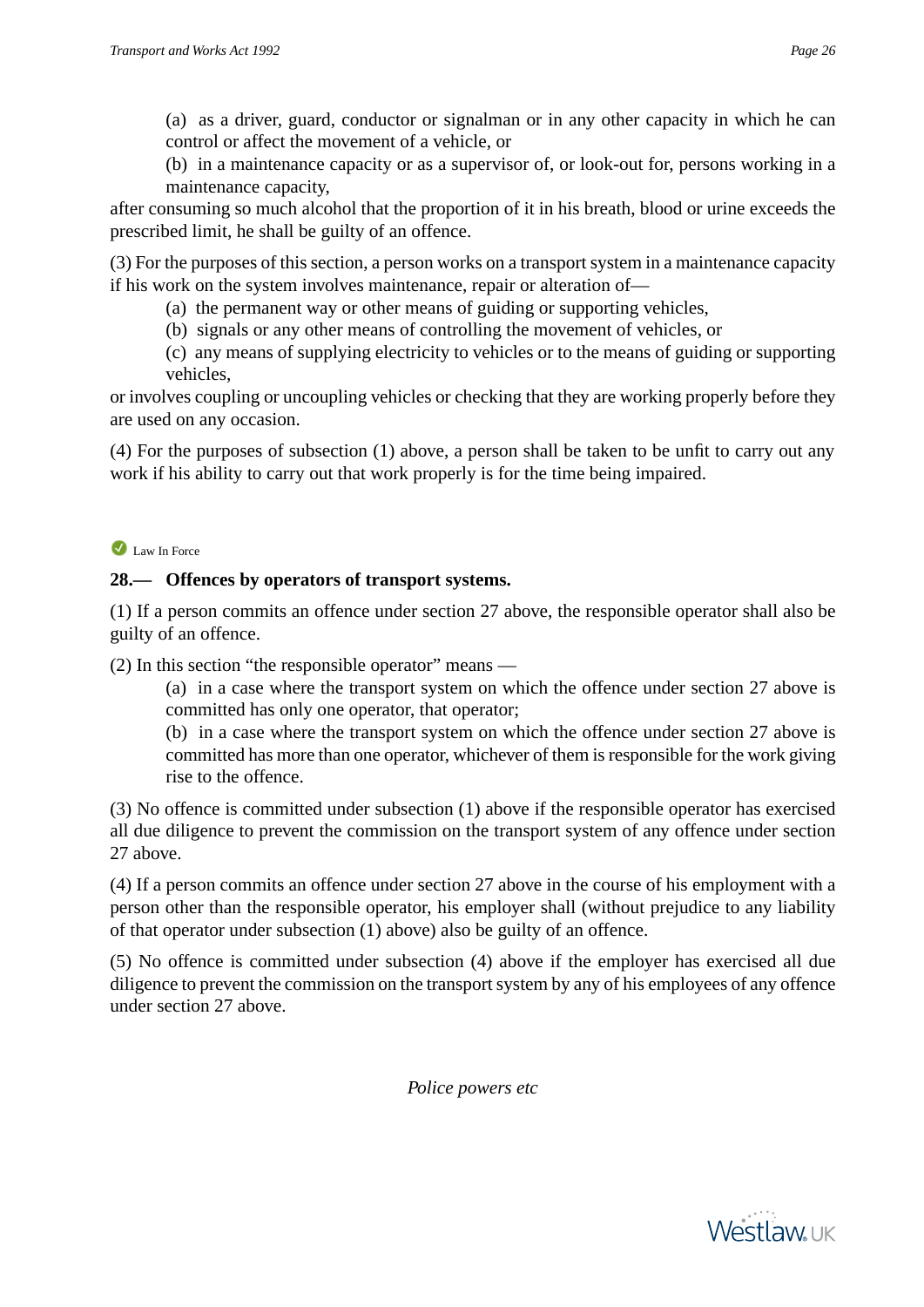(a) as a driver, guard, conductor or signalman or in any other capacity in which he can control or affect the movement of a vehicle, or

(b) in a maintenance capacity or as a supervisor of, or look-out for, persons working in a maintenance capacity,

after consuming so much alcohol that the proportion of it in his breath, blood or urine exceeds the prescribed limit, he shall be guilty of an offence.

(3) For the purposes of this section, a person works on a transport system in a maintenance capacity if his work on the system involves maintenance, repair or alteration of—

(a) the permanent way or other means of guiding or supporting vehicles,

(b) signals or any other means of controlling the movement of vehicles, or

(c) any means of supplying electricity to vehicles or to the means of guiding or supporting vehicles,

or involves coupling or uncoupling vehicles or checking that they are working properly before they are used on any occasion.

(4) For the purposes of subsection (1) above, a person shall be taken to be unfit to carry out any work if his ability to carry out that work properly is for the time being impaired.

Law In Force

**28.— Offences by operators of transport systems.**

(1) If a person commits an offence under section 27 above, the responsible operator shall also be guilty of an offence.

(2) In this section "the responsible operator" means —

(a) in a case where the transport system on which the offence under section 27 above is committed has only one operator, that operator;

(b) in a case where the transport system on which the offence under section 27 above is committed has more than one operator, whichever of them is responsible for the work giving rise to the offence.

(3) No offence is committed under subsection (1) above if the responsible operator has exercised all due diligence to prevent the commission on the transport system of any offence under section 27 above.

(4) If a person commits an offence under section 27 above in the course of his employment with a person other than the responsible operator, his employer shall (without prejudice to any liability of that operator under subsection (1) above) also be guilty of an offence.

(5) No offence is committed under subsection (4) above if the employer has exercised all due diligence to prevent the commission on the transport system by any of his employees of any offence under section 27 above.

*Police powers etc*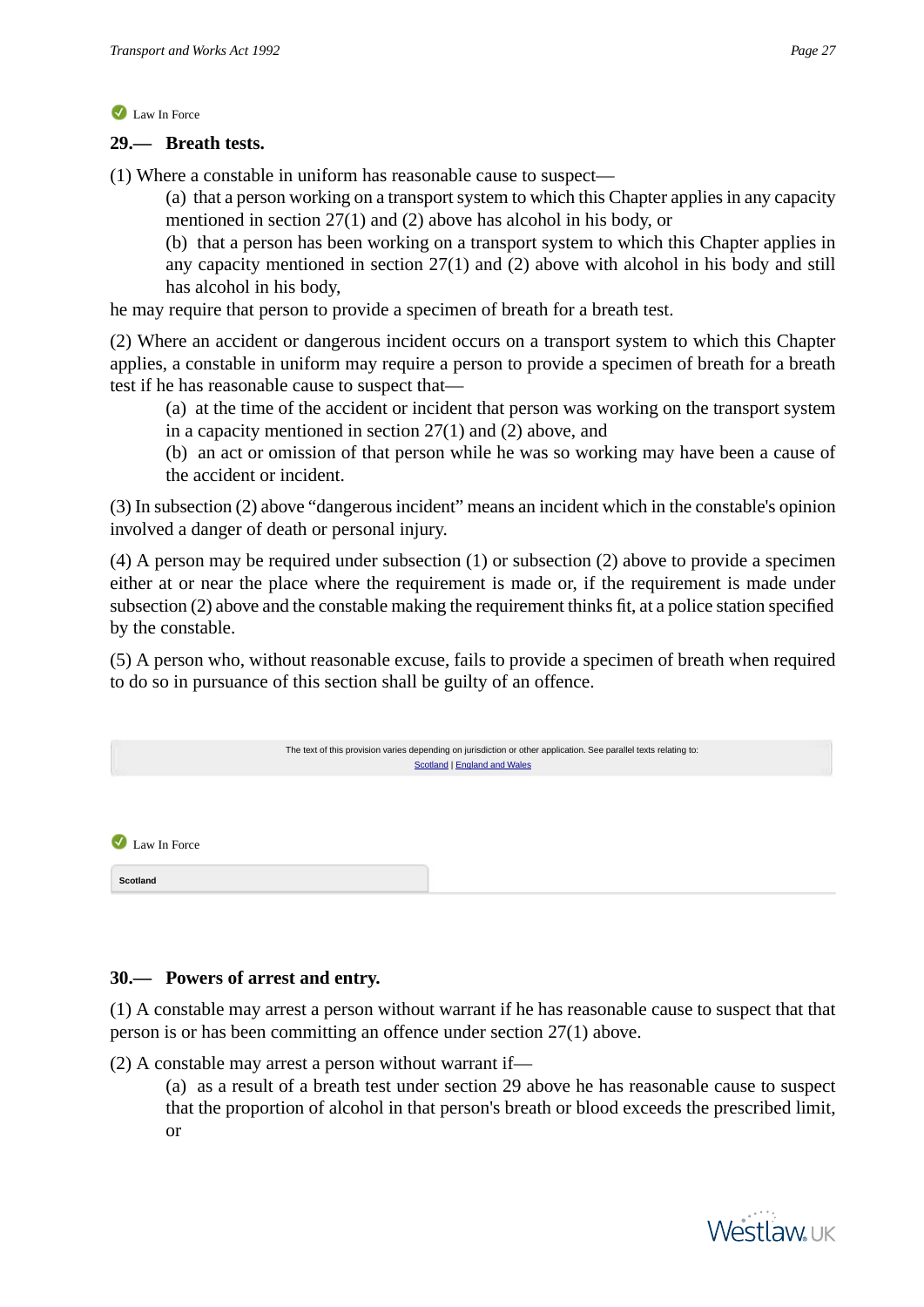Law In Force

## 29.— Breath tests.

(1) Where a constable in uniform has reasonable cause to suspect—

(a) that a person working on a transport system to which this Chapter applies in any capacity mentioned in section 27(1) and (2) above has alcohol in his body, or

(b) that a person has been working on a transport system to which this Chapter applies in any capacity mentioned in section 27(1) and (2) above with alcohol in his body and still has alcohol in his body,

he may require that person to provide a specimen of breath for a breath test.

(2) Where an accident or dangerous incident occurs on a transport system to which this Chapter applies, a constable in uniform may require a person to provide a specimen of breath for a breath test if he has reasonable cause to suspect that—

(a) at the time of the accident or incident that person was working on the transport system in a capacity mentioned in section 27(1) and (2) above, and

(b) an act or omission of that person while he was so working may have been a cause of the accident or incident.

(3) In subsection (2) above “dangerous incident” means an incident which in the constable's opinion involved a danger of death or personal injury.

(4) A person may be required under subsection (1) or subsection (2) above to provide a specimen either at or near the place where the requirement is made or, if the requirement is made under subsection (2) above and the constable making the requirement thinks fit, at a police station specified by the constable.

(5) A person who, without reasonable excuse, fails to provide a specimen of breath when required to do so in pursuance of this section shall be guilty of an offence.

The text of this provision varies depending on jurisdiction or other application. See parallel texts relating to:
Scotland | England and Wales

Law In Force

**Scotland**

## 30.— Powers of arrest and entry.

(1) A constable may arrest a person without warrant if he has reasonable cause to suspect that that person is or has been committing an offence under section 27(1) above.

(2) A constable may arrest a person without warrant if—

(a) as a result of a breath test under section 29 above he has reasonable cause to suspect that the proportion of alcohol in that person's breath or blood exceeds the prescribed limit, or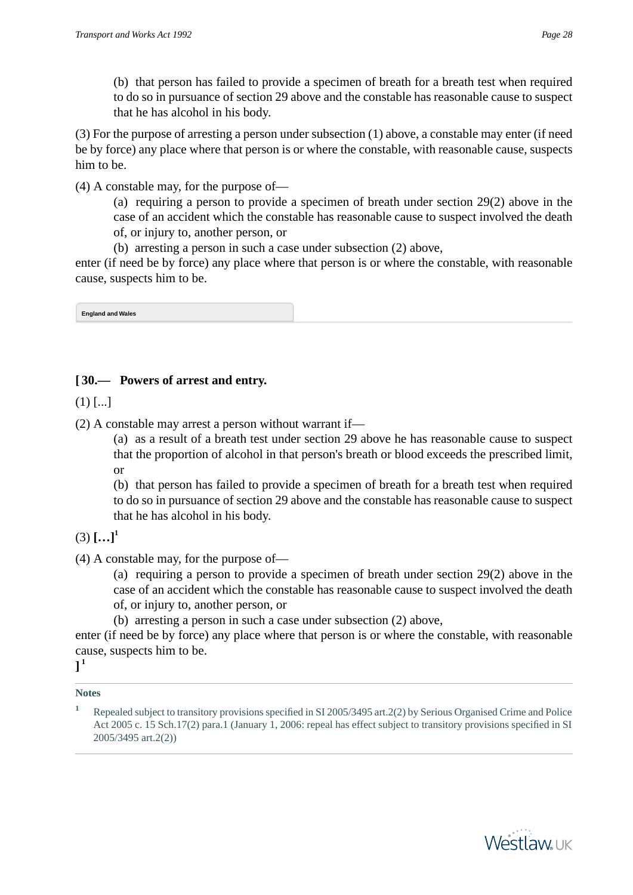(b) that person has failed to provide a specimen of breath for a breath test when required to do so in pursuance of section 29 above and the constable has reasonable cause to suspect that he has alcohol in his body.

(3) For the purpose of arresting a person under subsection (1) above, a constable may enter (if need be by force) any place where that person is or where the constable, with reasonable cause, suspects him to be.

(4) A constable may, for the purpose of—

(a) requiring a person to provide a specimen of breath under section 29(2) above in the case of an accident which the constable has reasonable cause to suspect involved the death of, or injury to, another person, or

(b) arresting a person in such a case under subsection (2) above,

enter (if need be by force) any place where that person is or where the constable, with reasonable cause, suspects him to be.

**England and Wales**

### [ 30.— Powers of arrest and entry.

(1) [...]

(2) A constable may arrest a person without warrant if—

(a) as a result of a breath test under section 29 above he has reasonable cause to suspect that the proportion of alcohol in that person's breath or blood exceeds the prescribed limit, or

(b) that person has failed to provide a specimen of breath for a breath test when required to do so in pursuance of section 29 above and the constable has reasonable cause to suspect that he has alcohol in his body.

(3) **[…]**[1]

(4) A constable may, for the purpose of—

(a) requiring a person to provide a specimen of breath under section 29(2) above in the case of an accident which the constable has reasonable cause to suspect involved the death of, or injury to, another person, or

(b) arresting a person in such a case under subsection (2) above,

enter (if need be by force) any place where that person is or where the constable, with reasonable cause, suspects him to be.

**]**[1]

**Notes**

[1] Repealed subject to transitory provisions specified in SI 2005/3495 art.2(2) by Serious Organised Crime and Police Act 2005 c. 15 Sch.17(2) para.1 (January 1, 2006: repeal has effect subject to transitory provisions specified in SI 2005/3495 art.2(2))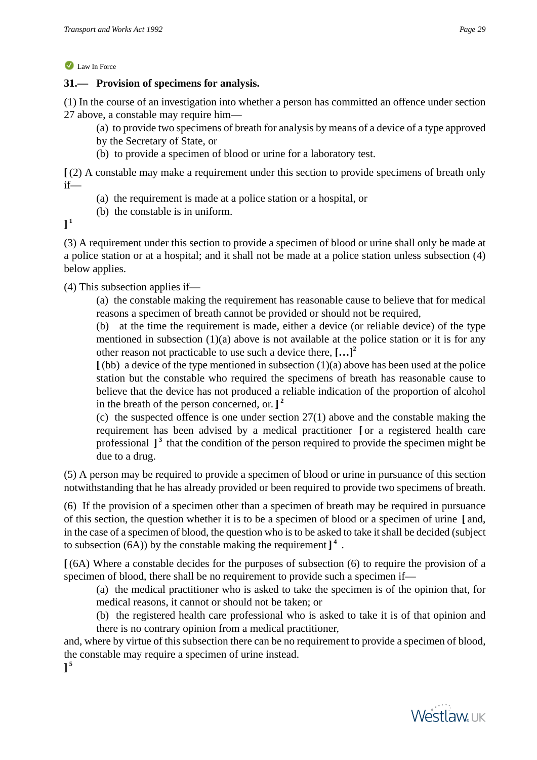Law In Force

### 31.— Provision of specimens for analysis.

(1) In the course of an investigation into whether a person has committed an offence under section 27 above, a constable may require him—

(a) to provide two specimens of breath for analysis by means of a device of a type approved by the Secretary of State, or

(b) to provide a specimen of blood or urine for a laboratory test.

**[** (2) A constable may make a requirement under this section to provide specimens of breath only if—

(a) the requirement is made at a police station or a hospital, or

(b) the constable is in uniform.

**]** [1]

(3) A requirement under this section to provide a specimen of blood or urine shall only be made at a police station or at a hospital; and it shall not be made at a police station unless subsection (4) below applies.

(4) This subsection applies if—

(a) the constable making the requirement has reasonable cause to believe that for medical reasons a specimen of breath cannot be provided or should not be required,

(b) at the time the requirement is made, either a device (or reliable device) of the type mentioned in subsection (1)(a) above is not available at the police station or it is for any other reason not practicable to use such a device there, **[…]** [2]

**[** (bb) a device of the type mentioned in subsection (1)(a) above has been used at the police station but the constable who required the specimens of breath has reasonable cause to believe that the device has not produced a reliable indication of the proportion of alcohol in the breath of the person concerned, or. **]** [2]

(c) the suspected offence is one under section 27(1) above and the constable making the requirement has been advised by a medical practitioner **[** or a registered health care professional **]** [3] that the condition of the person required to provide the specimen might be due to a drug.

(5) A person may be required to provide a specimen of blood or urine in pursuance of this section notwithstanding that he has already provided or been required to provide two specimens of breath.

(6) If the provision of a specimen other than a specimen of breath may be required in pursuance of this section, the question whether it is to be a specimen of blood or a specimen of urine **[** and, in the case of a specimen of blood, the question who is to be asked to take it shall be decided (subject to subsection (6A)) by the constable making the requirement **]** [4] .

**[** (6A) Where a constable decides for the purposes of subsection (6) to require the provision of a specimen of blood, there shall be no requirement to provide such a specimen if—

(a) the medical practitioner who is asked to take the specimen is of the opinion that, for medical reasons, it cannot or should not be taken; or

(b) the registered health care professional who is asked to take it is of that opinion and there is no contrary opinion from a medical practitioner,

and, where by virtue of this subsection there can be no requirement to provide a specimen of blood, the constable may require a specimen of urine instead.

**]** [5]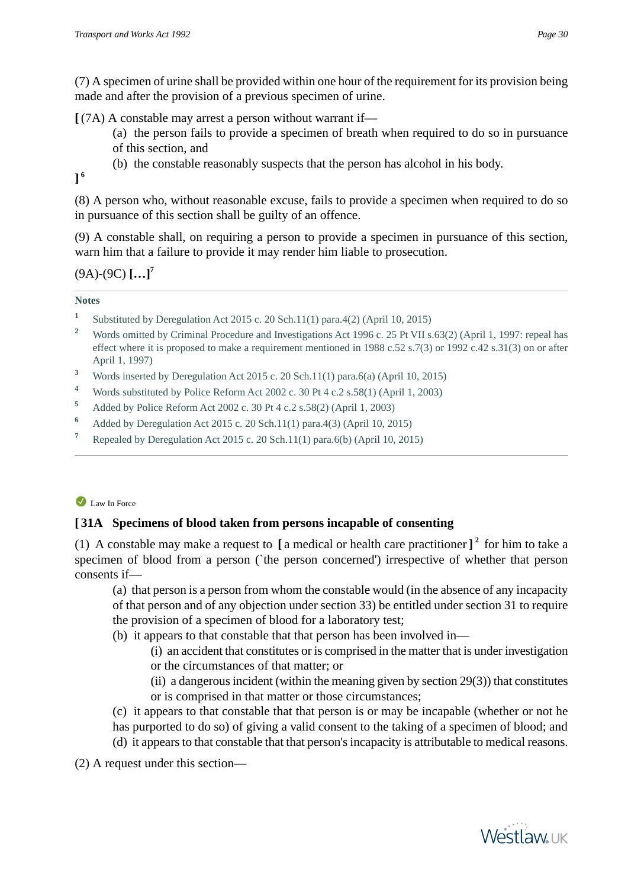(7) A specimen of urine shall be provided within one hour of the requirement for its provision being made and after the provision of a previous specimen of urine.

[ (7A) A constable may arrest a person without warrant if—

(a) the person fails to provide a specimen of breath when required to do so in pursuance of this section, and

(b) the constable reasonably suspects that the person has alcohol in his body.

] [6]

(8) A person who, without reasonable excuse, fails to provide a specimen when required to do so in pursuance of this section shall be guilty of an offence.

(9) A constable shall, on requiring a person to provide a specimen in pursuance of this section, warn him that a failure to provide it may render him liable to prosecution.

(9A)-(9C) **[…]**[7]

**Notes**

1. Substituted by Deregulation Act 2015 c. 20 Sch.11(1) para.4(2) (April 10, 2015)
2. Words omitted by Criminal Procedure and Investigations Act 1996 c. 25 Pt VII s.63(2) (April 1, 1997: repeal has effect where it is proposed to make a requirement mentioned in 1988 c.52 s.7(3) or 1992 c.42 s.31(3) on or after April 1, 1997)
3. Words inserted by Deregulation Act 2015 c. 20 Sch.11(1) para.6(a) (April 10, 2015)
4. Words substituted by Police Reform Act 2002 c. 30 Pt 4 c.2 s.58(1) (April 1, 2003)
5. Added by Police Reform Act 2002 c. 30 Pt 4 c.2 s.58(2) (April 1, 2003)
6. Added by Deregulation Act 2015 c. 20 Sch.11(1) para.4(3) (April 10, 2015)
7. Repealed by Deregulation Act 2015 c. 20 Sch.11(1) para.6(b) (April 10, 2015)

Law In Force

### [ 31A Specimens of blood taken from persons incapable of consenting

(1) A constable may make a request to **[** a medical or health care practitioner **]** [2] for him to take a specimen of blood from a person (`the person concerned') irrespective of whether that person consents if—

(a) that person is a person from whom the constable would (in the absence of any incapacity of that person and of any objection under section 33) be entitled under section 31 to require the provision of a specimen of blood for a laboratory test;

(b) it appears to that constable that that person has been involved in—

(i) an accident that constitutes or is comprised in the matter that is under investigation or the circumstances of that matter; or

(ii) a dangerous incident (within the meaning given by section 29(3)) that constitutes or is comprised in that matter or those circumstances;

(c) it appears to that constable that that person is or may be incapable (whether or not he has purported to do so) of giving a valid consent to the taking of a specimen of blood; and

(d) it appears to that constable that that person's incapacity is attributable to medical reasons.

(2) A request under this section—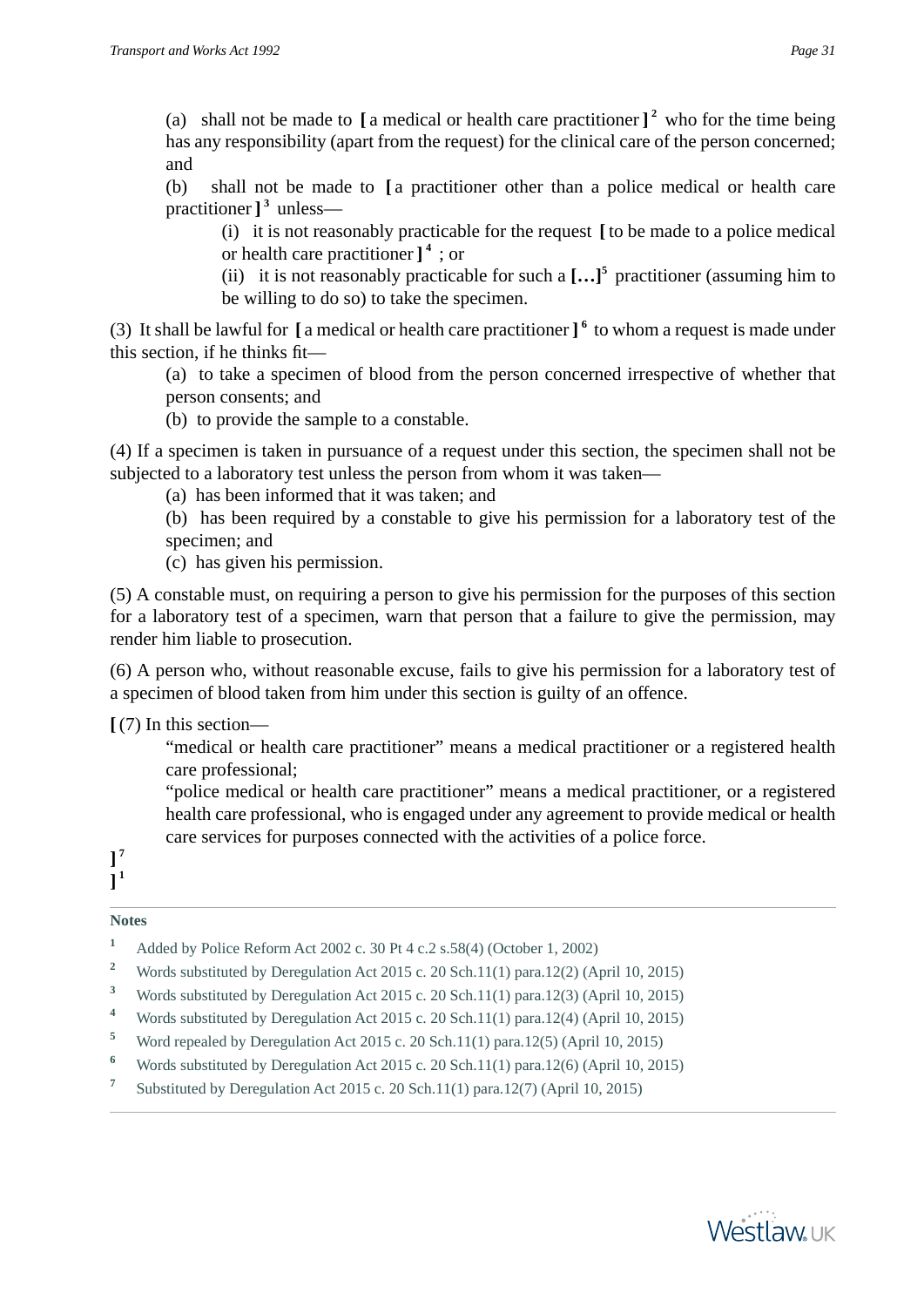(a) shall not be made to [ a medical or health care practitioner ] [2] who for the time being has any responsibility (apart from the request) for the clinical care of the person concerned; and

(b) shall not be made to [ a practitioner other than a police medical or health care practitioner ] [3] unless—

(i) it is not reasonably practicable for the request [ to be made to a police medical or health care practitioner ] [4] ; or

(ii) it is not reasonably practicable for such a […] [5] practitioner (assuming him to be willing to do so) to take the specimen.

(3) It shall be lawful for [ a medical or health care practitioner ] [6] to whom a request is made under this section, if he thinks fit—

(a) to take a specimen of blood from the person concerned irrespective of whether that person consents; and

(b) to provide the sample to a constable.

(4) If a specimen is taken in pursuance of a request under this section, the specimen shall not be subjected to a laboratory test unless the person from whom it was taken—

(a) has been informed that it was taken; and

(b) has been required by a constable to give his permission for a laboratory test of the specimen; and

(c) has given his permission.

(5) A constable must, on requiring a person to give his permission for the purposes of this section for a laboratory test of a specimen, warn that person that a failure to give the permission, may render him liable to prosecution.

(6) A person who, without reasonable excuse, fails to give his permission for a laboratory test of a specimen of blood taken from him under this section is guilty of an offence.

[ (7) In this section—

"medical or health care practitioner" means a medical practitioner or a registered health care professional;

"police medical or health care practitioner" means a medical practitioner, or a registered health care professional, who is engaged under any agreement to provide medical or health care services for purposes connected with the activities of a police force.

] [7]
] [1]

**Notes**

[1] Added by Police Reform Act 2002 c. 30 Pt 4 c.2 s.58(4) (October 1, 2002)

[2] Words substituted by Deregulation Act 2015 c. 20 Sch.11(1) para.12(2) (April 10, 2015)

[3] Words substituted by Deregulation Act 2015 c. 20 Sch.11(1) para.12(3) (April 10, 2015)

[4] Words substituted by Deregulation Act 2015 c. 20 Sch.11(1) para.12(4) (April 10, 2015)

[5] Word repealed by Deregulation Act 2015 c. 20 Sch.11(1) para.12(5) (April 10, 2015)

[6] Words substituted by Deregulation Act 2015 c. 20 Sch.11(1) para.12(6) (April 10, 2015)

[7] Substituted by Deregulation Act 2015 c. 20 Sch.11(1) para.12(7) (April 10, 2015)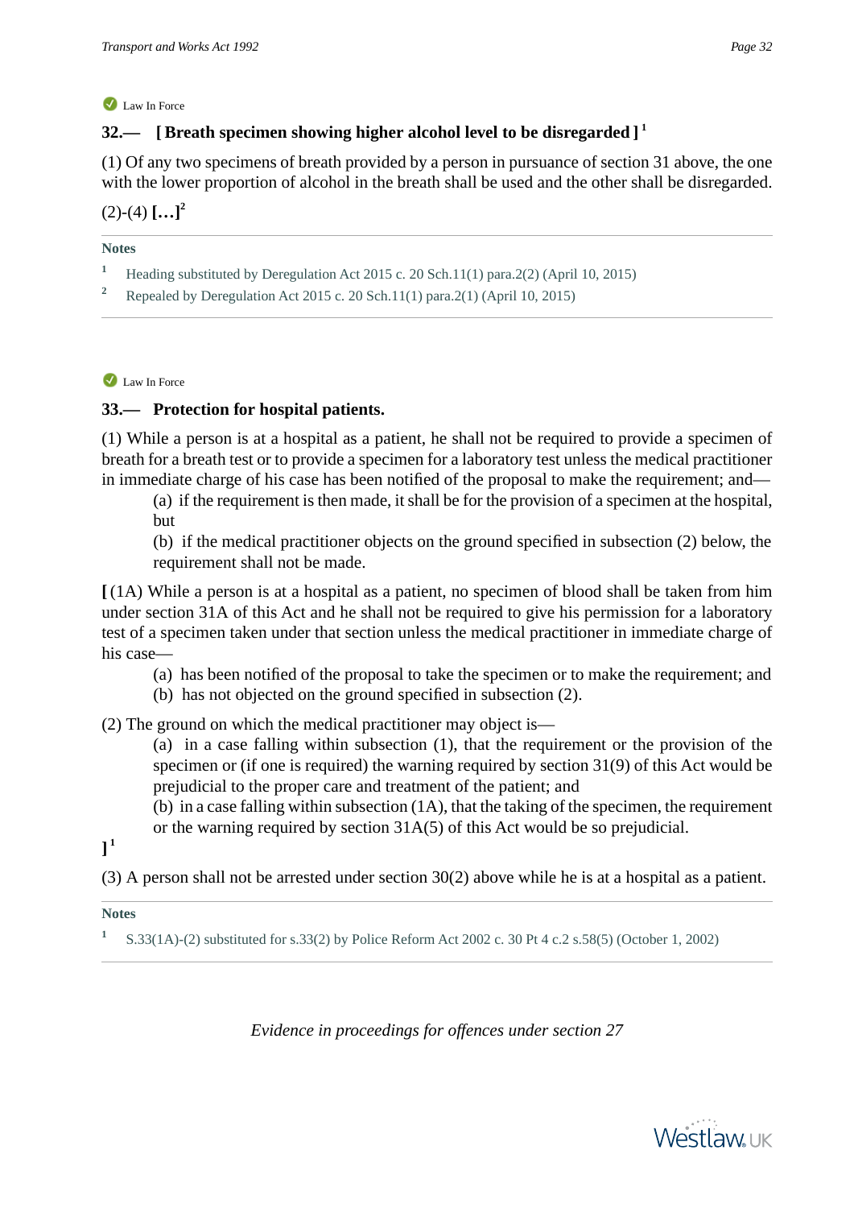Law In Force

### 32.— [ Breath specimen showing higher alcohol level to be disregarded ] [1]

(1) Of any two specimens of breath provided by a person in pursuance of section 31 above, the one with the lower proportion of alcohol in the breath shall be used and the other shall be disregarded.

(2)-(4) **[…]**[2]

**Notes**

[1] Heading substituted by Deregulation Act 2015 c. 20 Sch.11(1) para.2(2) (April 10, 2015)

[2] Repealed by Deregulation Act 2015 c. 20 Sch.11(1) para.2(1) (April 10, 2015)

Law In Force

### 33.— Protection for hospital patients.

(1) While a person is at a hospital as a patient, he shall not be required to provide a specimen of breath for a breath test or to provide a specimen for a laboratory test unless the medical practitioner in immediate charge of his case has been notified of the proposal to make the requirement; and—

(a) if the requirement is then made, it shall be for the provision of a specimen at the hospital, but

(b) if the medical practitioner objects on the ground specified in subsection (2) below, the requirement shall not be made.

**[** (1A) While a person is at a hospital as a patient, no specimen of blood shall be taken from him under section 31A of this Act and he shall not be required to give his permission for a laboratory test of a specimen taken under that section unless the medical practitioner in immediate charge of his case—

(a) has been notified of the proposal to take the specimen or to make the requirement; and

(b) has not objected on the ground specified in subsection (2).

(2) The ground on which the medical practitioner may object is—

(a) in a case falling within subsection (1), that the requirement or the provision of the specimen or (if one is required) the warning required by section 31(9) of this Act would be prejudicial to the proper care and treatment of the patient; and

(b) in a case falling within subsection (1A), that the taking of the specimen, the requirement or the warning required by section 31A(5) of this Act would be so prejudicial.

**]**[1]

(3) A person shall not be arrested under section 30(2) above while he is at a hospital as a patient.

**Notes**

[1] S.33(1A)-(2) substituted for s.33(2) by Police Reform Act 2002 c. 30 Pt 4 c.2 s.58(5) (October 1, 2002)

*Evidence in proceedings for offences under section 27*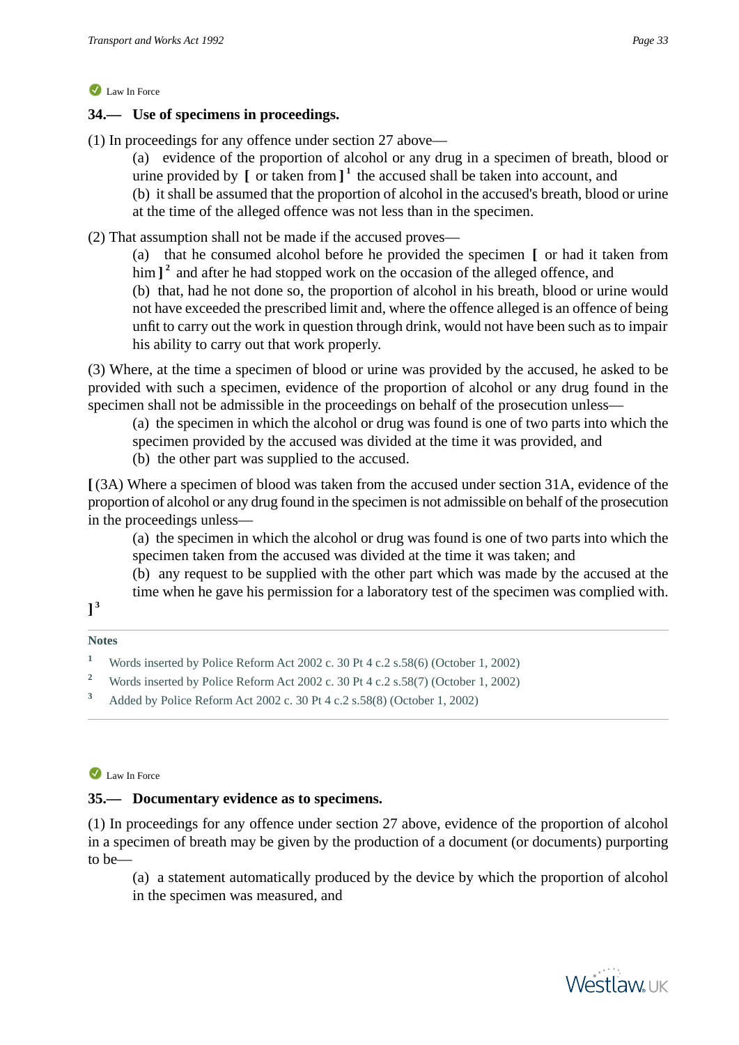Law In Force

### 34.— Use of specimens in proceedings.

(1) In proceedings for any offence under section 27 above—

(a) evidence of the proportion of alcohol or any drug in a specimen of breath, blood or urine provided by [ or taken from ] [1] the accused shall be taken into account, and

(b) it shall be assumed that the proportion of alcohol in the accused's breath, blood or urine at the time of the alleged offence was not less than in the specimen.

(2) That assumption shall not be made if the accused proves—

(a) that he consumed alcohol before he provided the specimen [ or had it taken from him ] [2] and after he had stopped work on the occasion of the alleged offence, and

(b) that, had he not done so, the proportion of alcohol in his breath, blood or urine would not have exceeded the prescribed limit and, where the offence alleged is an offence of being unfit to carry out the work in question through drink, would not have been such as to impair his ability to carry out that work properly.

(3) Where, at the time a specimen of blood or urine was provided by the accused, he asked to be provided with such a specimen, evidence of the proportion of alcohol or any drug found in the specimen shall not be admissible in the proceedings on behalf of the prosecution unless—

(a) the specimen in which the alcohol or drug was found is one of two parts into which the specimen provided by the accused was divided at the time it was provided, and

(b) the other part was supplied to the accused.

[ (3A) Where a specimen of blood was taken from the accused under section 31A, evidence of the proportion of alcohol or any drug found in the specimen is not admissible on behalf of the prosecution in the proceedings unless—

(a) the specimen in which the alcohol or drug was found is one of two parts into which the specimen taken from the accused was divided at the time it was taken; and

(b) any request to be supplied with the other part which was made by the accused at the time when he gave his permission for a laboratory test of the specimen was complied with.

] [3]

**Notes**

[1] Words inserted by Police Reform Act 2002 c. 30 Pt 4 c.2 s.58(6) (October 1, 2002)

[2] Words inserted by Police Reform Act 2002 c. 30 Pt 4 c.2 s.58(7) (October 1, 2002)

[3] Added by Police Reform Act 2002 c. 30 Pt 4 c.2 s.58(8) (October 1, 2002)

Law In Force

### 35.— Documentary evidence as to specimens.

(1) In proceedings for any offence under section 27 above, evidence of the proportion of alcohol in a specimen of breath may be given by the production of a document (or documents) purporting to be—

(a) a statement automatically produced by the device by which the proportion of alcohol in the specimen was measured, and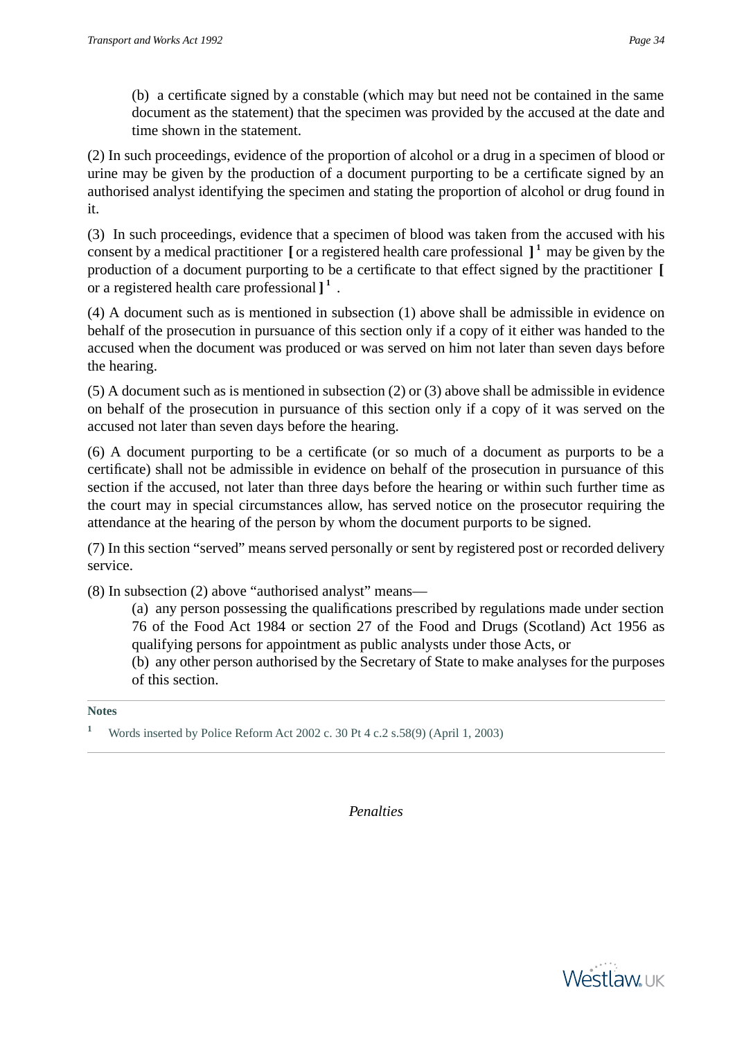(b) a certificate signed by a constable (which may but need not be contained in the same document as the statement) that the specimen was provided by the accused at the date and time shown in the statement.

(2) In such proceedings, evidence of the proportion of alcohol or a drug in a specimen of blood or urine may be given by the production of a document purporting to be a certificate signed by an authorised analyst identifying the specimen and stating the proportion of alcohol or drug found in it.

(3) In such proceedings, evidence that a specimen of blood was taken from the accused with his consent by a medical practitioner **[** or a registered health care professional **]**[1] may be given by the production of a document purporting to be a certificate to that effect signed by the practitioner **[** or a registered health care professional **]**[1] .

(4) A document such as is mentioned in subsection (1) above shall be admissible in evidence on behalf of the prosecution in pursuance of this section only if a copy of it either was handed to the accused when the document was produced or was served on him not later than seven days before the hearing.

(5) A document such as is mentioned in subsection (2) or (3) above shall be admissible in evidence on behalf of the prosecution in pursuance of this section only if a copy of it was served on the accused not later than seven days before the hearing.

(6) A document purporting to be a certificate (or so much of a document as purports to be a certificate) shall not be admissible in evidence on behalf of the prosecution in pursuance of this section if the accused, not later than three days before the hearing or within such further time as the court may in special circumstances allow, has served notice on the prosecutor requiring the attendance at the hearing of the person by whom the document purports to be signed.

(7) In this section "served" means served personally or sent by registered post or recorded delivery service.

(8) In subsection (2) above "authorised analyst" means—

(a) any person possessing the qualifications prescribed by regulations made under section 76 of the Food Act 1984 or section 27 of the Food and Drugs (Scotland) Act 1956 as qualifying persons for appointment as public analysts under those Acts, or

(b) any other person authorised by the Secretary of State to make analyses for the purposes of this section.

**Notes**

[1] Words inserted by Police Reform Act 2002 c. 30 Pt 4 c.2 s.58(9) (April 1, 2003)

*Penalties*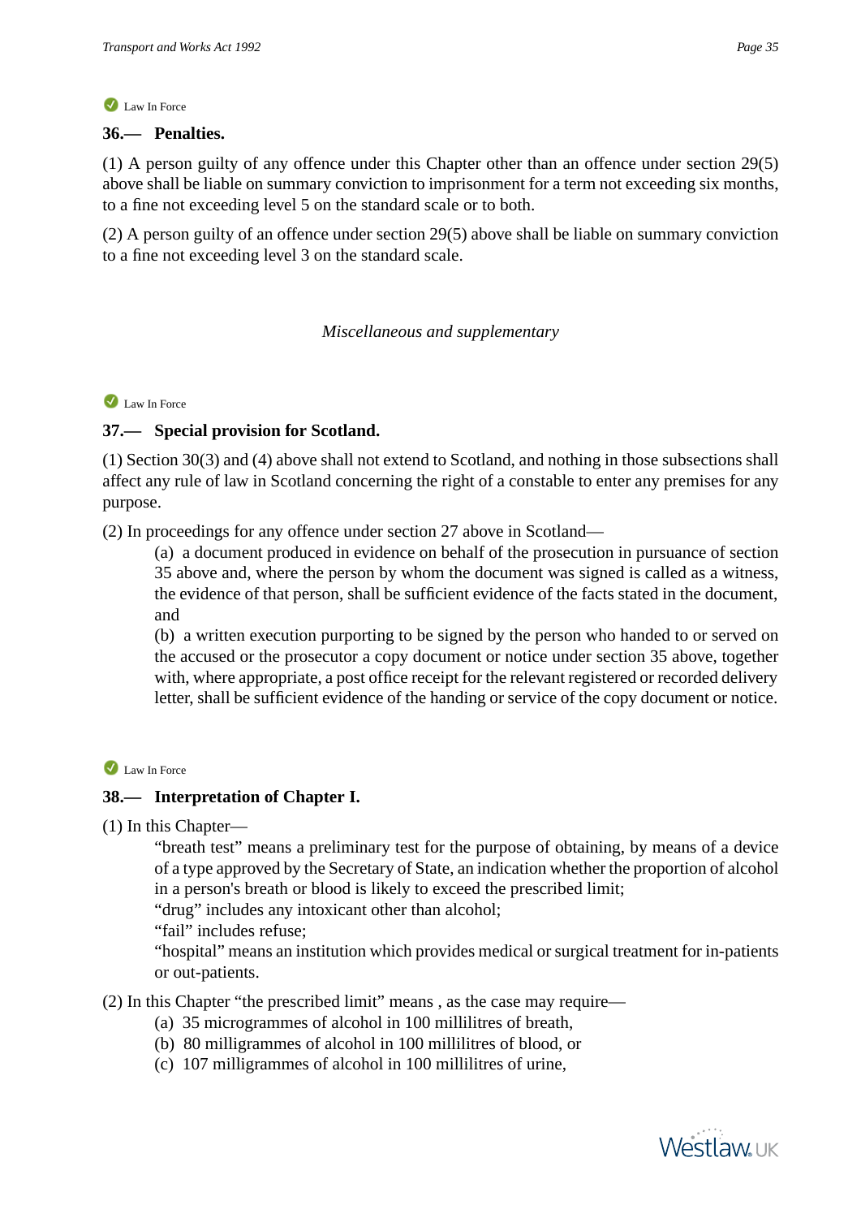Law In Force

### 36.— Penalties.

(1) A person guilty of any offence under this Chapter other than an offence under section 29(5) above shall be liable on summary conviction to imprisonment for a term not exceeding six months, to a fine not exceeding level 5 on the standard scale or to both.

(2) A person guilty of an offence under section 29(5) above shall be liable on summary conviction to a fine not exceeding level 3 on the standard scale.

*Miscellaneous and supplementary*

Law In Force

### 37.— Special provision for Scotland.

(1) Section 30(3) and (4) above shall not extend to Scotland, and nothing in those subsections shall affect any rule of law in Scotland concerning the right of a constable to enter any premises for any purpose.

(2) In proceedings for any offence under section 27 above in Scotland—

(a) a document produced in evidence on behalf of the prosecution in pursuance of section 35 above and, where the person by whom the document was signed is called as a witness, the evidence of that person, shall be sufficient evidence of the facts stated in the document, and

(b) a written execution purporting to be signed by the person who handed to or served on the accused or the prosecutor a copy document or notice under section 35 above, together with, where appropriate, a post office receipt for the relevant registered or recorded delivery letter, shall be sufficient evidence of the handing or service of the copy document or notice.

Law In Force

### 38.— Interpretation of Chapter I.

(1) In this Chapter—

"breath test" means a preliminary test for the purpose of obtaining, by means of a device of a type approved by the Secretary of State, an indication whether the proportion of alcohol in a person's breath or blood is likely to exceed the prescribed limit;

"drug" includes any intoxicant other than alcohol;

"fail" includes refuse;

"hospital" means an institution which provides medical or surgical treatment for in-patients or out-patients.

(2) In this Chapter "the prescribed limit" means , as the case may require—

(a) 35 microgrammes of alcohol in 100 millilitres of breath,

(b) 80 milligrammes of alcohol in 100 millilitres of blood, or

(c) 107 milligrammes of alcohol in 100 millilitres of urine,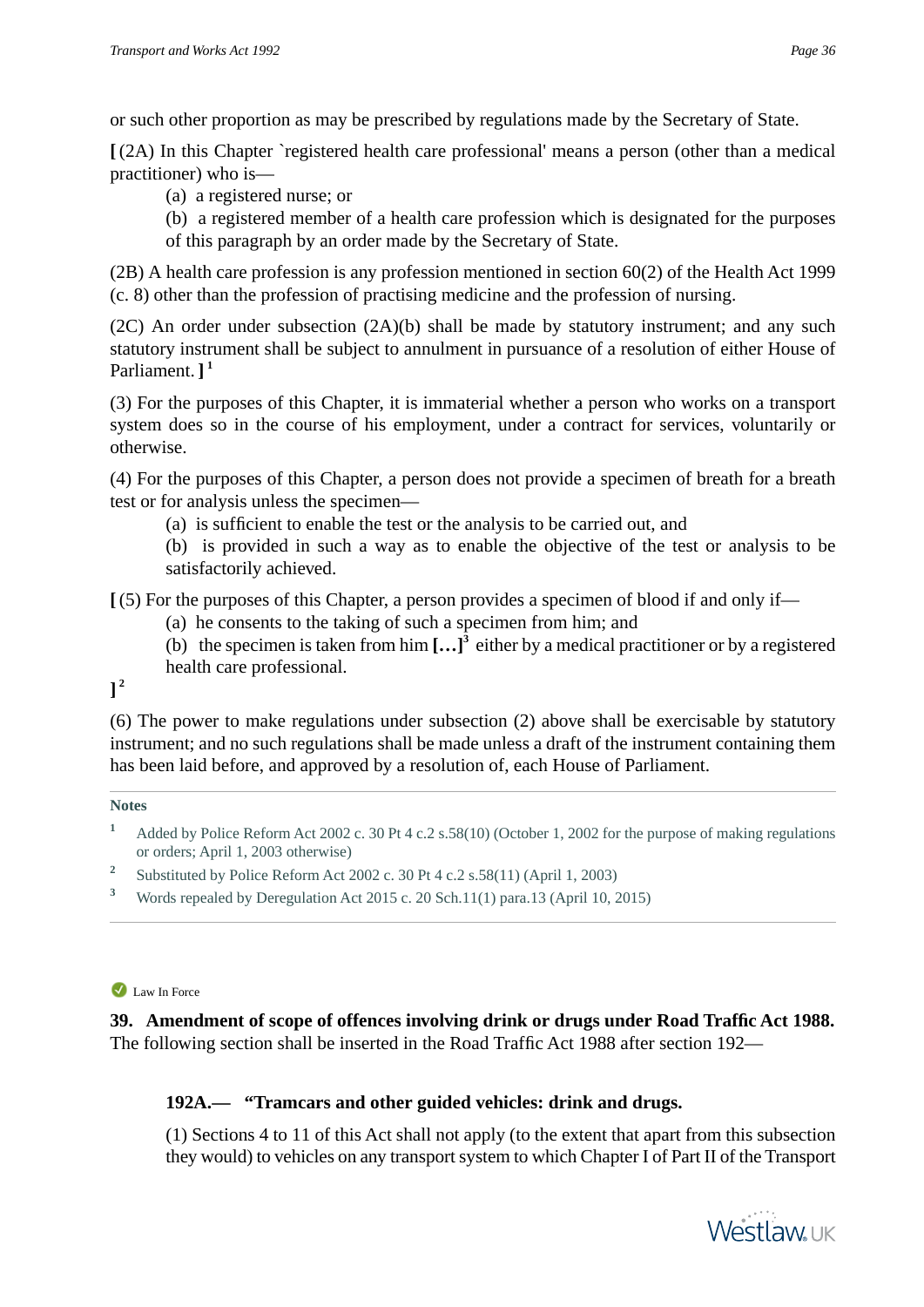or such other proportion as may be prescribed by regulations made by the Secretary of State.

**[** (2A) In this Chapter `registered health care professional' means a person (other than a medical practitioner) who is—

(a) a registered nurse; or

(b) a registered member of a health care profession which is designated for the purposes of this paragraph by an order made by the Secretary of State.

(2B) A health care profession is any profession mentioned in section 60(2) of the Health Act 1999 (c. 8) other than the profession of practising medicine and the profession of nursing.

(2C) An order under subsection (2A)(b) shall be made by statutory instrument; and any such statutory instrument shall be subject to annulment in pursuance of a resolution of either House of Parliament. **]** [1]

(3) For the purposes of this Chapter, it is immaterial whether a person who works on a transport system does so in the course of his employment, under a contract for services, voluntarily or otherwise.

(4) For the purposes of this Chapter, a person does not provide a specimen of breath for a breath test or for analysis unless the specimen—

(a) is sufficient to enable the test or the analysis to be carried out, and

(b) is provided in such a way as to enable the objective of the test or analysis to be satisfactorily achieved.

**[** (5) For the purposes of this Chapter, a person provides a specimen of blood if and only if—

(a) he consents to the taking of such a specimen from him; and

(b) the specimen is taken from him **[…]** [3] either by a medical practitioner or by a registered health care professional.

**]** [2]

(6) The power to make regulations under subsection (2) above shall be exercisable by statutory instrument; and no such regulations shall be made unless a draft of the instrument containing them has been laid before, and approved by a resolution of, each House of Parliament.

**Notes**

1. Added by Police Reform Act 2002 c. 30 Pt 4 c.2 s.58(10) (October 1, 2002 for the purpose of making regulations or orders; April 1, 2003 otherwise)
2. Substituted by Police Reform Act 2002 c. 30 Pt 4 c.2 s.58(11) (April 1, 2003)
3. Words repealed by Deregulation Act 2015 c. 20 Sch.11(1) para.13 (April 10, 2015)

Law In Force

**39. Amendment of scope of offences involving drink or drugs under Road Traffic Act 1988.**

The following section shall be inserted in the Road Traffic Act 1988 after section 192—

**192A.— "Tramcars and other guided vehicles: drink and drugs.**

(1) Sections 4 to 11 of this Act shall not apply (to the extent that apart from this subsection they would) to vehicles on any transport system to which Chapter I of Part II of the Transport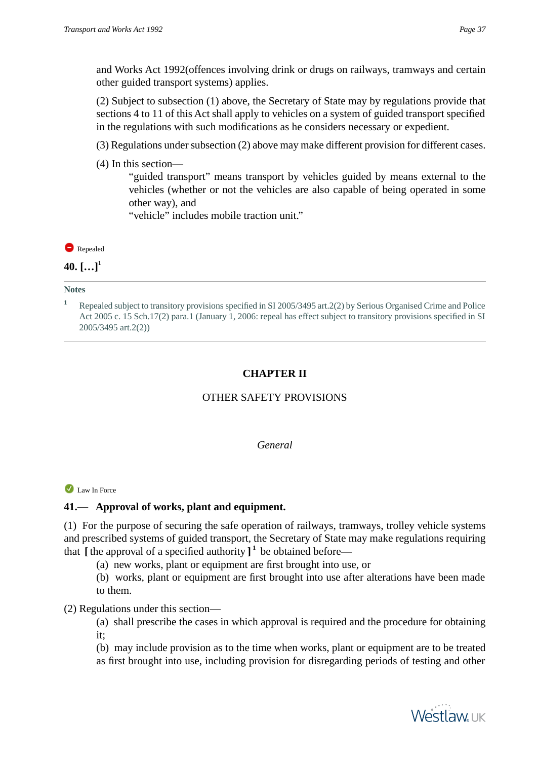and Works Act 1992(offences involving drink or drugs on railways, tramways and certain other guided transport systems) applies.

(2) Subject to subsection (1) above, the Secretary of State may by regulations provide that sections 4 to 11 of this Act shall apply to vehicles on a system of guided transport specified in the regulations with such modifications as he considers necessary or expedient.

(3) Regulations under subsection (2) above may make different provision for different cases.

(4) In this section—

"guided transport" means transport by vehicles guided by means external to the vehicles (whether or not the vehicles are also capable of being operated in some other way), and

"vehicle" includes mobile traction unit."

Repealed

**40. […][1]**

**Notes**

1 Repealed subject to transitory provisions specified in SI 2005/3495 art.2(2) by Serious Organised Crime and Police Act 2005 c. 15 Sch.17(2) para.1 (January 1, 2006: repeal has effect subject to transitory provisions specified in SI 2005/3495 art.2(2))

## CHAPTER II

OTHER SAFETY PROVISIONS

*General*

Law In Force

**41.— Approval of works, plant and equipment.**

(1) For the purpose of securing the safe operation of railways, tramways, trolley vehicle systems and prescribed systems of guided transport, the Secretary of State may make regulations requiring that **[** the approval of a specified authority **]**[1] be obtained before—

(a) new works, plant or equipment are first brought into use, or

(b) works, plant or equipment are first brought into use after alterations have been made to them.

(2) Regulations under this section—

(a) shall prescribe the cases in which approval is required and the procedure for obtaining it;

(b) may include provision as to the time when works, plant or equipment are to be treated as first brought into use, including provision for disregarding periods of testing and other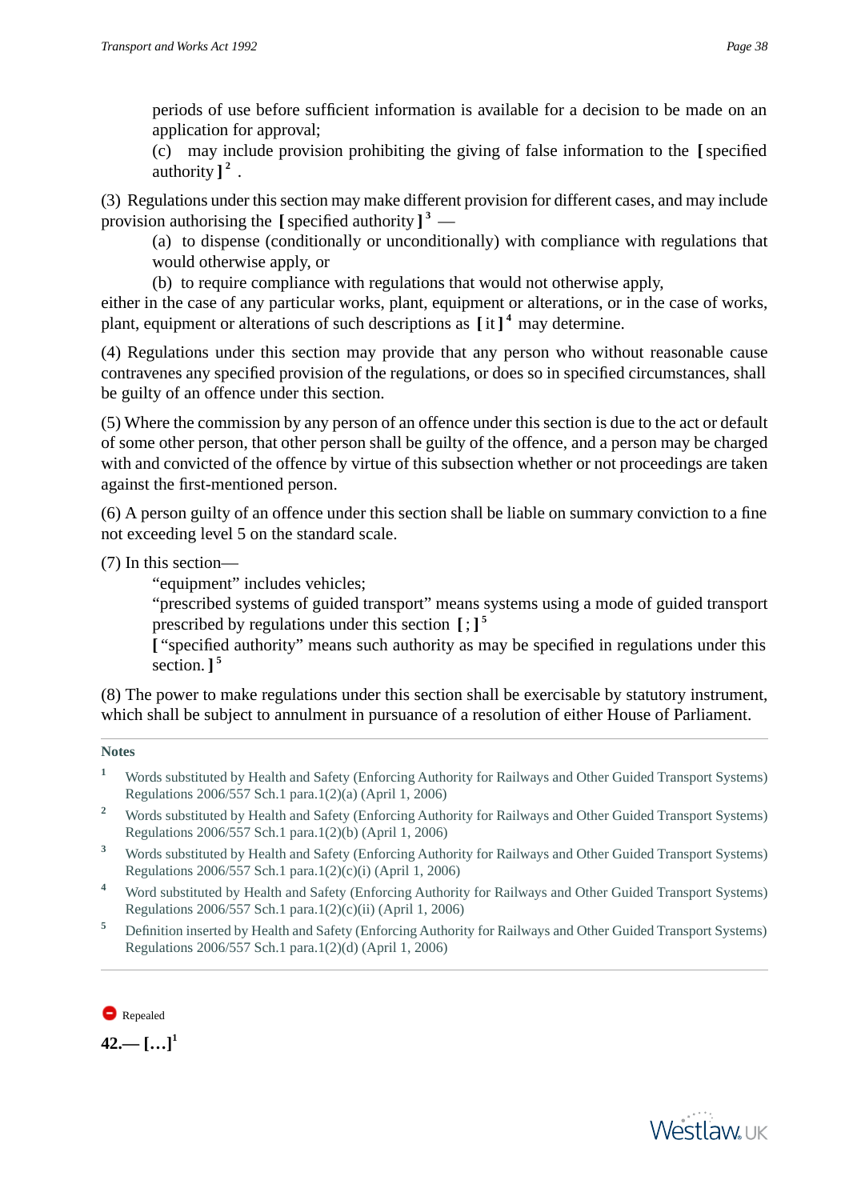periods of use before sufficient information is available for a decision to be made on an application for approval;

(c) may include provision prohibiting the giving of false information to the [ specified authority ] [2] .

(3) Regulations under this section may make different provision for different cases, and may include provision authorising the [ specified authority ] [3] —

(a) to dispense (conditionally or unconditionally) with compliance with regulations that would otherwise apply, or

(b) to require compliance with regulations that would not otherwise apply,

either in the case of any particular works, plant, equipment or alterations, or in the case of works, plant, equipment or alterations of such descriptions as [ it ] [4] may determine.

(4) Regulations under this section may provide that any person who without reasonable cause contravenes any specified provision of the regulations, or does so in specified circumstances, shall be guilty of an offence under this section.

(5) Where the commission by any person of an offence under this section is due to the act or default of some other person, that other person shall be guilty of the offence, and a person may be charged with and convicted of the offence by virtue of this subsection whether or not proceedings are taken against the first-mentioned person.

(6) A person guilty of an offence under this section shall be liable on summary conviction to a fine not exceeding level 5 on the standard scale.

(7) In this section—

"equipment" includes vehicles;

"prescribed systems of guided transport" means systems using a mode of guided transport prescribed by regulations under this section [ ; ] [5]

[ "specified authority" means such authority as may be specified in regulations under this section. ] [5]

(8) The power to make regulations under this section shall be exercisable by statutory instrument, which shall be subject to annulment in pursuance of a resolution of either House of Parliament.

**Notes**

1. Words substituted by Health and Safety (Enforcing Authority for Railways and Other Guided Transport Systems) Regulations 2006/557 Sch.1 para.1(2)(a) (April 1, 2006)
2. Words substituted by Health and Safety (Enforcing Authority for Railways and Other Guided Transport Systems) Regulations 2006/557 Sch.1 para.1(2)(b) (April 1, 2006)
3. Words substituted by Health and Safety (Enforcing Authority for Railways and Other Guided Transport Systems) Regulations 2006/557 Sch.1 para.1(2)(c)(i) (April 1, 2006)
4. Word substituted by Health and Safety (Enforcing Authority for Railways and Other Guided Transport Systems) Regulations 2006/557 Sch.1 para.1(2)(c)(ii) (April 1, 2006)
5. Definition inserted by Health and Safety (Enforcing Authority for Railways and Other Guided Transport Systems) Regulations 2006/557 Sch.1 para.1(2)(d) (April 1, 2006)

Repealed

**42.— […]** [1]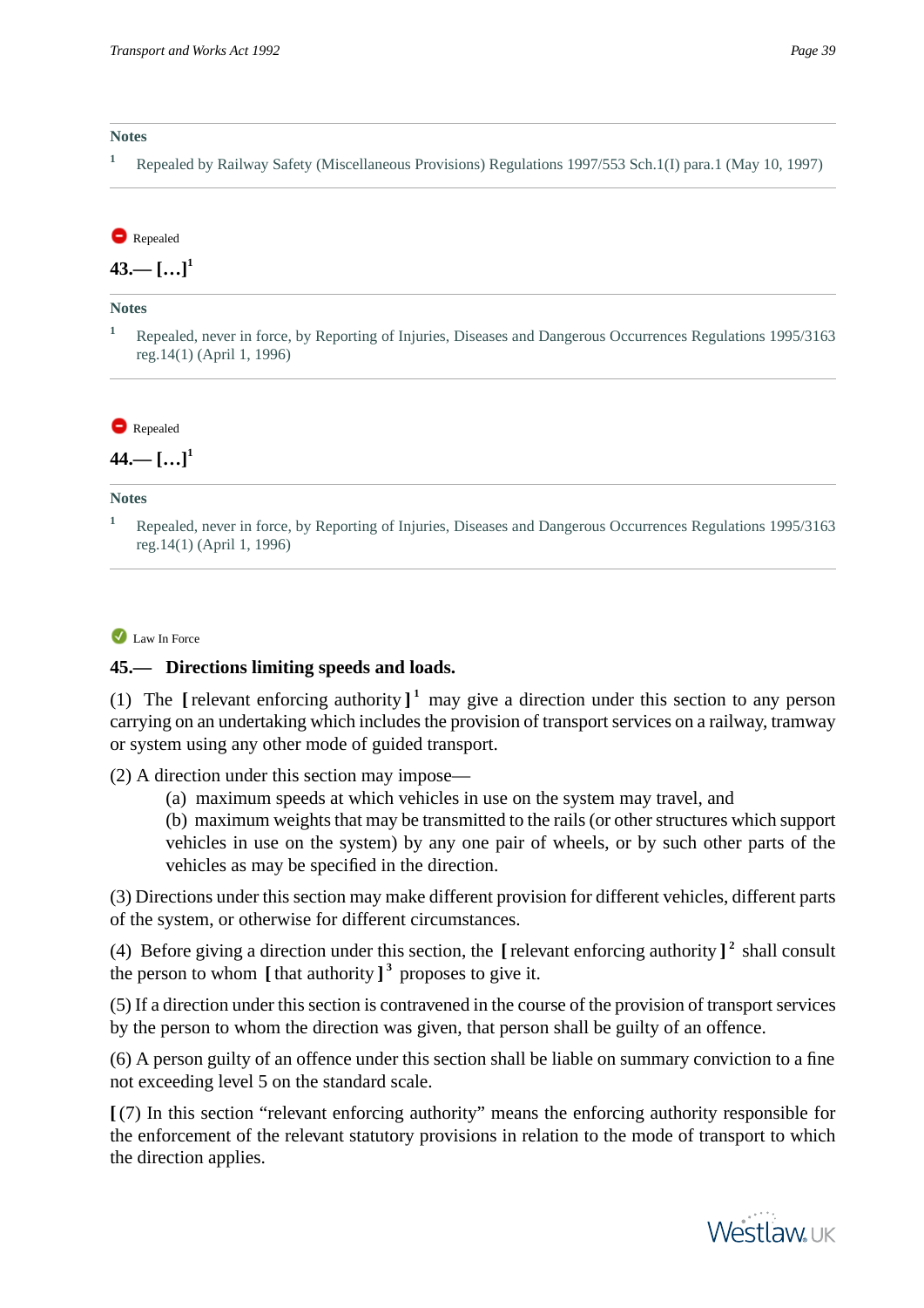**Notes**

[1] Repealed by Railway Safety (Miscellaneous Provisions) Regulations 1997/553 Sch.1(I) para.1 (May 10, 1997)

Repealed

**43.— […][1]**

**Notes**

[1] Repealed, never in force, by Reporting of Injuries, Diseases and Dangerous Occurrences Regulations 1995/3163 reg.14(1) (April 1, 1996)

Repealed

**44.— […][1]**

**Notes**

[1] Repealed, never in force, by Reporting of Injuries, Diseases and Dangerous Occurrences Regulations 1995/3163 reg.14(1) (April 1, 1996)

Law In Force

**45.— Directions limiting speeds and loads.**

(1) The [ relevant enforcing authority ][1] may give a direction under this section to any person carrying on an undertaking which includes the provision of transport services on a railway, tramway or system using any other mode of guided transport.

(2) A direction under this section may impose—

(a) maximum speeds at which vehicles in use on the system may travel, and

(b) maximum weights that may be transmitted to the rails (or other structures which support vehicles in use on the system) by any one pair of wheels, or by such other parts of the vehicles as may be specified in the direction.

(3) Directions under this section may make different provision for different vehicles, different parts of the system, or otherwise for different circumstances.

(4) Before giving a direction under this section, the [ relevant enforcing authority ][2] shall consult the person to whom [ that authority ][3] proposes to give it.

(5) If a direction under this section is contravened in the course of the provision of transport services by the person to whom the direction was given, that person shall be guilty of an offence.

(6) A person guilty of an offence under this section shall be liable on summary conviction to a fine not exceeding level 5 on the standard scale.

[ (7) In this section “relevant enforcing authority” means the enforcing authority responsible for the enforcement of the relevant statutory provisions in relation to the mode of transport to which the direction applies.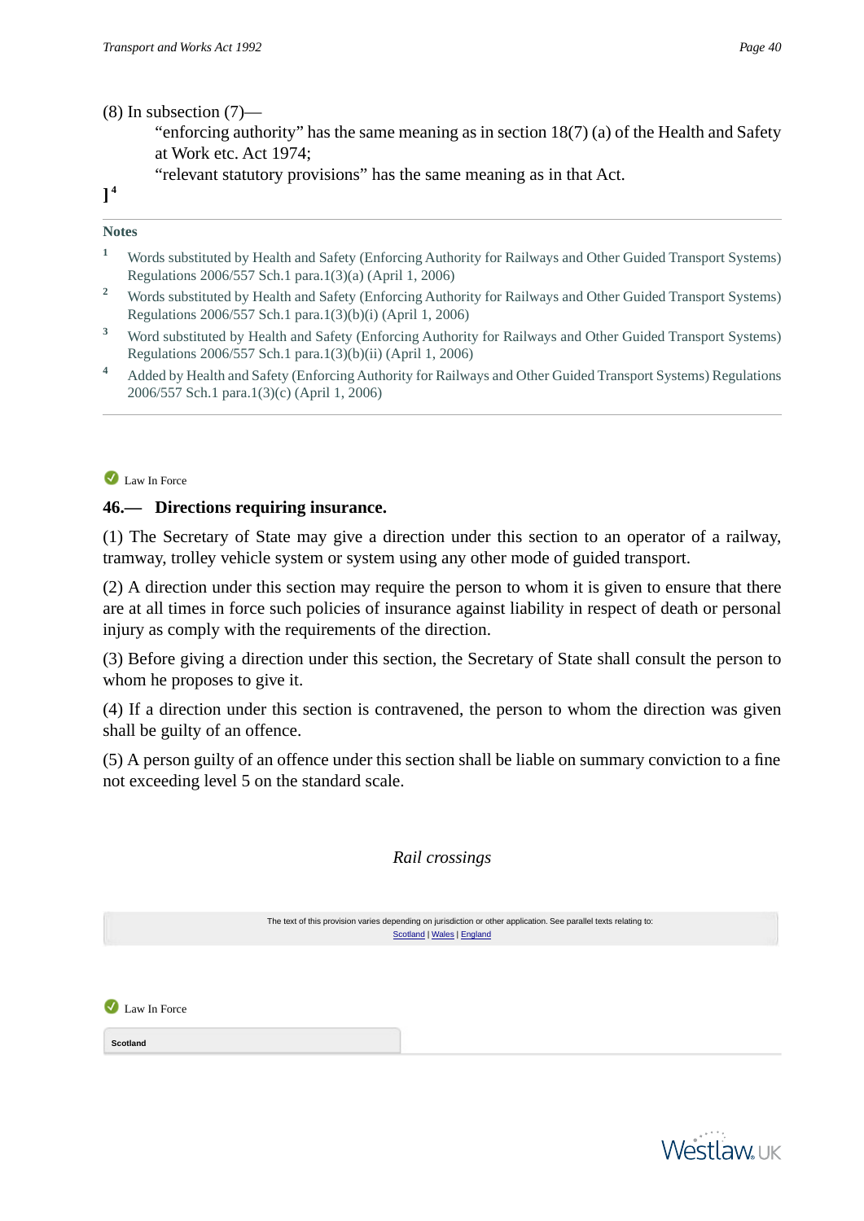(8) In subsection (7)—

"enforcing authority" has the same meaning as in section 18(7) (a) of the Health and Safety at Work etc. Act 1974;

"relevant statutory provisions" has the same meaning as in that Act.

][4]

**Notes**

1. Words substituted by Health and Safety (Enforcing Authority for Railways and Other Guided Transport Systems) Regulations 2006/557 Sch.1 para.1(3)(a) (April 1, 2006)
2. Words substituted by Health and Safety (Enforcing Authority for Railways and Other Guided Transport Systems) Regulations 2006/557 Sch.1 para.1(3)(b)(i) (April 1, 2006)
3. Word substituted by Health and Safety (Enforcing Authority for Railways and Other Guided Transport Systems) Regulations 2006/557 Sch.1 para.1(3)(b)(ii) (April 1, 2006)
4. Added by Health and Safety (Enforcing Authority for Railways and Other Guided Transport Systems) Regulations 2006/557 Sch.1 para.1(3)(c) (April 1, 2006)

Law In Force

### 46.— Directions requiring insurance.

(1) The Secretary of State may give a direction under this section to an operator of a railway, tramway, trolley vehicle system or system using any other mode of guided transport.

(2) A direction under this section may require the person to whom it is given to ensure that there are at all times in force such policies of insurance against liability in respect of death or personal injury as comply with the requirements of the direction.

(3) Before giving a direction under this section, the Secretary of State shall consult the person to whom he proposes to give it.

(4) If a direction under this section is contravened, the person to whom the direction was given shall be guilty of an offence.

(5) A person guilty of an offence under this section shall be liable on summary conviction to a fine not exceeding level 5 on the standard scale.

*Rail crossings*

The text of this provision varies depending on jurisdiction or other application. See parallel texts relating to: Scotland | Wales | England

Law In Force

**Scotland**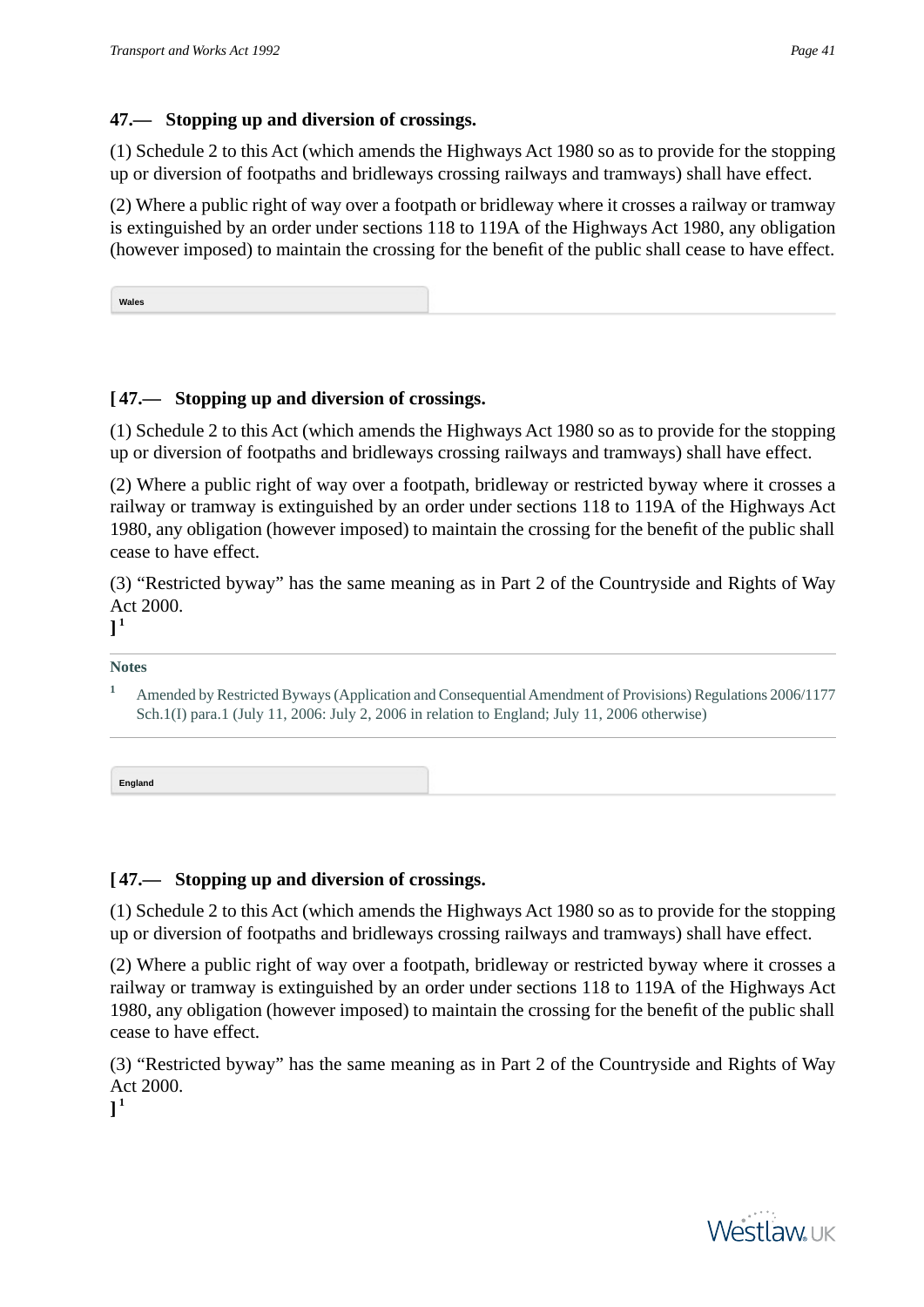### 47.— Stopping up and diversion of crossings.

(1) Schedule 2 to this Act (which amends the Highways Act 1980 so as to provide for the stopping up or diversion of footpaths and bridleways crossing railways and tramways) shall have effect.

(2) Where a public right of way over a footpath or bridleway where it crosses a railway or tramway is extinguished by an order under sections 118 to 119A of the Highways Act 1980, any obligation (however imposed) to maintain the crossing for the benefit of the public shall cease to have effect.

**Wales**

### [ 47.— Stopping up and diversion of crossings.

(1) Schedule 2 to this Act (which amends the Highways Act 1980 so as to provide for the stopping up or diversion of footpaths and bridleways crossing railways and tramways) shall have effect.

(2) Where a public right of way over a footpath, bridleway or restricted byway where it crosses a railway or tramway is extinguished by an order under sections 118 to 119A of the Highways Act 1980, any obligation (however imposed) to maintain the crossing for the benefit of the public shall cease to have effect.

(3) "Restricted byway" has the same meaning as in Part 2 of the Countryside and Rights of Way Act 2000.
][1]

**Notes**

[1] Amended by Restricted Byways (Application and Consequential Amendment of Provisions) Regulations 2006/1177 Sch.1(I) para.1 (July 11, 2006: July 2, 2006 in relation to England; July 11, 2006 otherwise)

**England**

### [ 47.— Stopping up and diversion of crossings.

(1) Schedule 2 to this Act (which amends the Highways Act 1980 so as to provide for the stopping up or diversion of footpaths and bridleways crossing railways and tramways) shall have effect.

(2) Where a public right of way over a footpath, bridleway or restricted byway where it crosses a railway or tramway is extinguished by an order under sections 118 to 119A of the Highways Act 1980, any obligation (however imposed) to maintain the crossing for the benefit of the public shall cease to have effect.

(3) "Restricted byway" has the same meaning as in Part 2 of the Countryside and Rights of Way Act 2000.
][1]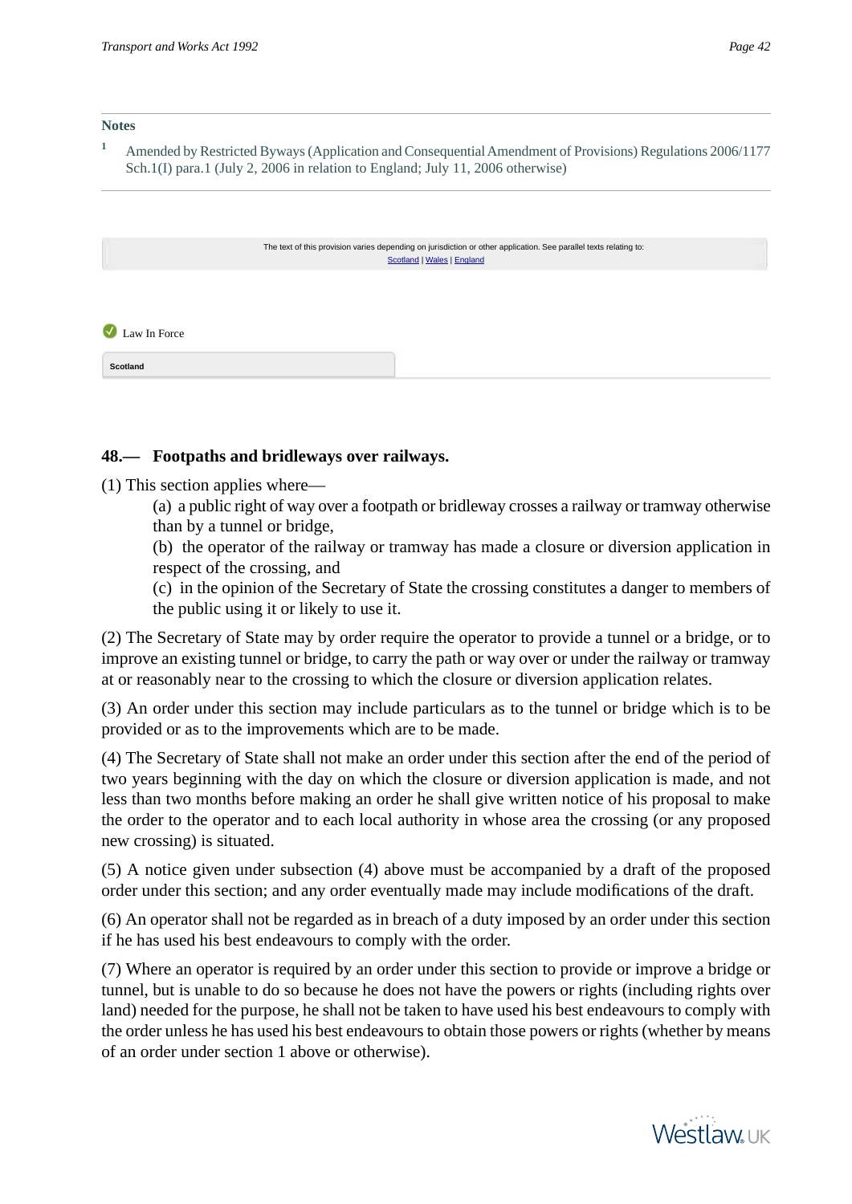**Notes**

[1] Amended by Restricted Byways (Application and Consequential Amendment of Provisions) Regulations 2006/1177 Sch.1(I) para.1 (July 2, 2006 in relation to England; July 11, 2006 otherwise)

---

The text of this provision varies depending on jurisdiction or other application. See parallel texts relating to:
Scotland | Wales | England

Law In Force

Scotland

### 48.— Footpaths and bridleways over railways.

(1) This section applies where—

(a) a public right of way over a footpath or bridleway crosses a railway or tramway otherwise than by a tunnel or bridge,

(b) the operator of the railway or tramway has made a closure or diversion application in respect of the crossing, and

(c) in the opinion of the Secretary of State the crossing constitutes a danger to members of the public using it or likely to use it.

(2) The Secretary of State may by order require the operator to provide a tunnel or a bridge, or to improve an existing tunnel or bridge, to carry the path or way over or under the railway or tramway at or reasonably near to the crossing to which the closure or diversion application relates.

(3) An order under this section may include particulars as to the tunnel or bridge which is to be provided or as to the improvements which are to be made.

(4) The Secretary of State shall not make an order under this section after the end of the period of two years beginning with the day on which the closure or diversion application is made, and not less than two months before making an order he shall give written notice of his proposal to make the order to the operator and to each local authority in whose area the crossing (or any proposed new crossing) is situated.

(5) A notice given under subsection (4) above must be accompanied by a draft of the proposed order under this section; and any order eventually made may include modifications of the draft.

(6) An operator shall not be regarded as in breach of a duty imposed by an order under this section if he has used his best endeavours to comply with the order.

(7) Where an operator is required by an order under this section to provide or improve a bridge or tunnel, but is unable to do so because he does not have the powers or rights (including rights over land) needed for the purpose, he shall not be taken to have used his best endeavours to comply with the order unless he has used his best endeavours to obtain those powers or rights (whether by means of an order under section 1 above or otherwise).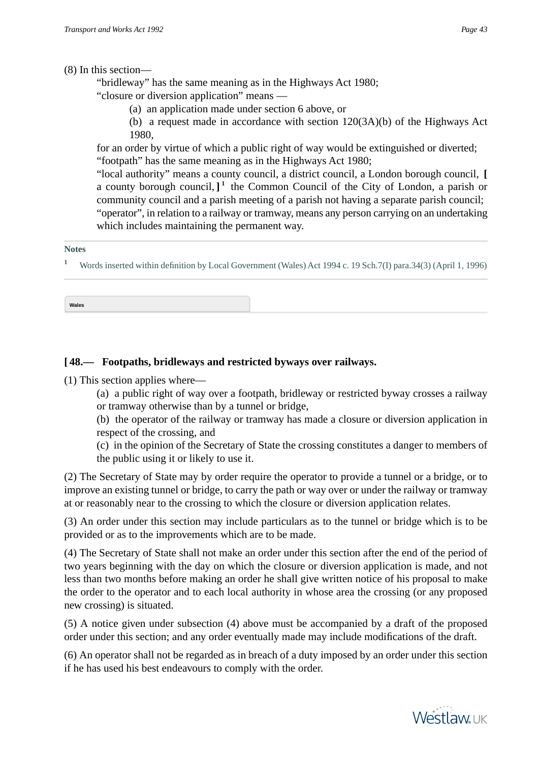(8) In this section—

"bridleway" has the same meaning as in the Highways Act 1980;

"closure or diversion application" means —

(a) an application made under section 6 above, or

(b) a request made in accordance with section 120(3A)(b) of the Highways Act 1980,

for an order by virtue of which a public right of way would be extinguished or diverted;

"footpath" has the same meaning as in the Highways Act 1980;

"local authority" means a county council, a district council, a London borough council, **[** a county borough council, **]** [1] the Common Council of the City of London, a parish or community council and a parish meeting of a parish not having a separate parish council;

"operator", in relation to a railway or tramway, means any person carrying on an undertaking which includes maintaining the permanent way.

**Notes**

[1] Words inserted within definition by Local Government (Wales) Act 1994 c. 19 Sch.7(I) para.34(3) (April 1, 1996)

Wales

## [ 48.— Footpaths, bridleways and restricted byways over railways.

(1) This section applies where—

(a) a public right of way over a footpath, bridleway or restricted byway crosses a railway or tramway otherwise than by a tunnel or bridge,

(b) the operator of the railway or tramway has made a closure or diversion application in respect of the crossing, and

(c) in the opinion of the Secretary of State the crossing constitutes a danger to members of the public using it or likely to use it.

(2) The Secretary of State may by order require the operator to provide a tunnel or a bridge, or to improve an existing tunnel or bridge, to carry the path or way over or under the railway or tramway at or reasonably near to the crossing to which the closure or diversion application relates.

(3) An order under this section may include particulars as to the tunnel or bridge which is to be provided or as to the improvements which are to be made.

(4) The Secretary of State shall not make an order under this section after the end of the period of two years beginning with the day on which the closure or diversion application is made, and not less than two months before making an order he shall give written notice of his proposal to make the order to the operator and to each local authority in whose area the crossing (or any proposed new crossing) is situated.

(5) A notice given under subsection (4) above must be accompanied by a draft of the proposed order under this section; and any order eventually made may include modifications of the draft.

(6) An operator shall not be regarded as in breach of a duty imposed by an order under this section if he has used his best endeavours to comply with the order.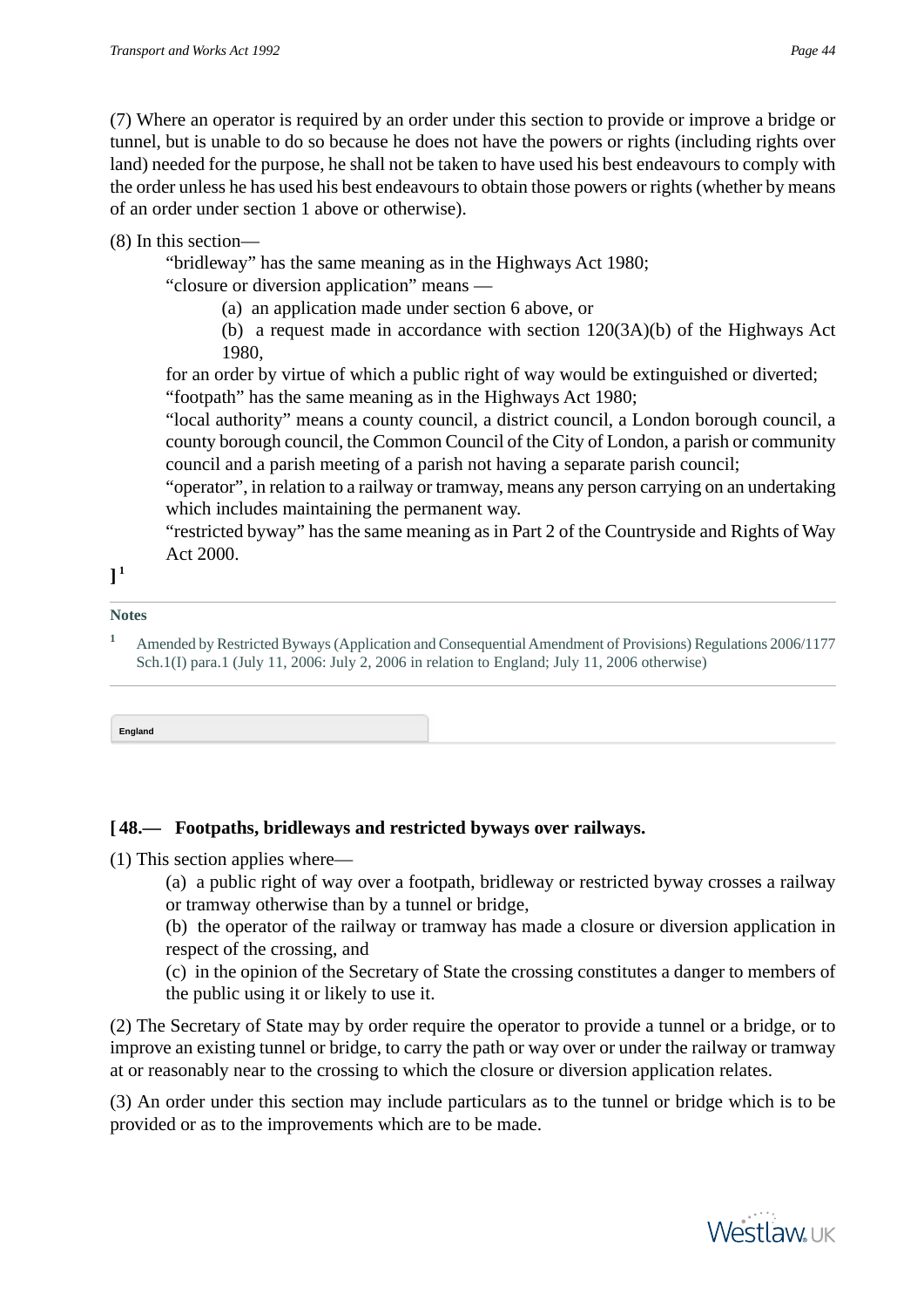(7) Where an operator is required by an order under this section to provide or improve a bridge or tunnel, but is unable to do so because he does not have the powers or rights (including rights over land) needed for the purpose, he shall not be taken to have used his best endeavours to comply with the order unless he has used his best endeavours to obtain those powers or rights (whether by means of an order under section 1 above or otherwise).

(8) In this section—

"bridleway" has the same meaning as in the Highways Act 1980;

"closure or diversion application" means —

(a) an application made under section 6 above, or

(b) a request made in accordance with section 120(3A)(b) of the Highways Act 1980,

for an order by virtue of which a public right of way would be extinguished or diverted;

"footpath" has the same meaning as in the Highways Act 1980;

"local authority" means a county council, a district council, a London borough council, a county borough council, the Common Council of the City of London, a parish or community council and a parish meeting of a parish not having a separate parish council;

"operator", in relation to a railway or tramway, means any person carrying on an undertaking which includes maintaining the permanent way.

"restricted byway" has the same meaning as in Part 2 of the Countryside and Rights of Way Act 2000.

**]** [1]

**Notes**

[1] Amended by Restricted Byways (Application and Consequential Amendment of Provisions) Regulations 2006/1177 Sch.1(I) para.1 (July 11, 2006: July 2, 2006 in relation to England; July 11, 2006 otherwise)

England

## [ 48.— Footpaths, bridleways and restricted byways over railways.

(1) This section applies where—

(a) a public right of way over a footpath, bridleway or restricted byway crosses a railway or tramway otherwise than by a tunnel or bridge,

(b) the operator of the railway or tramway has made a closure or diversion application in respect of the crossing, and

(c) in the opinion of the Secretary of State the crossing constitutes a danger to members of the public using it or likely to use it.

(2) The Secretary of State may by order require the operator to provide a tunnel or a bridge, or to improve an existing tunnel or bridge, to carry the path or way over or under the railway or tramway at or reasonably near to the crossing to which the closure or diversion application relates.

(3) An order under this section may include particulars as to the tunnel or bridge which is to be provided or as to the improvements which are to be made.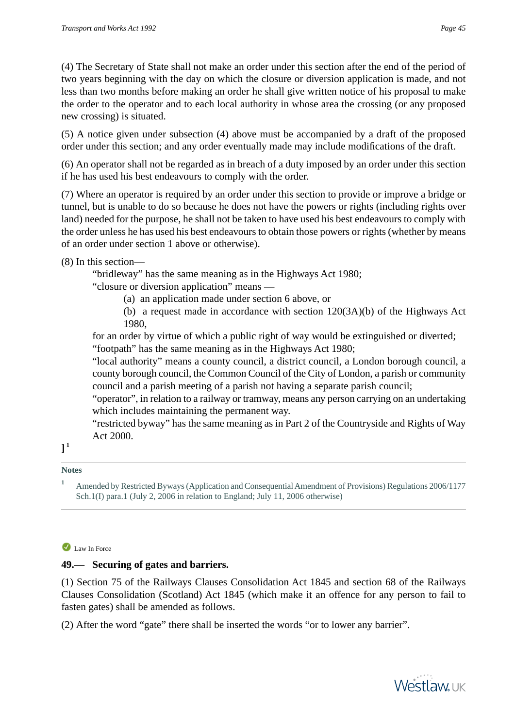(4) The Secretary of State shall not make an order under this section after the end of the period of two years beginning with the day on which the closure or diversion application is made, and not less than two months before making an order he shall give written notice of his proposal to make the order to the operator and to each local authority in whose area the crossing (or any proposed new crossing) is situated.

(5) A notice given under subsection (4) above must be accompanied by a draft of the proposed order under this section; and any order eventually made may include modifications of the draft.

(6) An operator shall not be regarded as in breach of a duty imposed by an order under this section if he has used his best endeavours to comply with the order.

(7) Where an operator is required by an order under this section to provide or improve a bridge or tunnel, but is unable to do so because he does not have the powers or rights (including rights over land) needed for the purpose, he shall not be taken to have used his best endeavours to comply with the order unless he has used his best endeavours to obtain those powers or rights (whether by means of an order under section 1 above or otherwise).

(8) In this section—

"bridleway" has the same meaning as in the Highways Act 1980;

"closure or diversion application" means —

(a) an application made under section 6 above, or

(b) a request made in accordance with section 120(3A)(b) of the Highways Act 1980,

for an order by virtue of which a public right of way would be extinguished or diverted;

"footpath" has the same meaning as in the Highways Act 1980;

"local authority" means a county council, a district council, a London borough council, a county borough council, the Common Council of the City of London, a parish or community council and a parish meeting of a parish not having a separate parish council;

"operator", in relation to a railway or tramway, means any person carrying on an undertaking which includes maintaining the permanent way.

"restricted byway" has the same meaning as in Part 2 of the Countryside and Rights of Way Act 2000.

**]** [1]

**Notes**

[1] Amended by Restricted Byways (Application and Consequential Amendment of Provisions) Regulations 2006/1177 Sch.1(I) para.1 (July 2, 2006 in relation to England; July 11, 2006 otherwise)

Law In Force

**49.— Securing of gates and barriers.**

(1) Section 75 of the Railways Clauses Consolidation Act 1845 and section 68 of the Railways Clauses Consolidation (Scotland) Act 1845 (which make it an offence for any person to fail to fasten gates) shall be amended as follows.

(2) After the word "gate" there shall be inserted the words "or to lower any barrier".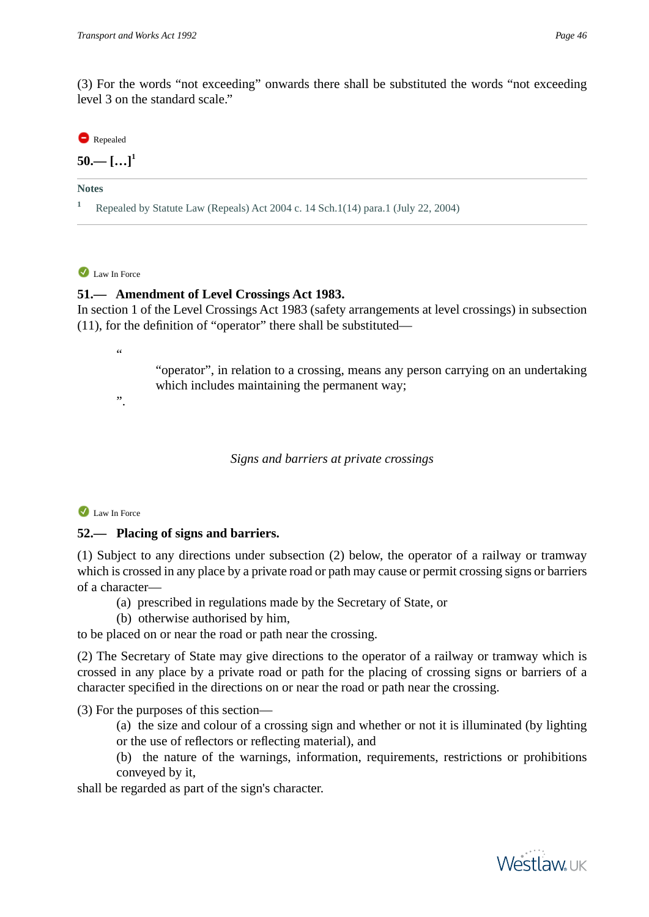(3) For the words "not exceeding" onwards there shall be substituted the words "not exceeding level 3 on the standard scale."

Repealed

**50.— […][1]**

**Notes**

[1] Repealed by Statute Law (Repeals) Act 2004 c. 14 Sch.1(14) para.1 (July 22, 2004)

Law In Force

**51.— Amendment of Level Crossings Act 1983.**

In section 1 of the Level Crossings Act 1983 (safety arrangements at level crossings) in subsection (11), for the definition of "operator" there shall be substituted—

"

"operator", in relation to a crossing, means any person carrying on an undertaking which includes maintaining the permanent way;

".

*Signs and barriers at private crossings*

Law In Force

**52.— Placing of signs and barriers.**

(1) Subject to any directions under subsection (2) below, the operator of a railway or tramway which is crossed in any place by a private road or path may cause or permit crossing signs or barriers of a character—

(a) prescribed in regulations made by the Secretary of State, or

(b) otherwise authorised by him,

to be placed on or near the road or path near the crossing.

(2) The Secretary of State may give directions to the operator of a railway or tramway which is crossed in any place by a private road or path for the placing of crossing signs or barriers of a character specified in the directions on or near the road or path near the crossing.

(3) For the purposes of this section—

(a) the size and colour of a crossing sign and whether or not it is illuminated (by lighting or the use of reflectors or reflecting material), and

(b) the nature of the warnings, information, requirements, restrictions or prohibitions conveyed by it,

shall be regarded as part of the sign's character.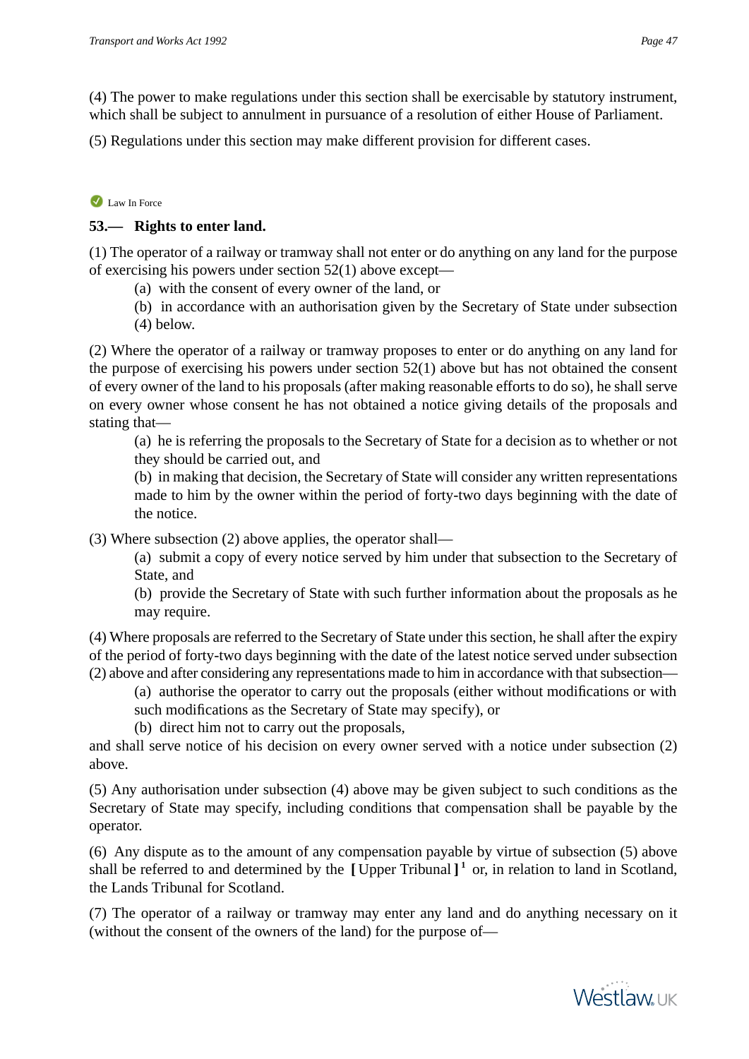(4) The power to make regulations under this section shall be exercisable by statutory instrument, which shall be subject to annulment in pursuance of a resolution of either House of Parliament.

(5) Regulations under this section may make different provision for different cases.

Law In Force

**53.— Rights to enter land.**

(1) The operator of a railway or tramway shall not enter or do anything on any land for the purpose of exercising his powers under section 52(1) above except—

(a) with the consent of every owner of the land, or

(b) in accordance with an authorisation given by the Secretary of State under subsection (4) below.

(2) Where the operator of a railway or tramway proposes to enter or do anything on any land for the purpose of exercising his powers under section 52(1) above but has not obtained the consent of every owner of the land to his proposals (after making reasonable efforts to do so), he shall serve on every owner whose consent he has not obtained a notice giving details of the proposals and stating that—

(a) he is referring the proposals to the Secretary of State for a decision as to whether or not they should be carried out, and

(b) in making that decision, the Secretary of State will consider any written representations made to him by the owner within the period of forty-two days beginning with the date of the notice.

(3) Where subsection (2) above applies, the operator shall—

(a) submit a copy of every notice served by him under that subsection to the Secretary of State, and

(b) provide the Secretary of State with such further information about the proposals as he may require.

(4) Where proposals are referred to the Secretary of State under this section, he shall after the expiry of the period of forty-two days beginning with the date of the latest notice served under subsection (2) above and after considering any representations made to him in accordance with that subsection—

(a) authorise the operator to carry out the proposals (either without modifications or with such modifications as the Secretary of State may specify), or

(b) direct him not to carry out the proposals,

and shall serve notice of his decision on every owner served with a notice under subsection (2) above.

(5) Any authorisation under subsection (4) above may be given subject to such conditions as the Secretary of State may specify, including conditions that compensation shall be payable by the operator.

(6) Any dispute as to the amount of any compensation payable by virtue of subsection (5) above shall be referred to and determined by the [ Upper Tribunal ] [1] or, in relation to land in Scotland, the Lands Tribunal for Scotland.

(7) The operator of a railway or tramway may enter any land and do anything necessary on it (without the consent of the owners of the land) for the purpose of—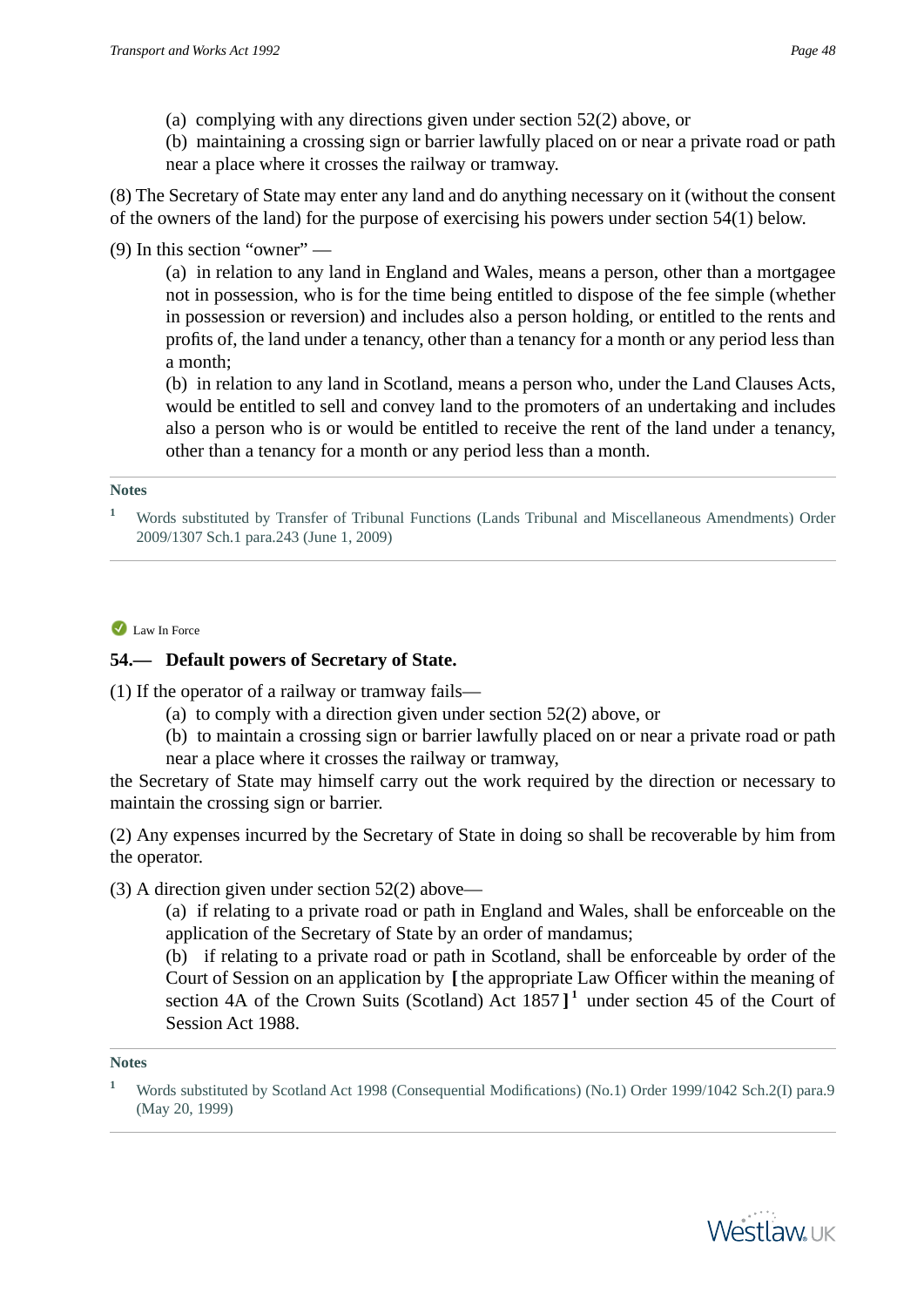(a) complying with any directions given under section 52(2) above, or

(b) maintaining a crossing sign or barrier lawfully placed on or near a private road or path near a place where it crosses the railway or tramway.

(8) The Secretary of State may enter any land and do anything necessary on it (without the consent of the owners of the land) for the purpose of exercising his powers under section 54(1) below.

(9) In this section "owner" —

(a) in relation to any land in England and Wales, means a person, other than a mortgagee not in possession, who is for the time being entitled to dispose of the fee simple (whether in possession or reversion) and includes also a person holding, or entitled to the rents and profits of, the land under a tenancy, other than a tenancy for a month or any period less than a month;

(b) in relation to any land in Scotland, means a person who, under the Land Clauses Acts, would be entitled to sell and convey land to the promoters of an undertaking and includes also a person who is or would be entitled to receive the rent of the land under a tenancy, other than a tenancy for a month or any period less than a month.

**Notes**

[1] Words substituted by Transfer of Tribunal Functions (Lands Tribunal and Miscellaneous Amendments) Order 2009/1307 Sch.1 para.243 (June 1, 2009)

Law In Force

## 54.— Default powers of Secretary of State.

(1) If the operator of a railway or tramway fails—

(a) to comply with a direction given under section 52(2) above, or

(b) to maintain a crossing sign or barrier lawfully placed on or near a private road or path near a place where it crosses the railway or tramway,

the Secretary of State may himself carry out the work required by the direction or necessary to maintain the crossing sign or barrier.

(2) Any expenses incurred by the Secretary of State in doing so shall be recoverable by him from the operator.

(3) A direction given under section 52(2) above—

(a) if relating to a private road or path in England and Wales, shall be enforceable on the application of the Secretary of State by an order of mandamus;

(b) if relating to a private road or path in Scotland, shall be enforceable by order of the Court of Session on an application by [ the appropriate Law Officer within the meaning of section 4A of the Crown Suits (Scotland) Act 1857 ] [1] under section 45 of the Court of Session Act 1988.

**Notes**

[1] Words substituted by Scotland Act 1998 (Consequential Modifications) (No.1) Order 1999/1042 Sch.2(I) para.9 (May 20, 1999)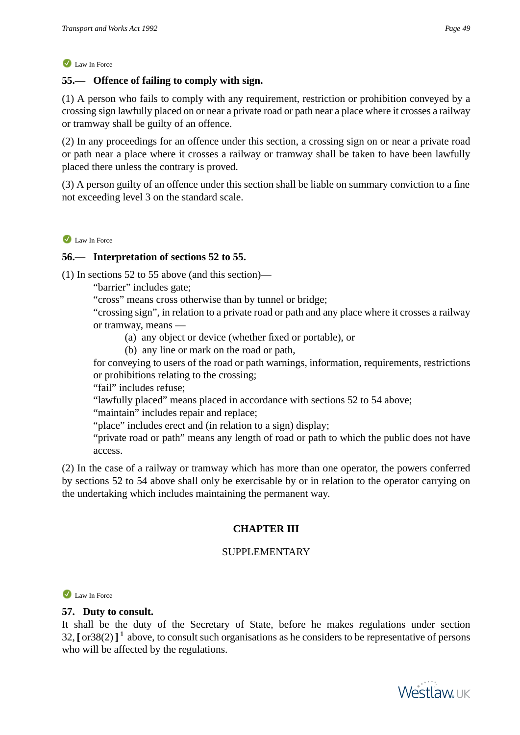Law In Force

**55.— Offence of failing to comply with sign.**

(1) A person who fails to comply with any requirement, restriction or prohibition conveyed by a crossing sign lawfully placed on or near a private road or path near a place where it crosses a railway or tramway shall be guilty of an offence.

(2) In any proceedings for an offence under this section, a crossing sign on or near a private road or path near a place where it crosses a railway or tramway shall be taken to have been lawfully placed there unless the contrary is proved.

(3) A person guilty of an offence under this section shall be liable on summary conviction to a fine not exceeding level 3 on the standard scale.

Law In Force

**56.— Interpretation of sections 52 to 55.**

(1) In sections 52 to 55 above (and this section)—

"barrier" includes gate;

"cross" means cross otherwise than by tunnel or bridge;

"crossing sign", in relation to a private road or path and any place where it crosses a railway or tramway, means —

(a) any object or device (whether fixed or portable), or

(b) any line or mark on the road or path,

for conveying to users of the road or path warnings, information, requirements, restrictions or prohibitions relating to the crossing;

"fail" includes refuse;

"lawfully placed" means placed in accordance with sections 52 to 54 above;

"maintain" includes repair and replace;

"place" includes erect and (in relation to a sign) display;

"private road or path" means any length of road or path to which the public does not have access.

(2) In the case of a railway or tramway which has more than one operator, the powers conferred by sections 52 to 54 above shall only be exercisable by or in relation to the operator carrying on the undertaking which includes maintaining the permanent way.

## CHAPTER III

SUPPLEMENTARY

Law In Force

**57. Duty to consult.**

It shall be the duty of the Secretary of State, before he makes regulations under section 32, [ or38(2) ] [1] above, to consult such organisations as he considers to be representative of persons who will be affected by the regulations.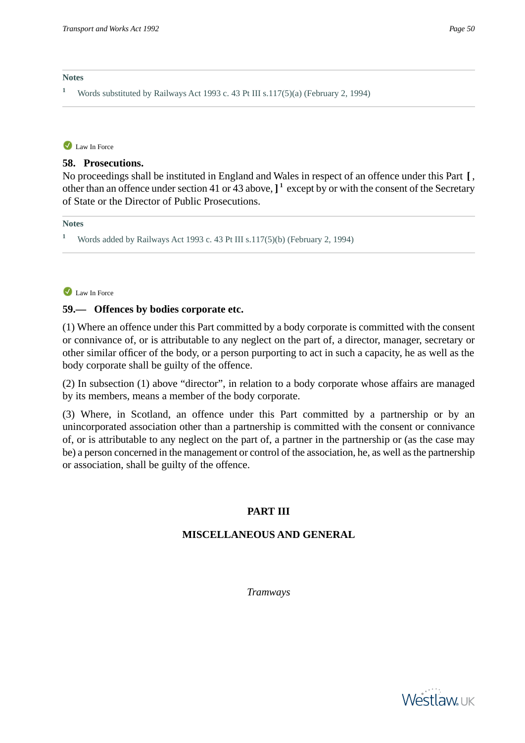**Notes**

[1] Words substituted by Railways Act 1993 c. 43 Pt III s.117(5)(a) (February 2, 1994)

Law In Force

### 58. Prosecutions.

No proceedings shall be instituted in England and Wales in respect of an offence under this Part **[** , other than an offence under section 41 or 43 above, **]** [1] except by or with the consent of the Secretary of State or the Director of Public Prosecutions.

**Notes**

[1] Words added by Railways Act 1993 c. 43 Pt III s.117(5)(b) (February 2, 1994)

Law In Force

### 59.— Offences by bodies corporate etc.

(1) Where an offence under this Part committed by a body corporate is committed with the consent or connivance of, or is attributable to any neglect on the part of, a director, manager, secretary or other similar officer of the body, or a person purporting to act in such a capacity, he as well as the body corporate shall be guilty of the offence.

(2) In subsection (1) above "director", in relation to a body corporate whose affairs are managed by its members, means a member of the body corporate.

(3) Where, in Scotland, an offence under this Part committed by a partnership or by an unincorporated association other than a partnership is committed with the consent or connivance of, or is attributable to any neglect on the part of, a partner in the partnership or (as the case may be) a person concerned in the management or control of the association, he, as well as the partnership or association, shall be guilty of the offence.

## PART III

## MISCELLANEOUS AND GENERAL

*Tramways*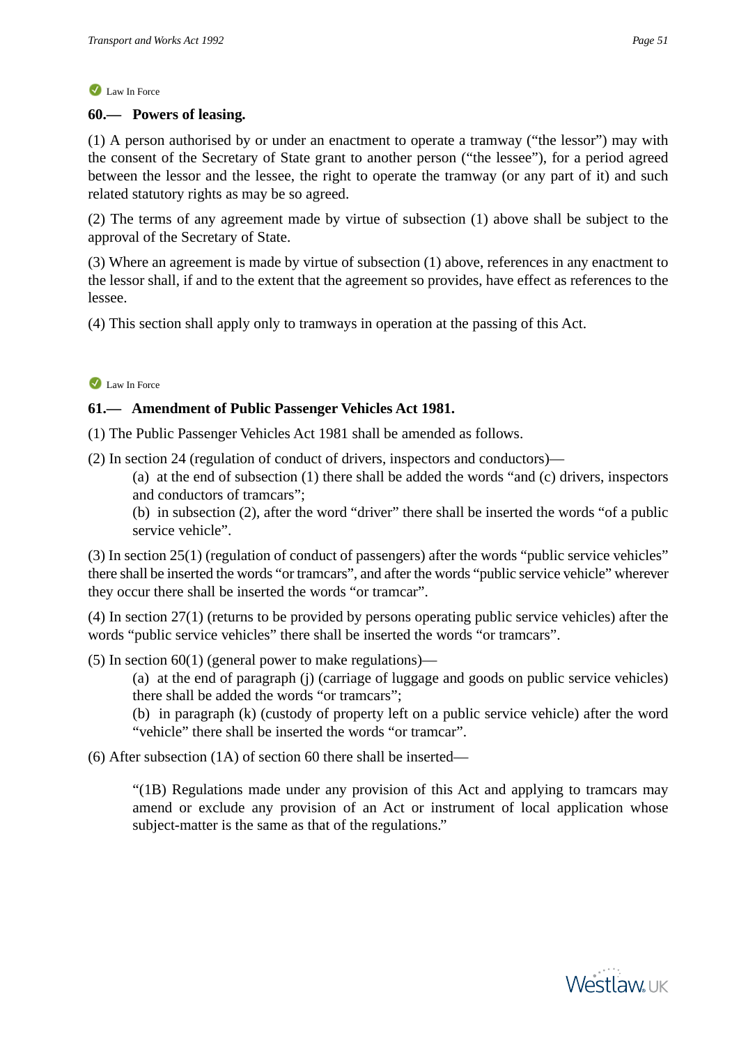Law In Force

**60.— Powers of leasing.**

(1) A person authorised by or under an enactment to operate a tramway ("the lessor") may with the consent of the Secretary of State grant to another person ("the lessee"), for a period agreed between the lessor and the lessee, the right to operate the tramway (or any part of it) and such related statutory rights as may be so agreed.

(2) The terms of any agreement made by virtue of subsection (1) above shall be subject to the approval of the Secretary of State.

(3) Where an agreement is made by virtue of subsection (1) above, references in any enactment to the lessor shall, if and to the extent that the agreement so provides, have effect as references to the lessee.

(4) This section shall apply only to tramways in operation at the passing of this Act.

Law In Force

**61.— Amendment of Public Passenger Vehicles Act 1981.**

(1) The Public Passenger Vehicles Act 1981 shall be amended as follows.

(2) In section 24 (regulation of conduct of drivers, inspectors and conductors)—

(a) at the end of subsection (1) there shall be added the words "and (c) drivers, inspectors and conductors of tramcars";

(b) in subsection (2), after the word "driver" there shall be inserted the words "of a public service vehicle".

(3) In section 25(1) (regulation of conduct of passengers) after the words "public service vehicles" there shall be inserted the words "or tramcars", and after the words "public service vehicle" wherever they occur there shall be inserted the words "or tramcar".

(4) In section 27(1) (returns to be provided by persons operating public service vehicles) after the words "public service vehicles" there shall be inserted the words "or tramcars".

(5) In section 60(1) (general power to make regulations)—

(a) at the end of paragraph (j) (carriage of luggage and goods on public service vehicles) there shall be added the words "or tramcars";

(b) in paragraph (k) (custody of property left on a public service vehicle) after the word "vehicle" there shall be inserted the words "or tramcar".

(6) After subsection (1A) of section 60 there shall be inserted—

> "(1B) Regulations made under any provision of this Act and applying to tramcars may amend or exclude any provision of an Act or instrument of local application whose subject-matter is the same as that of the regulations."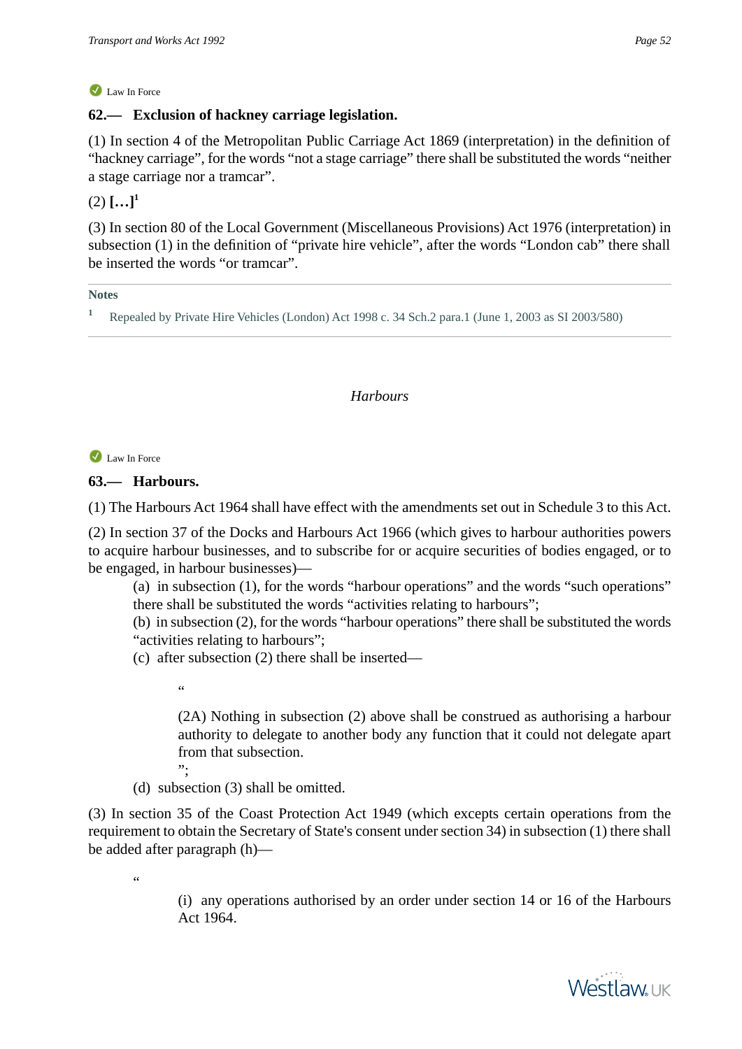Law In Force

### 62.— Exclusion of hackney carriage legislation.

(1) In section 4 of the Metropolitan Public Carriage Act 1869 (interpretation) in the definition of “hackney carriage”, for the words “not a stage carriage” there shall be substituted the words “neither a stage carriage nor a tramcar”.

(2) **[…]**[1]

(3) In section 80 of the Local Government (Miscellaneous Provisions) Act 1976 (interpretation) in subsection (1) in the definition of “private hire vehicle”, after the words “London cab” there shall be inserted the words “or tramcar”.

**Notes**

[1] Repealed by Private Hire Vehicles (London) Act 1998 c. 34 Sch.2 para.1 (June 1, 2003 as SI 2003/580)

*Harbours*

Law In Force

### 63.— Harbours.

(1) The Harbours Act 1964 shall have effect with the amendments set out in Schedule 3 to this Act.

(2) In section 37 of the Docks and Harbours Act 1966 (which gives to harbour authorities powers to acquire harbour businesses, and to subscribe for or acquire securities of bodies engaged, or to be engaged, in harbour businesses)—

(a) in subsection (1), for the words “harbour operations” and the words “such operations” there shall be substituted the words “activities relating to harbours”;

(b) in subsection (2), for the words “harbour operations” there shall be substituted the words “activities relating to harbours”;

(c) after subsection (2) there shall be inserted—

> “
>
> (2A) Nothing in subsection (2) above shall be construed as authorising a harbour authority to delegate to another body any function that it could not delegate apart from that subsection.
>
> ”;

(d) subsection (3) shall be omitted.

(3) In section 35 of the Coast Protection Act 1949 (which excepts certain operations from the requirement to obtain the Secretary of State's consent under section 34) in subsection (1) there shall be added after paragraph (h)—

> “
>
> (i) any operations authorised by an order under section 14 or 16 of the Harbours Act 1964.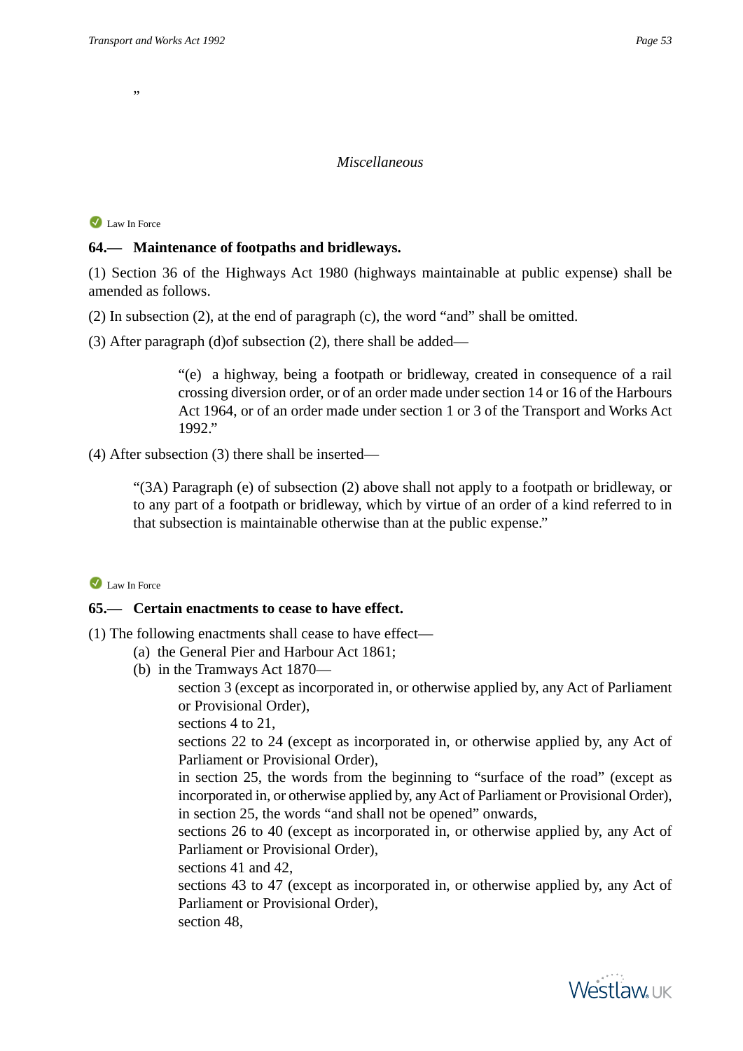”

*Miscellaneous*

Law In Force

**64.— Maintenance of footpaths and bridleways.**

(1) Section 36 of the Highways Act 1980 (highways maintainable at public expense) shall be amended as follows.

(2) In subsection (2), at the end of paragraph (c), the word “and” shall be omitted.

(3) After paragraph (d)of subsection (2), there shall be added—

> “(e) a highway, being a footpath or bridleway, created in consequence of a rail crossing diversion order, or of an order made under section 14 or 16 of the Harbours Act 1964, or of an order made under section 1 or 3 of the Transport and Works Act 1992.”

(4) After subsection (3) there shall be inserted—

> “(3A) Paragraph (e) of subsection (2) above shall not apply to a footpath or bridleway, or to any part of a footpath or bridleway, which by virtue of an order of a kind referred to in that subsection is maintainable otherwise than at the public expense.”

Law In Force

**65.— Certain enactments to cease to have effect.**

(1) The following enactments shall cease to have effect—

(a) the General Pier and Harbour Act 1861;

(b) in the Tramways Act 1870—

section 3 (except as incorporated in, or otherwise applied by, any Act of Parliament or Provisional Order),
sections 4 to 21,
sections 22 to 24 (except as incorporated in, or otherwise applied by, any Act of Parliament or Provisional Order),
in section 25, the words from the beginning to “surface of the road” (except as incorporated in, or otherwise applied by, any Act of Parliament or Provisional Order),
in section 25, the words “and shall not be opened” onwards,
sections 26 to 40 (except as incorporated in, or otherwise applied by, any Act of Parliament or Provisional Order),
sections 41 and 42,
sections 43 to 47 (except as incorporated in, or otherwise applied by, any Act of Parliament or Provisional Order),
section 48,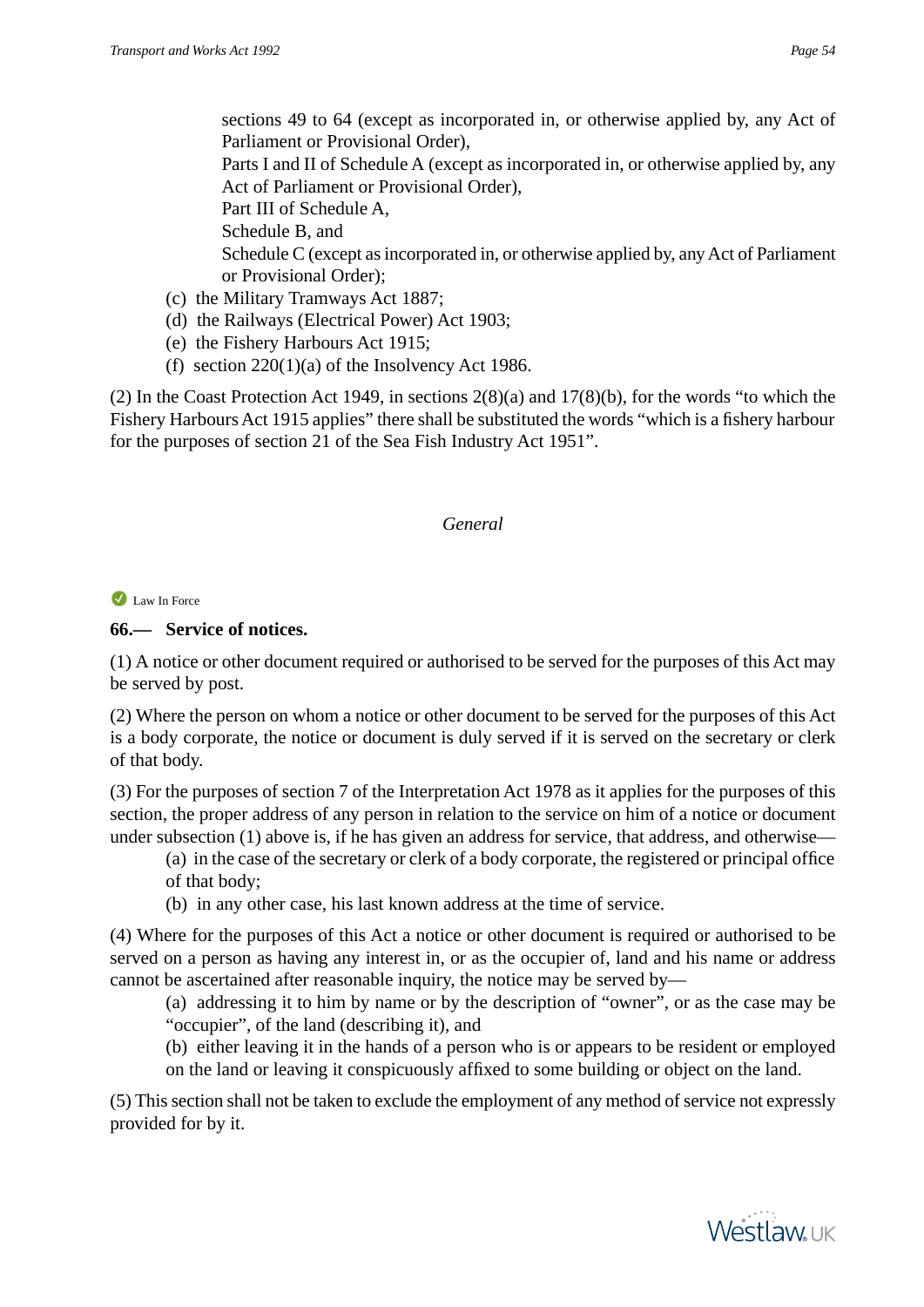sections 49 to 64 (except as incorporated in, or otherwise applied by, any Act of Parliament or Provisional Order),

Parts I and II of Schedule A (except as incorporated in, or otherwise applied by, any Act of Parliament or Provisional Order),

Part III of Schedule A,

Schedule B, and

Schedule C (except as incorporated in, or otherwise applied by, any Act of Parliament or Provisional Order);

(c) the Military Tramways Act 1887;

(d) the Railways (Electrical Power) Act 1903;

(e) the Fishery Harbours Act 1915;

(f) section 220(1)(a) of the Insolvency Act 1986.

(2) In the Coast Protection Act 1949, in sections 2(8)(a) and 17(8)(b), for the words "to which the Fishery Harbours Act 1915 applies" there shall be substituted the words "which is a fishery harbour for the purposes of section 21 of the Sea Fish Industry Act 1951".

*General*

Law In Force

**66.— Service of notices.**

(1) A notice or other document required or authorised to be served for the purposes of this Act may be served by post.

(2) Where the person on whom a notice or other document to be served for the purposes of this Act is a body corporate, the notice or document is duly served if it is served on the secretary or clerk of that body.

(3) For the purposes of section 7 of the Interpretation Act 1978 as it applies for the purposes of this section, the proper address of any person in relation to the service on him of a notice or document under subsection (1) above is, if he has given an address for service, that address, and otherwise—

(a) in the case of the secretary or clerk of a body corporate, the registered or principal office of that body;

(b) in any other case, his last known address at the time of service.

(4) Where for the purposes of this Act a notice or other document is required or authorised to be served on a person as having any interest in, or as the occupier of, land and his name or address cannot be ascertained after reasonable inquiry, the notice may be served by—

(a) addressing it to him by name or by the description of "owner", or as the case may be "occupier", of the land (describing it), and

(b) either leaving it in the hands of a person who is or appears to be resident or employed on the land or leaving it conspicuously affixed to some building or object on the land.

(5) This section shall not be taken to exclude the employment of any method of service not expressly provided for by it.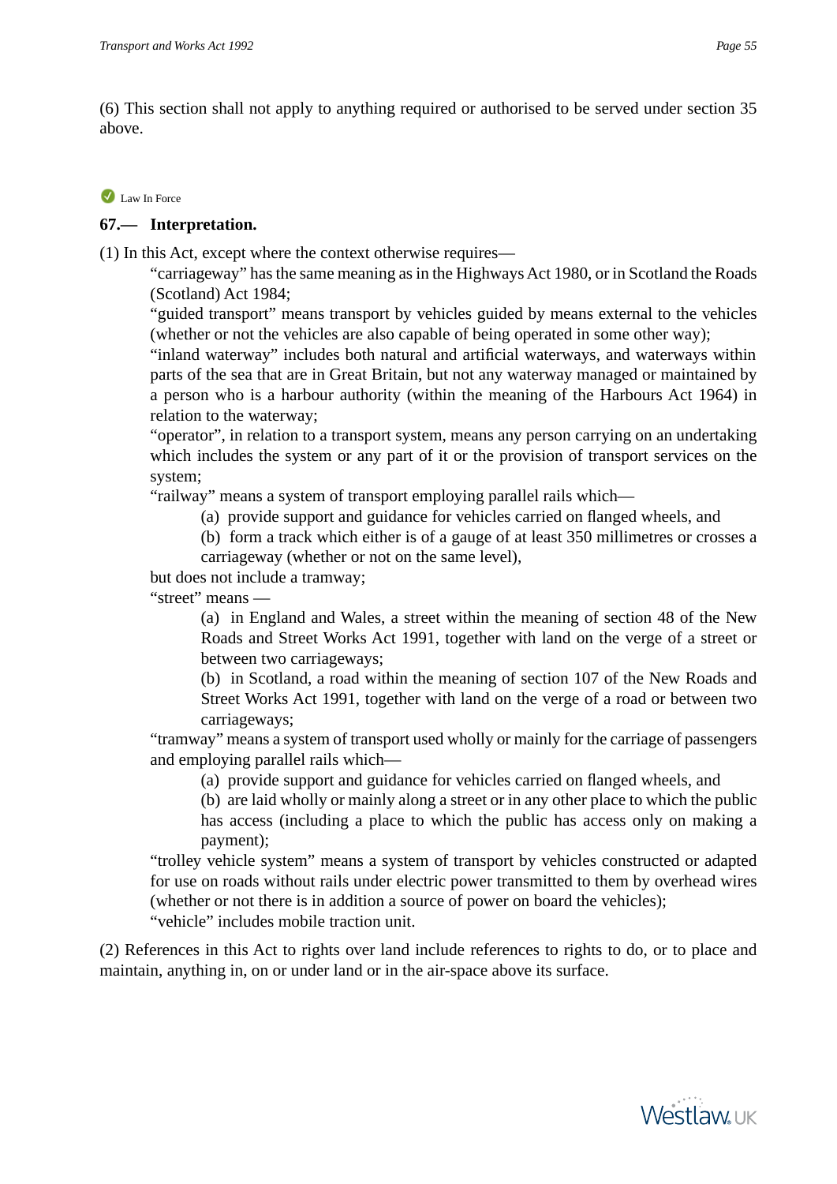(6) This section shall not apply to anything required or authorised to be served under section 35 above.

Law In Force

**67.— Interpretation.**

(1) In this Act, except where the context otherwise requires—

“carriageway” has the same meaning as in the Highways Act 1980, or in Scotland the Roads (Scotland) Act 1984;

“guided transport” means transport by vehicles guided by means external to the vehicles (whether or not the vehicles are also capable of being operated in some other way);

“inland waterway” includes both natural and artificial waterways, and waterways within parts of the sea that are in Great Britain, but not any waterway managed or maintained by a person who is a harbour authority (within the meaning of the Harbours Act 1964) in relation to the waterway;

“operator”, in relation to a transport system, means any person carrying on an undertaking which includes the system or any part of it or the provision of transport services on the system;

“railway” means a system of transport employing parallel rails which—

(a) provide support and guidance for vehicles carried on flanged wheels, and

(b) form a track which either is of a gauge of at least 350 millimetres or crosses a carriageway (whether or not on the same level),

but does not include a tramway;

“street” means —

(a) in England and Wales, a street within the meaning of section 48 of the New Roads and Street Works Act 1991, together with land on the verge of a street or between two carriageways;

(b) in Scotland, a road within the meaning of section 107 of the New Roads and Street Works Act 1991, together with land on the verge of a road or between two carriageways;

“tramway” means a system of transport used wholly or mainly for the carriage of passengers and employing parallel rails which—

(a) provide support and guidance for vehicles carried on flanged wheels, and

(b) are laid wholly or mainly along a street or in any other place to which the public has access (including a place to which the public has access only on making a payment);

“trolley vehicle system” means a system of transport by vehicles constructed or adapted for use on roads without rails under electric power transmitted to them by overhead wires (whether or not there is in addition a source of power on board the vehicles);

“vehicle” includes mobile traction unit.

(2) References in this Act to rights over land include references to rights to do, or to place and maintain, anything in, on or under land or in the air-space above its surface.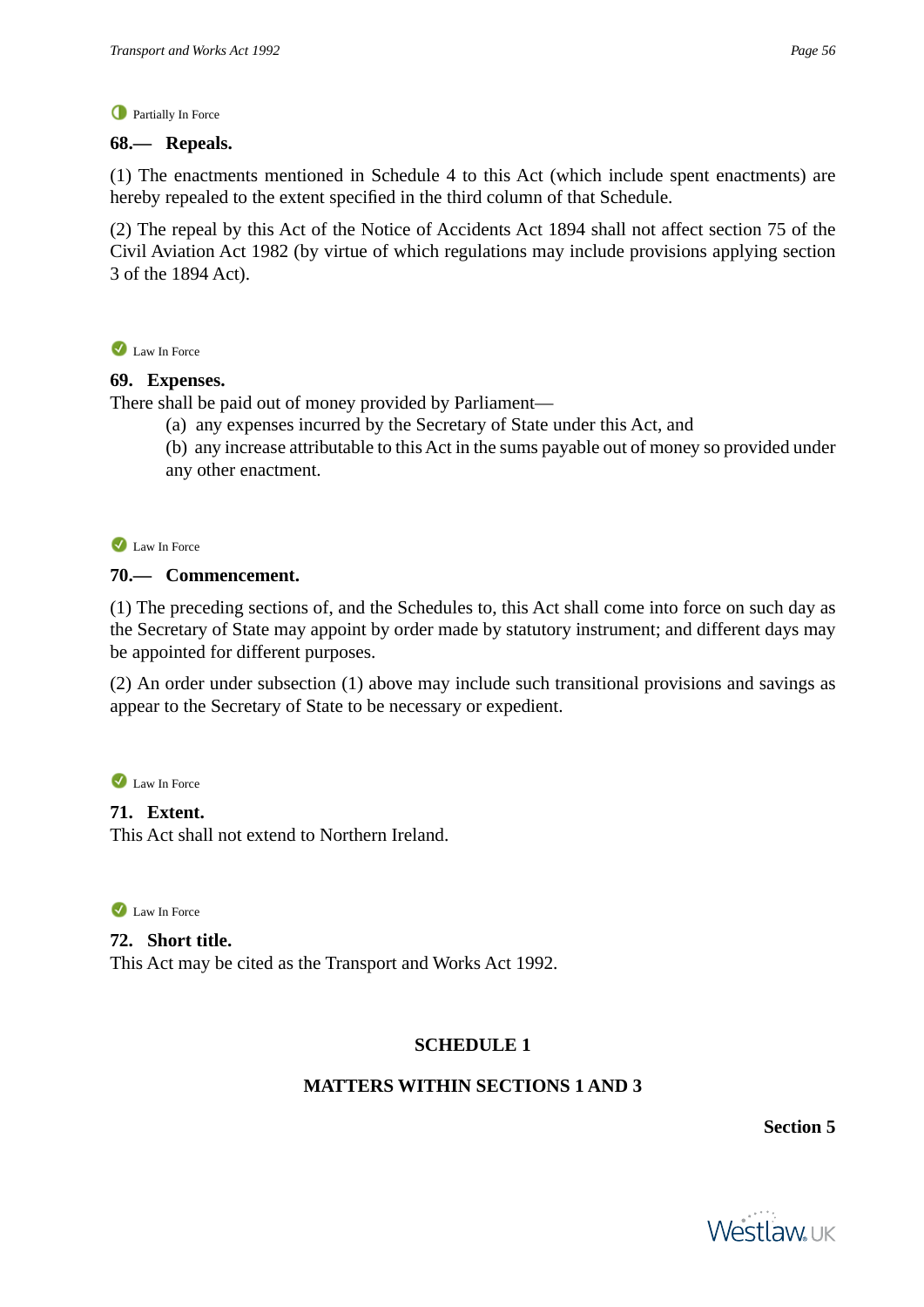Partially In Force

### 68.— Repeals.

(1) The enactments mentioned in Schedule 4 to this Act (which include spent enactments) are hereby repealed to the extent specified in the third column of that Schedule.

(2) The repeal by this Act of the Notice of Accidents Act 1894 shall not affect section 75 of the Civil Aviation Act 1982 (by virtue of which regulations may include provisions applying section 3 of the 1894 Act).

Law In Force

### 69. Expenses.

There shall be paid out of money provided by Parliament—

(a) any expenses incurred by the Secretary of State under this Act, and

(b) any increase attributable to this Act in the sums payable out of money so provided under any other enactment.

Law In Force

### 70.— Commencement.

(1) The preceding sections of, and the Schedules to, this Act shall come into force on such day as the Secretary of State may appoint by order made by statutory instrument; and different days may be appointed for different purposes.

(2) An order under subsection (1) above may include such transitional provisions and savings as appear to the Secretary of State to be necessary or expedient.

Law In Force

### 71. Extent.

This Act shall not extend to Northern Ireland.

Law In Force

### 72. Short title.

This Act may be cited as the Transport and Works Act 1992.

## SCHEDULE 1

## MATTERS WITHIN SECTIONS 1 AND 3

**Section 5**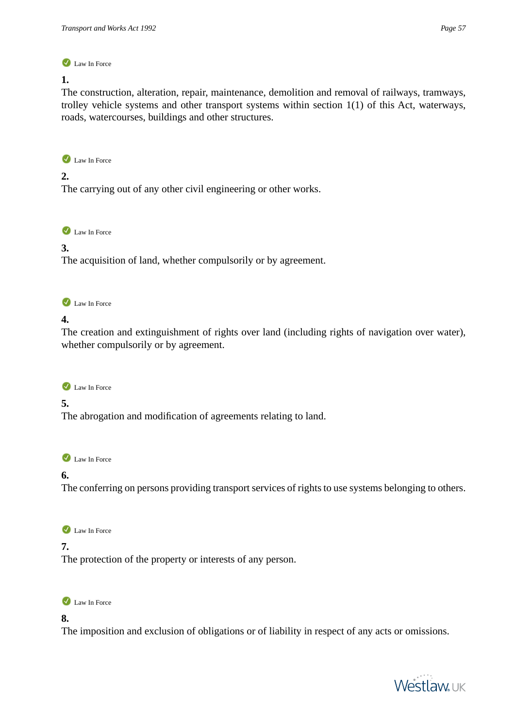Law In Force

**1.**
The construction, alteration, repair, maintenance, demolition and removal of railways, tramways, trolley vehicle systems and other transport systems within section 1(1) of this Act, waterways, roads, watercourses, buildings and other structures.

Law In Force

**2.**
The carrying out of any other civil engineering or other works.

Law In Force

**3.**
The acquisition of land, whether compulsorily or by agreement.

Law In Force

**4.**
The creation and extinguishment of rights over land (including rights of navigation over water), whether compulsorily or by agreement.

Law In Force

**5.**
The abrogation and modification of agreements relating to land.

Law In Force

**6.**
The conferring on persons providing transport services of rights to use systems belonging to others.

Law In Force

**7.**
The protection of the property or interests of any person.

Law In Force

**8.**
The imposition and exclusion of obligations or of liability in respect of any acts or omissions.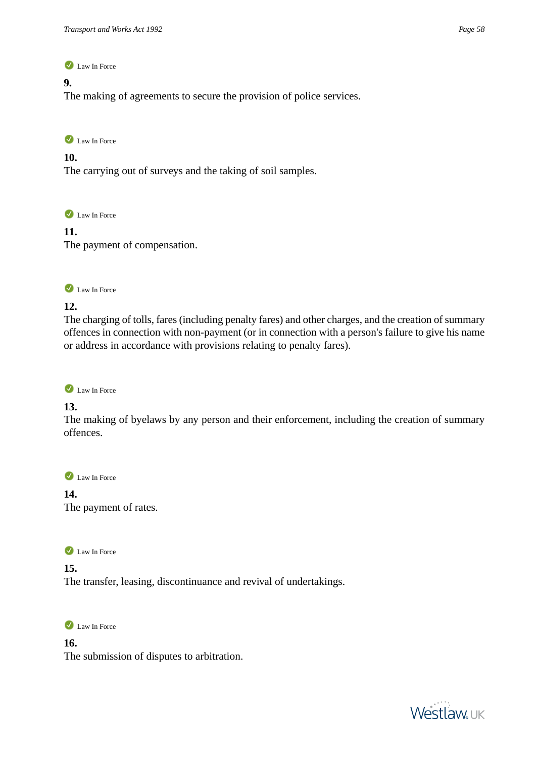Law In Force

**9.**
The making of agreements to secure the provision of police services.

Law In Force

**10.**
The carrying out of surveys and the taking of soil samples.

Law In Force

**11.**
The payment of compensation.

Law In Force

**12.**
The charging of tolls, fares (including penalty fares) and other charges, and the creation of summary offences in connection with non-payment (or in connection with a person's failure to give his name or address in accordance with provisions relating to penalty fares).

Law In Force

**13.**
The making of byelaws by any person and their enforcement, including the creation of summary offences.

Law In Force

**14.**
The payment of rates.

Law In Force

**15.**
The transfer, leasing, discontinuance and revival of undertakings.

Law In Force

**16.**
The submission of disputes to arbitration.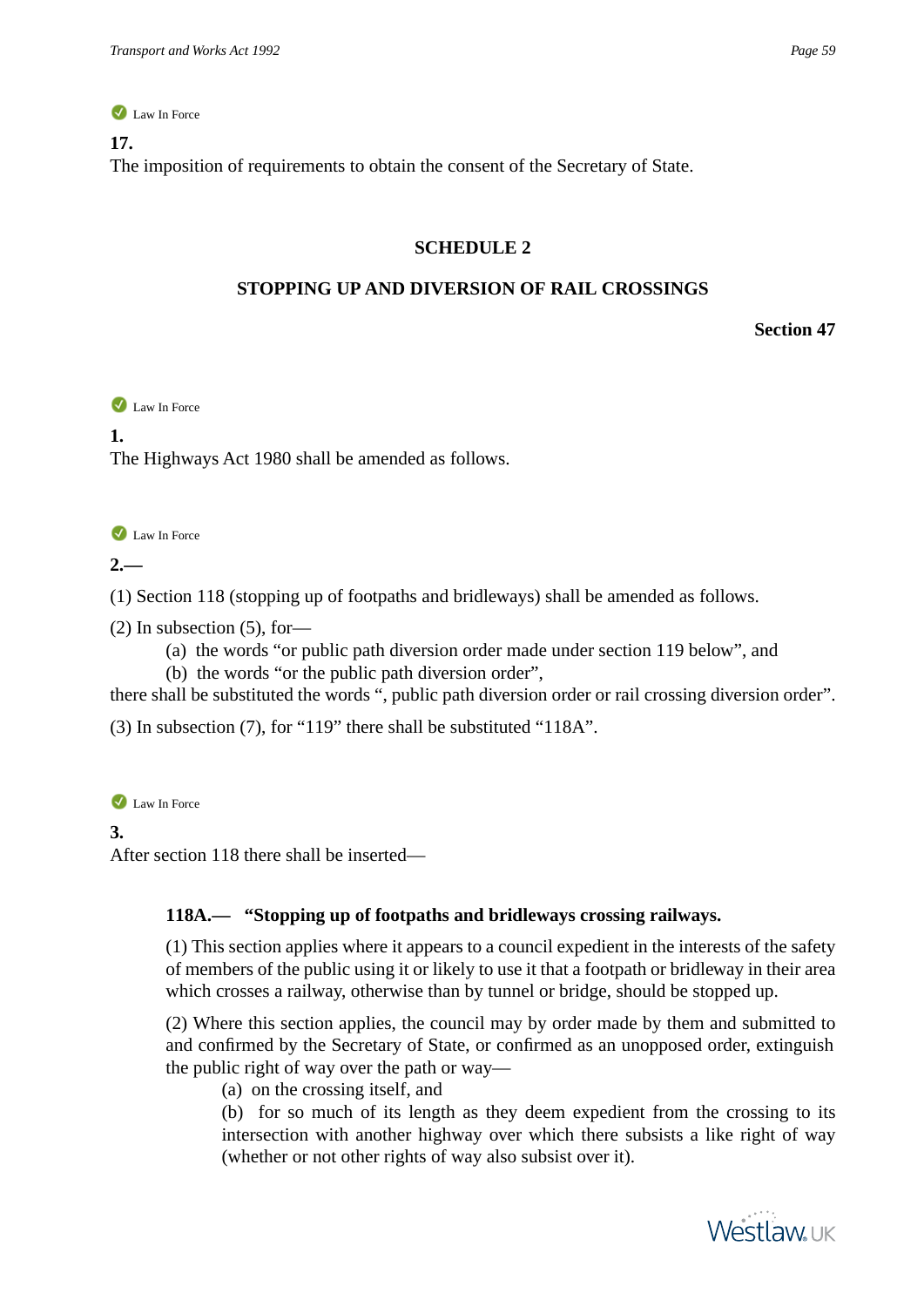Law In Force

**17.**
The imposition of requirements to obtain the consent of the Secretary of State.

## SCHEDULE 2

## STOPPING UP AND DIVERSION OF RAIL CROSSINGS

**Section 47**

Law In Force

**1.**
The Highways Act 1980 shall be amended as follows.

Law In Force

**2.—**

(1) Section 118 (stopping up of footpaths and bridleways) shall be amended as follows.

(2) In subsection (5), for—

(a) the words "or public path diversion order made under section 119 below", and

(b) the words "or the public path diversion order",

there shall be substituted the words ", public path diversion order or rail crossing diversion order".

(3) In subsection (7), for "119" there shall be substituted "118A".

Law In Force

**3.**
After section 118 there shall be inserted—

**118A.— "Stopping up of footpaths and bridleways crossing railways.**

(1) This section applies where it appears to a council expedient in the interests of the safety of members of the public using it or likely to use it that a footpath or bridleway in their area which crosses a railway, otherwise than by tunnel or bridge, should be stopped up.

(2) Where this section applies, the council may by order made by them and submitted to and confirmed by the Secretary of State, or confirmed as an unopposed order, extinguish the public right of way over the path or way—

(a) on the crossing itself, and

(b) for so much of its length as they deem expedient from the crossing to its intersection with another highway over which there subsists a like right of way (whether or not other rights of way also subsist over it).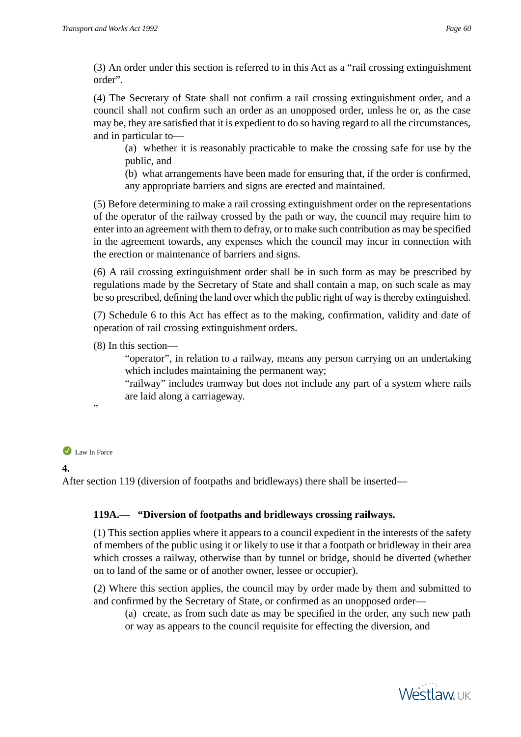(3) An order under this section is referred to in this Act as a “rail crossing extinguishment order”.

(4) The Secretary of State shall not confirm a rail crossing extinguishment order, and a council shall not confirm such an order as an unopposed order, unless he or, as the case may be, they are satisfied that it is expedient to do so having regard to all the circumstances, and in particular to—

(a) whether it is reasonably practicable to make the crossing safe for use by the public, and

(b) what arrangements have been made for ensuring that, if the order is confirmed, any appropriate barriers and signs are erected and maintained.

(5) Before determining to make a rail crossing extinguishment order on the representations of the operator of the railway crossed by the path or way, the council may require him to enter into an agreement with them to defray, or to make such contribution as may be specified in the agreement towards, any expenses which the council may incur in connection with the erection or maintenance of barriers and signs.

(6) A rail crossing extinguishment order shall be in such form as may be prescribed by regulations made by the Secretary of State and shall contain a map, on such scale as may be so prescribed, defining the land over which the public right of way is thereby extinguished.

(7) Schedule 6 to this Act has effect as to the making, confirmation, validity and date of operation of rail crossing extinguishment orders.

(8) In this section—

“operator”, in relation to a railway, means any person carrying on an undertaking which includes maintaining the permanent way;

“railway” includes tramway but does not include any part of a system where rails are laid along a carriageway.

”

Law In Force

**4.**

After section 119 (diversion of footpaths and bridleways) there shall be inserted—

**119A.— “Diversion of footpaths and bridleways crossing railways.**

(1) This section applies where it appears to a council expedient in the interests of the safety of members of the public using it or likely to use it that a footpath or bridleway in their area which crosses a railway, otherwise than by tunnel or bridge, should be diverted (whether on to land of the same or of another owner, lessee or occupier).

(2) Where this section applies, the council may by order made by them and submitted to and confirmed by the Secretary of State, or confirmed as an unopposed order—

(a) create, as from such date as may be specified in the order, any such new path or way as appears to the council requisite for effecting the diversion, and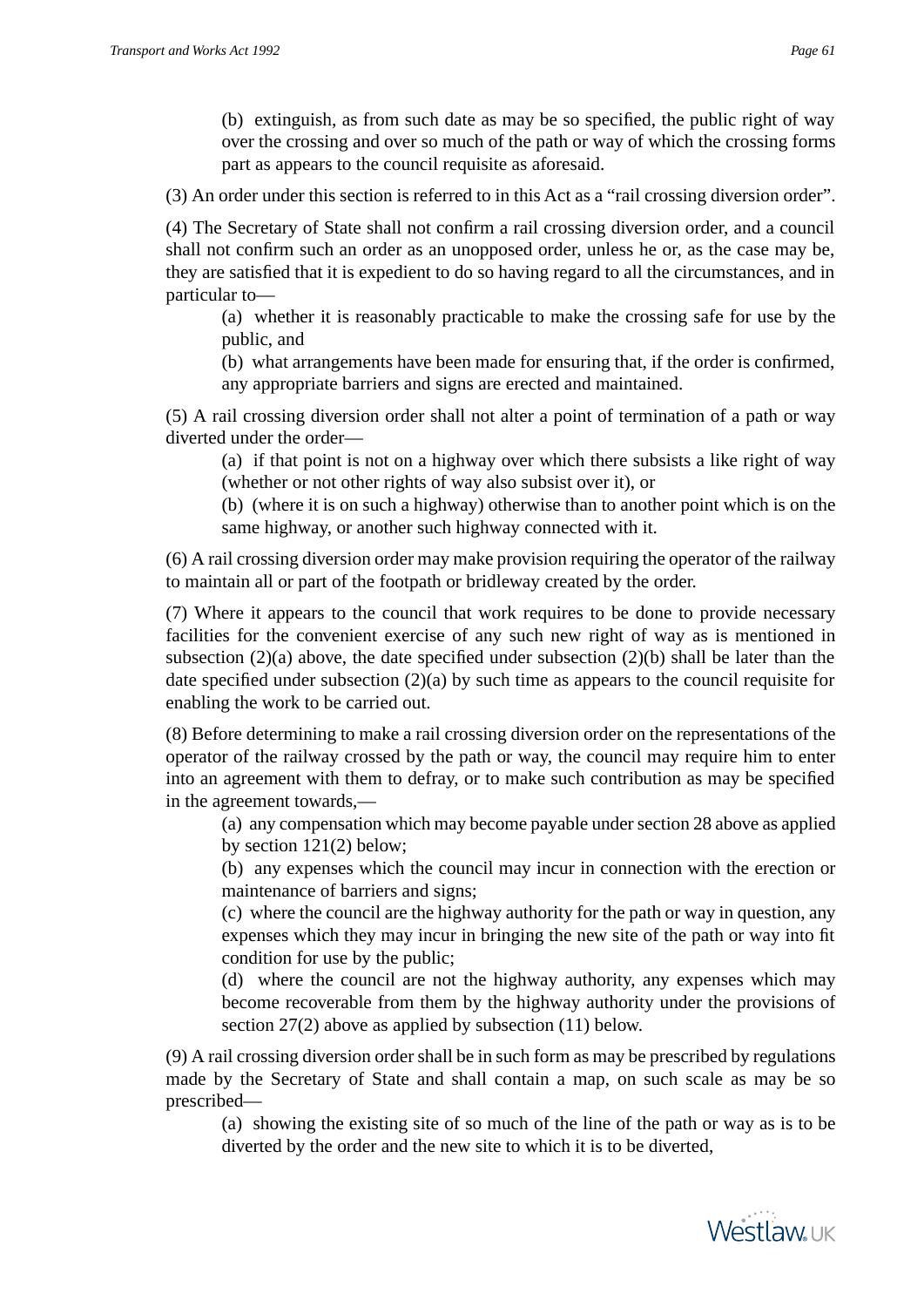(b) extinguish, as from such date as may be so specified, the public right of way over the crossing and over so much of the path or way of which the crossing forms part as appears to the council requisite as aforesaid.

(3) An order under this section is referred to in this Act as a "rail crossing diversion order".

(4) The Secretary of State shall not confirm a rail crossing diversion order, and a council shall not confirm such an order as an unopposed order, unless he or, as the case may be, they are satisfied that it is expedient to do so having regard to all the circumstances, and in particular to—

(a) whether it is reasonably practicable to make the crossing safe for use by the public, and

(b) what arrangements have been made for ensuring that, if the order is confirmed, any appropriate barriers and signs are erected and maintained.

(5) A rail crossing diversion order shall not alter a point of termination of a path or way diverted under the order—

(a) if that point is not on a highway over which there subsists a like right of way (whether or not other rights of way also subsist over it), or

(b) (where it is on such a highway) otherwise than to another point which is on the same highway, or another such highway connected with it.

(6) A rail crossing diversion order may make provision requiring the operator of the railway to maintain all or part of the footpath or bridleway created by the order.

(7) Where it appears to the council that work requires to be done to provide necessary facilities for the convenient exercise of any such new right of way as is mentioned in subsection (2)(a) above, the date specified under subsection (2)(b) shall be later than the date specified under subsection (2)(a) by such time as appears to the council requisite for enabling the work to be carried out.

(8) Before determining to make a rail crossing diversion order on the representations of the operator of the railway crossed by the path or way, the council may require him to enter into an agreement with them to defray, or to make such contribution as may be specified in the agreement towards,—

(a) any compensation which may become payable under section 28 above as applied by section 121(2) below;

(b) any expenses which the council may incur in connection with the erection or maintenance of barriers and signs;

(c) where the council are the highway authority for the path or way in question, any expenses which they may incur in bringing the new site of the path or way into fit condition for use by the public;

(d) where the council are not the highway authority, any expenses which may become recoverable from them by the highway authority under the provisions of section 27(2) above as applied by subsection (11) below.

(9) A rail crossing diversion order shall be in such form as may be prescribed by regulations made by the Secretary of State and shall contain a map, on such scale as may be so prescribed—

(a) showing the existing site of so much of the line of the path or way as is to be diverted by the order and the new site to which it is to be diverted,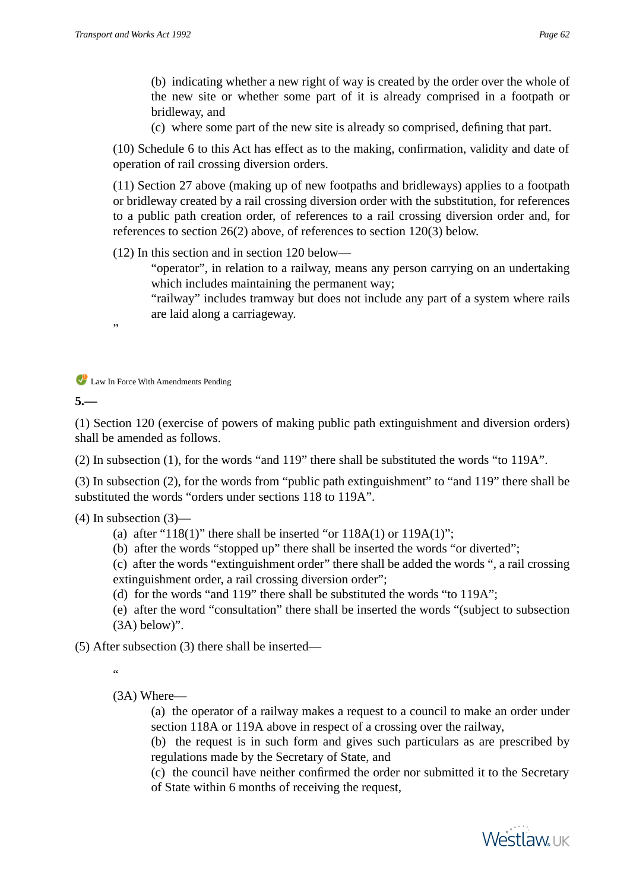(b) indicating whether a new right of way is created by the order over the whole of the new site or whether some part of it is already comprised in a footpath or bridleway, and

(c) where some part of the new site is already so comprised, defining that part.

(10) Schedule 6 to this Act has effect as to the making, confirmation, validity and date of operation of rail crossing diversion orders.

(11) Section 27 above (making up of new footpaths and bridleways) applies to a footpath or bridleway created by a rail crossing diversion order with the substitution, for references to a public path creation order, of references to a rail crossing diversion order and, for references to section 26(2) above, of references to section 120(3) below.

(12) In this section and in section 120 below—

"operator", in relation to a railway, means any person carrying on an undertaking which includes maintaining the permanent way;

"railway" includes tramway but does not include any part of a system where rails are laid along a carriageway.

"

Law In Force With Amendments Pending

**5.—**

(1) Section 120 (exercise of powers of making public path extinguishment and diversion orders) shall be amended as follows.

(2) In subsection (1), for the words "and 119" there shall be substituted the words "to 119A".

(3) In subsection (2), for the words from "public path extinguishment" to "and 119" there shall be substituted the words "orders under sections 118 to 119A".

(4) In subsection (3)—

(a) after "118(1)" there shall be inserted "or 118A(1) or 119A(1)";

(b) after the words "stopped up" there shall be inserted the words "or diverted";

(c) after the words "extinguishment order" there shall be added the words ", a rail crossing extinguishment order, a rail crossing diversion order";

(d) for the words "and 119" there shall be substituted the words "to 119A";

(e) after the word "consultation" there shall be inserted the words "(subject to subsection (3A) below)".

(5) After subsection (3) there shall be inserted—

"

(3A) Where—

(a) the operator of a railway makes a request to a council to make an order under section 118A or 119A above in respect of a crossing over the railway,

(b) the request is in such form and gives such particulars as are prescribed by regulations made by the Secretary of State, and

(c) the council have neither confirmed the order nor submitted it to the Secretary of State within 6 months of receiving the request,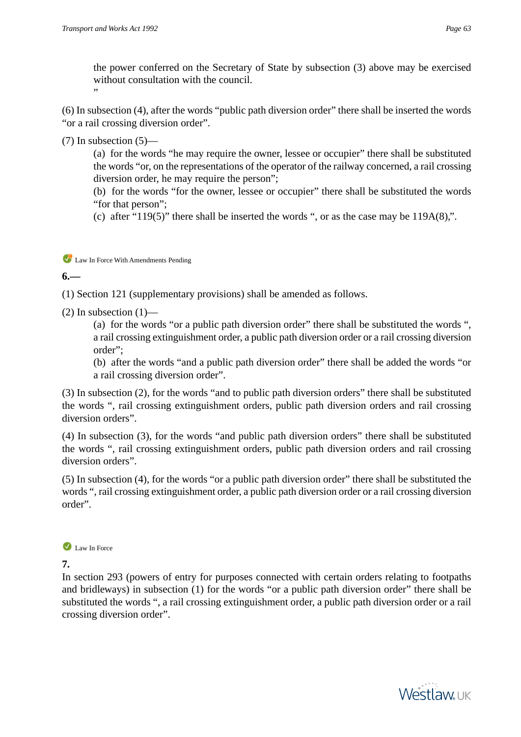the power conferred on the Secretary of State by subsection (3) above may be exercised without consultation with the council.

”

(6) In subsection (4), after the words “public path diversion order” there shall be inserted the words “or a rail crossing diversion order”.

(7) In subsection (5)—

(a) for the words “he may require the owner, lessee or occupier” there shall be substituted the words “or, on the representations of the operator of the railway concerned, a rail crossing diversion order, he may require the person”;

(b) for the words “for the owner, lessee or occupier” there shall be substituted the words “for that person”;

(c) after “119(5)” there shall be inserted the words “, or as the case may be 119A(8),”.

Law In Force With Amendments Pending

**6.—**

(1) Section 121 (supplementary provisions) shall be amended as follows.

(2) In subsection (1)—

(a) for the words “or a public path diversion order” there shall be substituted the words “, a rail crossing extinguishment order, a public path diversion order or a rail crossing diversion order”;

(b) after the words “and a public path diversion order” there shall be added the words “or a rail crossing diversion order”.

(3) In subsection (2), for the words “and to public path diversion orders” there shall be substituted the words “, rail crossing extinguishment orders, public path diversion orders and rail crossing diversion orders”.

(4) In subsection (3), for the words “and public path diversion orders” there shall be substituted the words “, rail crossing extinguishment orders, public path diversion orders and rail crossing diversion orders”.

(5) In subsection (4), for the words “or a public path diversion order” there shall be substituted the words “, rail crossing extinguishment order, a public path diversion order or a rail crossing diversion order”.

Law In Force

**7.**

In section 293 (powers of entry for purposes connected with certain orders relating to footpaths and bridleways) in subsection (1) for the words “or a public path diversion order” there shall be substituted the words “, a rail crossing extinguishment order, a public path diversion order or a rail crossing diversion order”.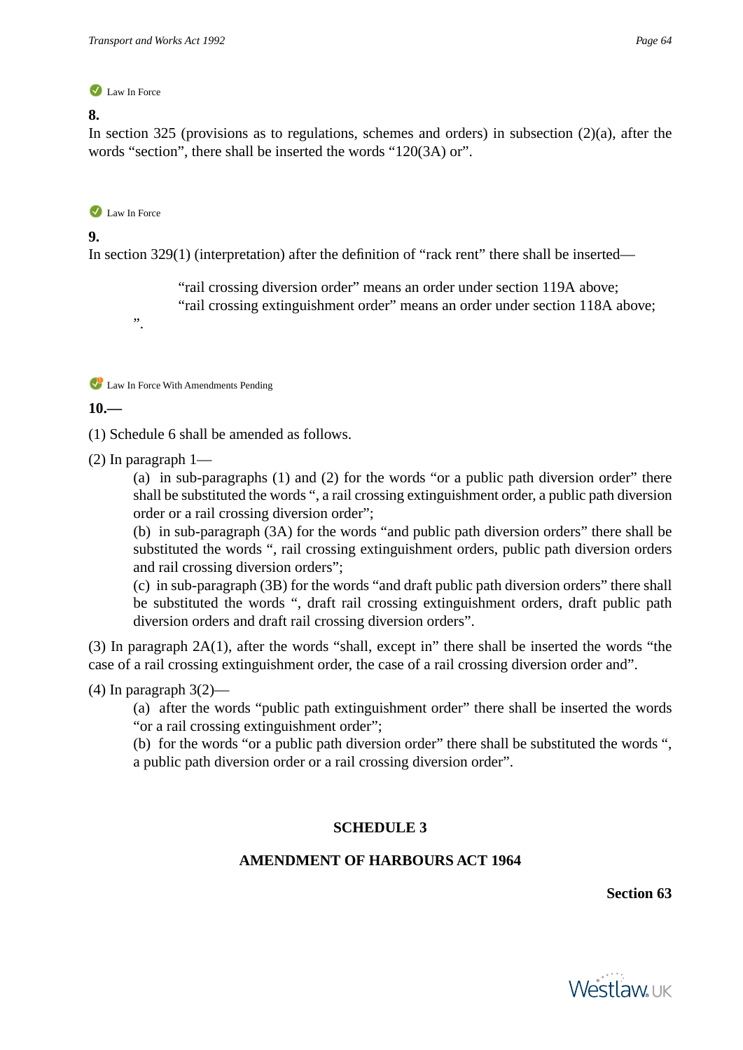Law In Force

**8.**

In section 325 (provisions as to regulations, schemes and orders) in subsection (2)(a), after the words “section”, there shall be inserted the words “120(3A) or”.

Law In Force

**9.**

In section 329(1) (interpretation) after the definition of “rack rent” there shall be inserted—

> “rail crossing diversion order” means an order under section 119A above;
> “rail crossing extinguishment order” means an order under section 118A above;

”.

Law In Force With Amendments Pending

**10.—**

(1) Schedule 6 shall be amended as follows.

(2) In paragraph 1—

(a) in sub-paragraphs (1) and (2) for the words “or a public path diversion order” there shall be substituted the words “, a rail crossing extinguishment order, a public path diversion order or a rail crossing diversion order”;

(b) in sub-paragraph (3A) for the words “and public path diversion orders” there shall be substituted the words “, rail crossing extinguishment orders, public path diversion orders and rail crossing diversion orders”;

(c) in sub-paragraph (3B) for the words “and draft public path diversion orders” there shall be substituted the words “, draft rail crossing extinguishment orders, draft public path diversion orders and draft rail crossing diversion orders”.

(3) In paragraph 2A(1), after the words “shall, except in” there shall be inserted the words “the case of a rail crossing extinguishment order, the case of a rail crossing diversion order and”.

(4) In paragraph 3(2)—

(a) after the words “public path extinguishment order” there shall be inserted the words “or a rail crossing extinguishment order”;

(b) for the words “or a public path diversion order” there shall be substituted the words “, a public path diversion order or a rail crossing diversion order”.

## SCHEDULE 3

## AMENDMENT OF HARBOURS ACT 1964

**Section 63**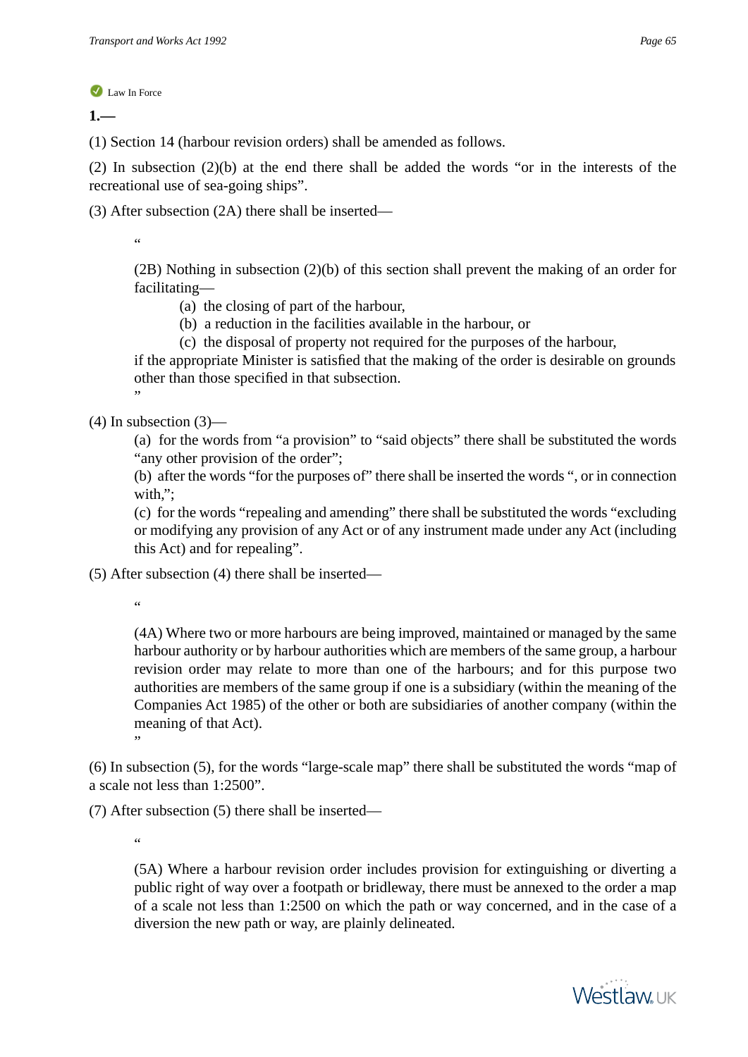Law In Force

**1.—**

(1) Section 14 (harbour revision orders) shall be amended as follows.

(2) In subsection (2)(b) at the end there shall be added the words “or in the interests of the recreational use of sea-going ships”.

(3) After subsection (2A) there shall be inserted—

> “
>
> (2B) Nothing in subsection (2)(b) of this section shall prevent the making of an order for facilitating—
>
> (a) the closing of part of the harbour,
>
> (b) a reduction in the facilities available in the harbour, or
>
> (c) the disposal of property not required for the purposes of the harbour,
>
> if the appropriate Minister is satisfied that the making of the order is desirable on grounds other than those specified in that subsection.
>
> ”

(4) In subsection (3)—

(a) for the words from “a provision” to “said objects” there shall be substituted the words “any other provision of the order”;

(b) after the words “for the purposes of” there shall be inserted the words “, or in connection with,”;

(c) for the words “repealing and amending” there shall be substituted the words “excluding or modifying any provision of any Act or of any instrument made under any Act (including this Act) and for repealing”.

(5) After subsection (4) there shall be inserted—

> “
>
> (4A) Where two or more harbours are being improved, maintained or managed by the same harbour authority or by harbour authorities which are members of the same group, a harbour revision order may relate to more than one of the harbours; and for this purpose two authorities are members of the same group if one is a subsidiary (within the meaning of the Companies Act 1985) of the other or both are subsidiaries of another company (within the meaning of that Act).
>
> ”

(6) In subsection (5), for the words “large-scale map” there shall be substituted the words “map of a scale not less than 1:2500”.

(7) After subsection (5) there shall be inserted—

> “
>
> (5A) Where a harbour revision order includes provision for extinguishing or diverting a public right of way over a footpath or bridleway, there must be annexed to the order a map of a scale not less than 1:2500 on which the path or way concerned, and in the case of a diversion the new path or way, are plainly delineated.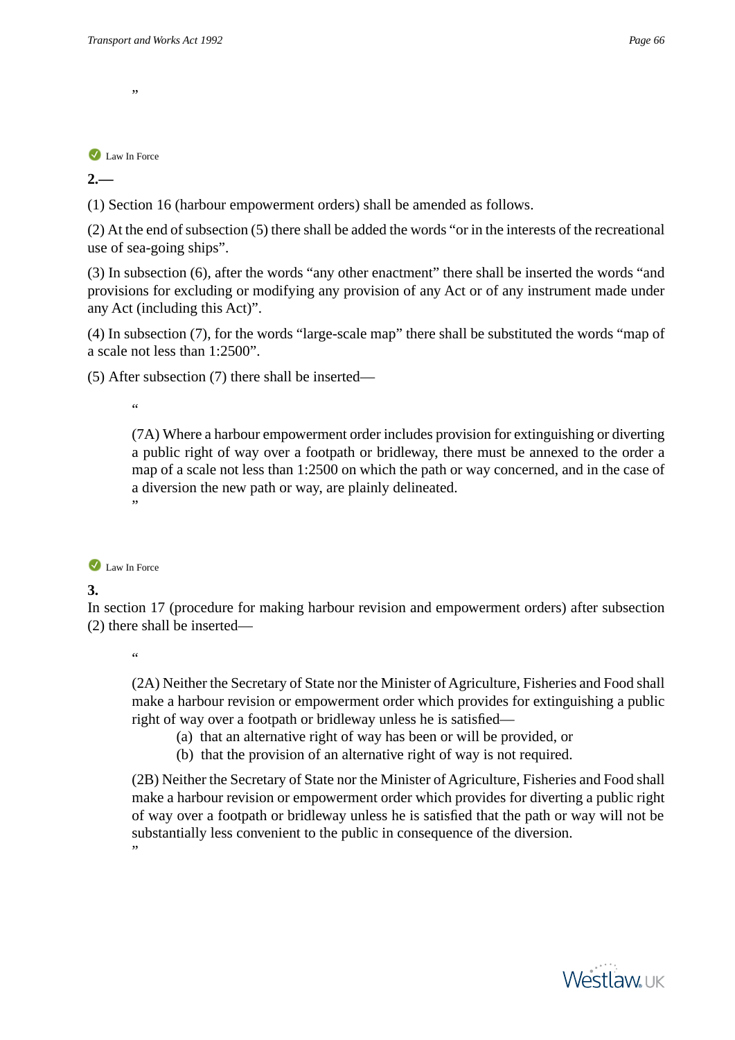”

Law In Force

**2.—**

(1) Section 16 (harbour empowerment orders) shall be amended as follows.

(2) At the end of subsection (5) there shall be added the words “or in the interests of the recreational use of sea-going ships”.

(3) In subsection (6), after the words “any other enactment” there shall be inserted the words “and provisions for excluding or modifying any provision of any Act or of any instrument made under any Act (including this Act)”.

(4) In subsection (7), for the words “large-scale map” there shall be substituted the words “map of a scale not less than 1:2500”.

(5) After subsection (7) there shall be inserted—

> “
>
> (7A) Where a harbour empowerment order includes provision for extinguishing or diverting a public right of way over a footpath or bridleway, there must be annexed to the order a map of a scale not less than 1:2500 on which the path or way concerned, and in the case of a diversion the new path or way, are plainly delineated.
>
> ”

Law In Force

**3.**

In section 17 (procedure for making harbour revision and empowerment orders) after subsection (2) there shall be inserted—

> “
>
> (2A) Neither the Secretary of State nor the Minister of Agriculture, Fisheries and Food shall make a harbour revision or empowerment order which provides for extinguishing a public right of way over a footpath or bridleway unless he is satisfied—
>
> (a) that an alternative right of way has been or will be provided, or
>
> (b) that the provision of an alternative right of way is not required.
>
> (2B) Neither the Secretary of State nor the Minister of Agriculture, Fisheries and Food shall make a harbour revision or empowerment order which provides for diverting a public right of way over a footpath or bridleway unless he is satisfied that the path or way will not be substantially less convenient to the public in consequence of the diversion.
>
> ”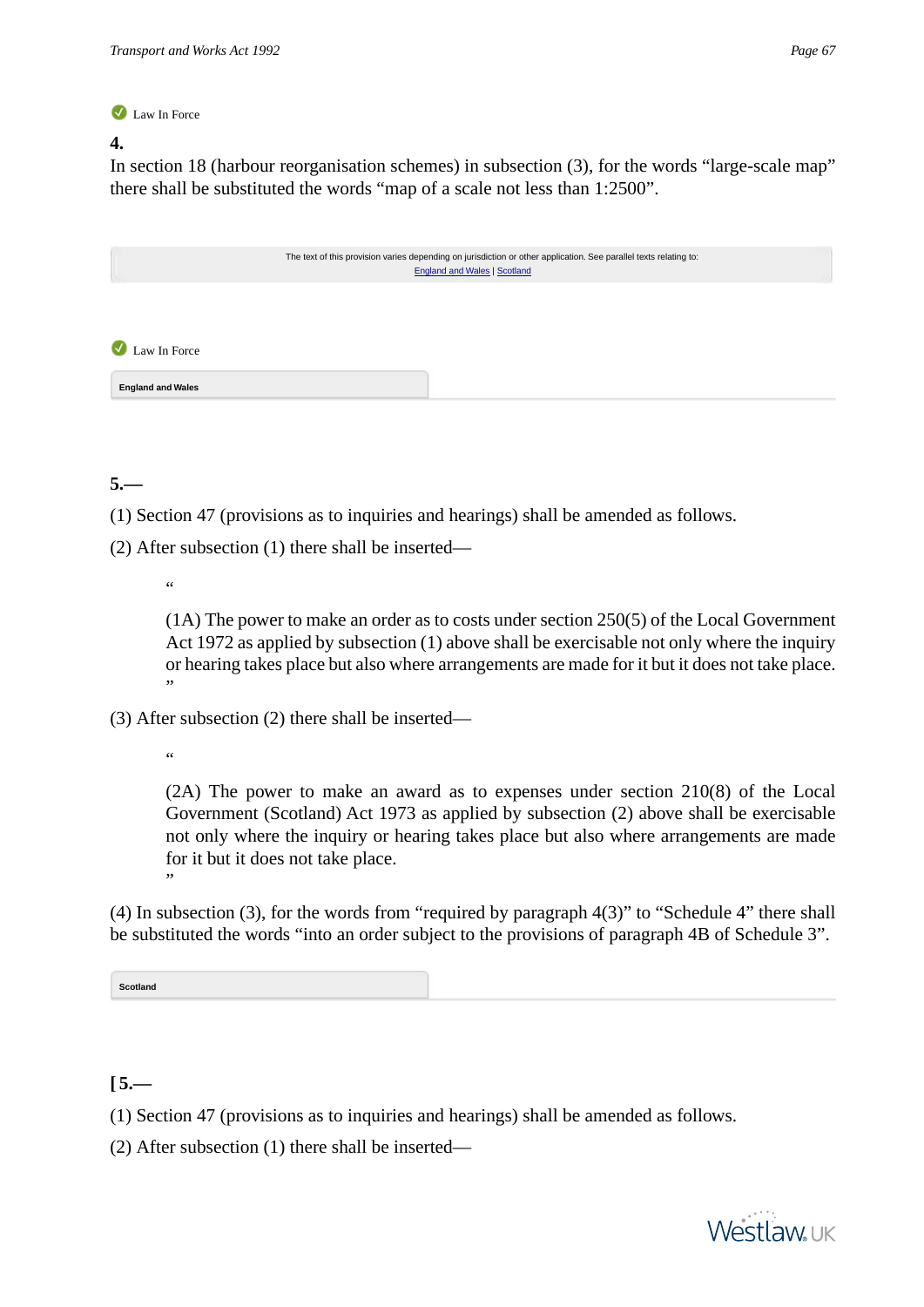Law In Force

**4.**

In section 18 (harbour reorganisation schemes) in subsection (3), for the words “large-scale map” there shall be substituted the words “map of a scale not less than 1:2500”.

The text of this provision varies depending on jurisdiction or other application. See parallel texts relating to: England and Wales | Scotland

Law In Force

**England and Wales**

**5.—**

(1) Section 47 (provisions as to inquiries and hearings) shall be amended as follows.

(2) After subsection (1) there shall be inserted—

> “
>
> (1A) The power to make an order as to costs under section 250(5) of the Local Government Act 1972 as applied by subsection (1) above shall be exercisable not only where the inquiry or hearing takes place but also where arrangements are made for it but it does not take place.
> ”

(3) After subsection (2) there shall be inserted—

> “
>
> (2A) The power to make an award as to expenses under section 210(8) of the Local Government (Scotland) Act 1973 as applied by subsection (2) above shall be exercisable not only where the inquiry or hearing takes place but also where arrangements are made for it but it does not take place.
> ”

(4) In subsection (3), for the words from “required by paragraph 4(3)” to “Schedule 4” there shall be substituted the words “into an order subject to the provisions of paragraph 4B of Schedule 3”.

**Scotland**

**[ 5.—**

(1) Section 47 (provisions as to inquiries and hearings) shall be amended as follows.

(2) After subsection (1) there shall be inserted—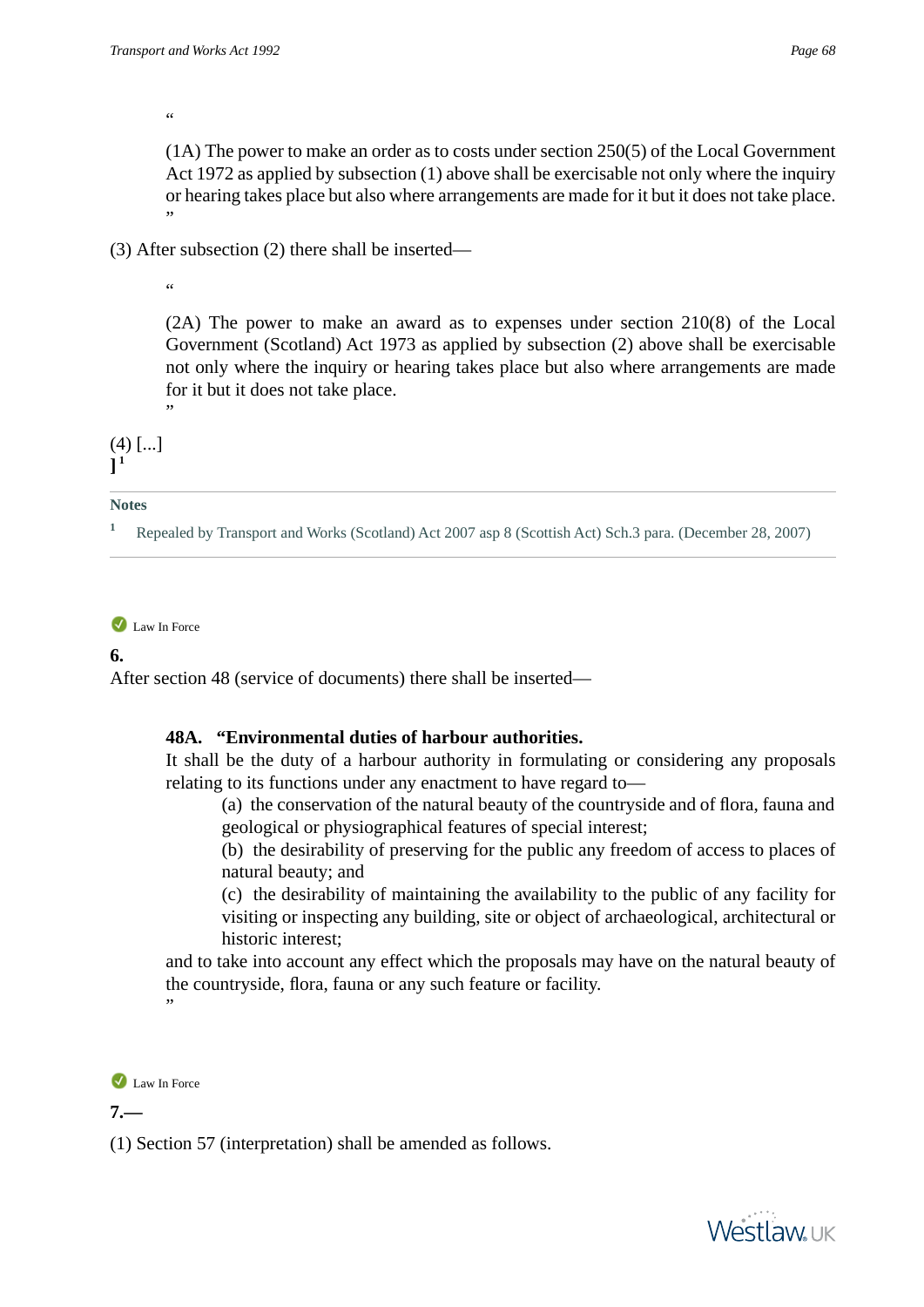“

(1A) The power to make an order as to costs under section 250(5) of the Local Government Act 1972 as applied by subsection (1) above shall be exercisable not only where the inquiry or hearing takes place but also where arrangements are made for it but it does not take place.
”

(3) After subsection (2) there shall be inserted—

“

(2A) The power to make an award as to expenses under section 210(8) of the Local Government (Scotland) Act 1973 as applied by subsection (2) above shall be exercisable not only where the inquiry or hearing takes place but also where arrangements are made for it but it does not take place.
”

(4) [...]
][1]

**Notes**

[1] Repealed by Transport and Works (Scotland) Act 2007 asp 8 (Scottish Act) Sch.3 para. (December 28, 2007)

Law In Force

**6.**
After section 48 (service of documents) there shall be inserted—

**48A. “Environmental duties of harbour authorities.**
It shall be the duty of a harbour authority in formulating or considering any proposals relating to its functions under any enactment to have regard to—

(a) the conservation of the natural beauty of the countryside and of flora, fauna and geological or physiographical features of special interest;
(b) the desirability of preserving for the public any freedom of access to places of natural beauty; and
(c) the desirability of maintaining the availability to the public of any facility for visiting or inspecting any building, site or object of archaeological, architectural or historic interest;

and to take into account any effect which the proposals may have on the natural beauty of the countryside, flora, fauna or any such feature or facility.
”

Law In Force

**7.—**

(1) Section 57 (interpretation) shall be amended as follows.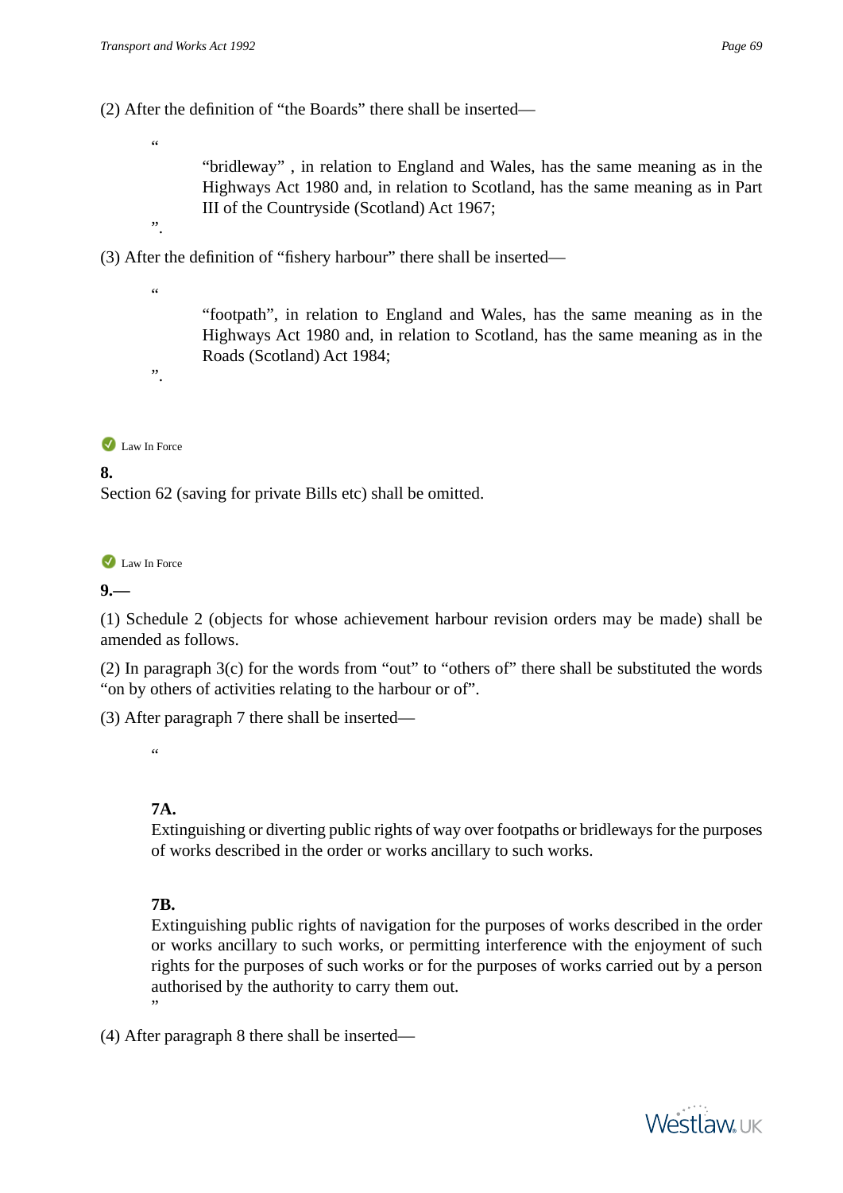(2) After the definition of “the Boards” there shall be inserted—

“

“bridleway” , in relation to England and Wales, has the same meaning as in the Highways Act 1980 and, in relation to Scotland, has the same meaning as in Part III of the Countryside (Scotland) Act 1967;

”.

(3) After the definition of “fishery harbour” there shall be inserted—

“

“footpath”, in relation to England and Wales, has the same meaning as in the Highways Act 1980 and, in relation to Scotland, has the same meaning as in the Roads (Scotland) Act 1984;

”.

Law In Force

**8.**

Section 62 (saving for private Bills etc) shall be omitted.

Law In Force

**9.—**

(1) Schedule 2 (objects for whose achievement harbour revision orders may be made) shall be amended as follows.

(2) In paragraph 3(c) for the words from “out” to “others of” there shall be substituted the words “on by others of activities relating to the harbour or of”.

(3) After paragraph 7 there shall be inserted—

“

**7A.**

Extinguishing or diverting public rights of way over footpaths or bridleways for the purposes of works described in the order or works ancillary to such works.

**7B.**

Extinguishing public rights of navigation for the purposes of works described in the order or works ancillary to such works, or permitting interference with the enjoyment of such rights for the purposes of such works or for the purposes of works carried out by a person authorised by the authority to carry them out.

”

(4) After paragraph 8 there shall be inserted—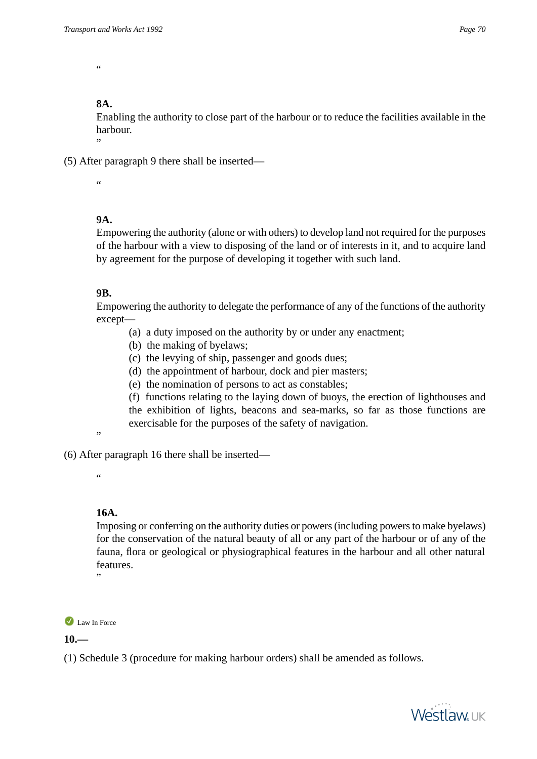“

**8A.**
Enabling the authority to close part of the harbour or to reduce the facilities available in the harbour.
”

(5) After paragraph 9 there shall be inserted—

“

**9A.**
Empowering the authority (alone or with others) to develop land not required for the purposes of the harbour with a view to disposing of the land or of interests in it, and to acquire land by agreement for the purpose of developing it together with such land.

**9B.**
Empowering the authority to delegate the performance of any of the functions of the authority except—

(a) a duty imposed on the authority by or under any enactment;
(b) the making of byelaws;
(c) the levying of ship, passenger and goods dues;
(d) the appointment of harbour, dock and pier masters;
(e) the nomination of persons to act as constables;
(f) functions relating to the laying down of buoys, the erection of lighthouses and the exhibition of lights, beacons and sea-marks, so far as those functions are exercisable for the purposes of the safety of navigation.
”

(6) After paragraph 16 there shall be inserted—

“

**16A.**
Imposing or conferring on the authority duties or powers (including powers to make byelaws) for the conservation of the natural beauty of all or any part of the harbour or of any of the fauna, flora or geological or physiographical features in the harbour and all other natural features.
”

Law In Force

**10.—**

(1) Schedule 3 (procedure for making harbour orders) shall be amended as follows.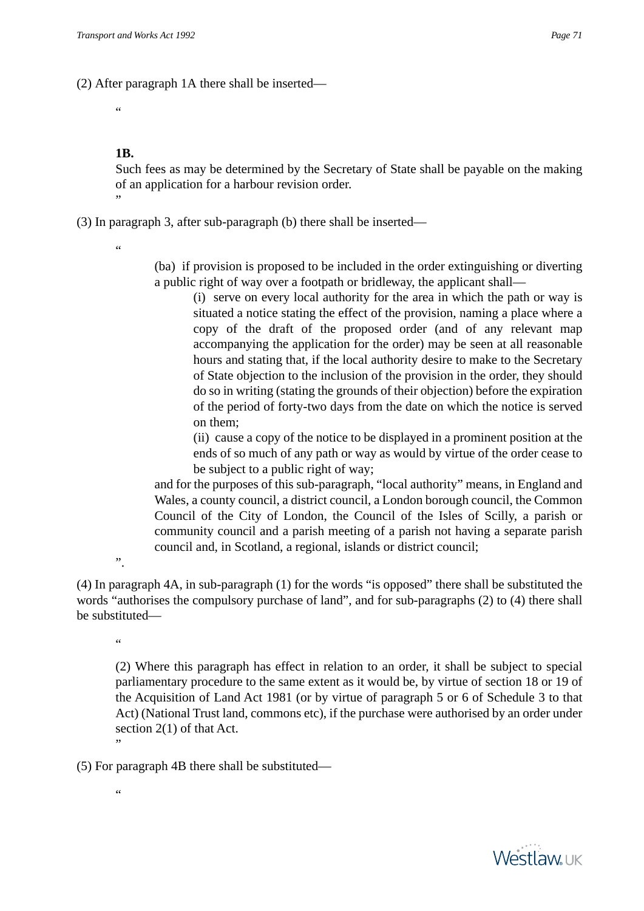(2) After paragraph 1A there shall be inserted—

> “
>
> **1B.**
>
> Such fees as may be determined by the Secretary of State shall be payable on the making of an application for a harbour revision order.
>
> ”

(3) In paragraph 3, after sub-paragraph (b) there shall be inserted—

> “
>
> (ba) if provision is proposed to be included in the order extinguishing or diverting a public right of way over a footpath or bridleway, the applicant shall—
>
> (i) serve on every local authority for the area in which the path or way is situated a notice stating the effect of the provision, naming a place where a copy of the draft of the proposed order (and of any relevant map accompanying the application for the order) may be seen at all reasonable hours and stating that, if the local authority desire to make to the Secretary of State objection to the inclusion of the provision in the order, they should do so in writing (stating the grounds of their objection) before the expiration of the period of forty-two days from the date on which the notice is served on them;
>
> (ii) cause a copy of the notice to be displayed in a prominent position at the ends of so much of any path or way as would by virtue of the order cease to be subject to a public right of way;
>
> and for the purposes of this sub-paragraph, “local authority” means, in England and Wales, a county council, a district council, a London borough council, the Common Council of the City of London, the Council of the Isles of Scilly, a parish or community council and a parish meeting of a parish not having a separate parish council and, in Scotland, a regional, islands or district council;
>
> ”.

(4) In paragraph 4A, in sub-paragraph (1) for the words “is opposed” there shall be substituted the words “authorises the compulsory purchase of land”, and for sub-paragraphs (2) to (4) there shall be substituted—

> “
>
> (2) Where this paragraph has effect in relation to an order, it shall be subject to special parliamentary procedure to the same extent as it would be, by virtue of section 18 or 19 of the Acquisition of Land Act 1981 (or by virtue of paragraph 5 or 6 of Schedule 3 to that Act) (National Trust land, commons etc), if the purchase were authorised by an order under section 2(1) of that Act.
>
> ”

(5) For paragraph 4B there shall be substituted—

> “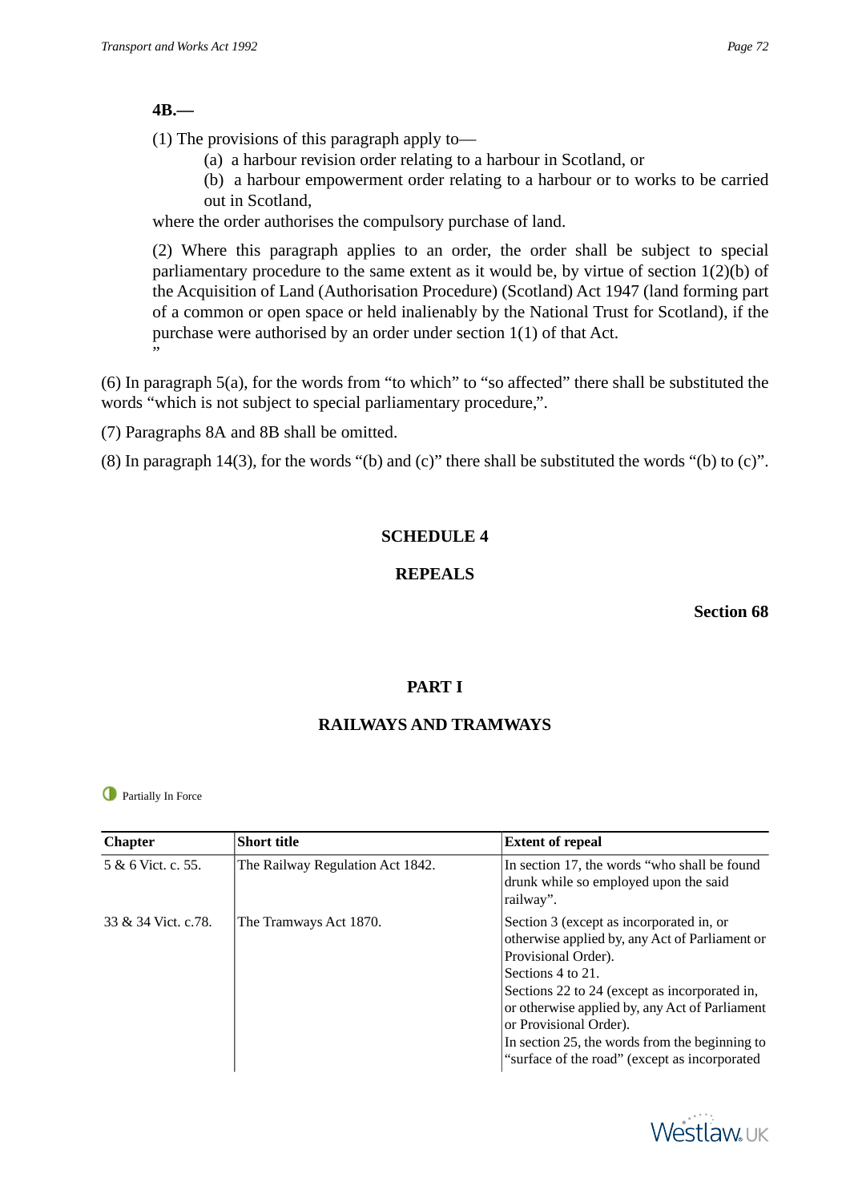**4B.—**

(1) The provisions of this paragraph apply to—

(a) a harbour revision order relating to a harbour in Scotland, or

(b) a harbour empowerment order relating to a harbour or to works to be carried out in Scotland,

where the order authorises the compulsory purchase of land.

(2) Where this paragraph applies to an order, the order shall be subject to special parliamentary procedure to the same extent as it would be, by virtue of section 1(2)(b) of the Acquisition of Land (Authorisation Procedure) (Scotland) Act 1947 (land forming part of a common or open space or held inalienably by the National Trust for Scotland), if the purchase were authorised by an order under section 1(1) of that Act.
”

(6) In paragraph 5(a), for the words from “to which” to “so affected” there shall be substituted the words “which is not subject to special parliamentary procedure,”.

(7) Paragraphs 8A and 8B shall be omitted.

(8) In paragraph 14(3), for the words “(b) and (c)” there shall be substituted the words “(b) to (c)”.

## SCHEDULE 4

## REPEALS

**Section 68**

## PART I

## RAILWAYS AND TRAMWAYS

Partially In Force

| Chapter | Short title | Extent of repeal |
|---|---|---|
| 5 & 6 Vict. c. 55. | The Railway Regulation Act 1842. | In section 17, the words “who shall be found drunk while so employed upon the said railway”. |
| 33 & 34 Vict. c.78. | The Tramways Act 1870. | Section 3 (except as incorporated in, or otherwise applied by, any Act of Parliament or Provisional Order). Sections 4 to 21. Sections 22 to 24 (except as incorporated in, or otherwise applied by, any Act of Parliament or Provisional Order). In section 25, the words from the beginning to “surface of the road” (except as incorporated |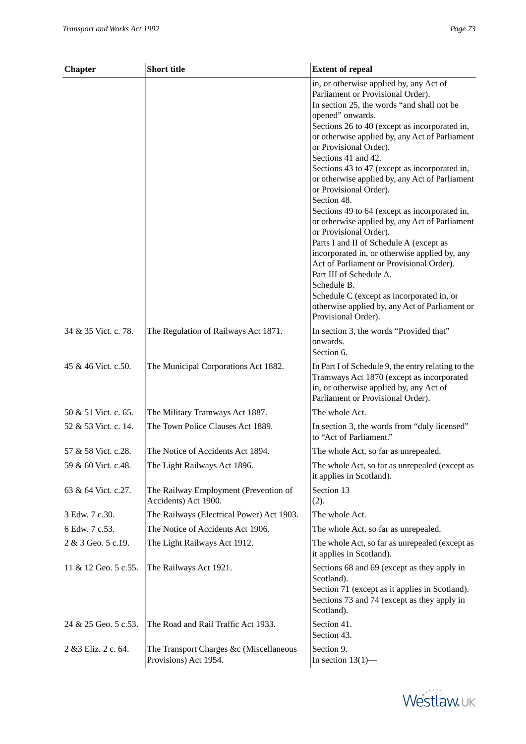| Chapter | Short title | Extent of repeal |
|---|---|---|
| | | in, or otherwise applied by, any Act of Parliament or Provisional Order).<br>In section 25, the words “and shall not be opened” onwards.<br>Sections 26 to 40 (except as incorporated in, or otherwise applied by, any Act of Parliament or Provisional Order).<br>Sections 41 and 42.<br>Sections 43 to 47 (except as incorporated in, or otherwise applied by, any Act of Parliament or Provisional Order).<br>Section 48.<br>Sections 49 to 64 (except as incorporated in, or otherwise applied by, any Act of Parliament or Provisional Order).<br>Parts I and II of Schedule A (except as incorporated in, or otherwise applied by, any Act of Parliament or Provisional Order).<br>Part III of Schedule A.<br>Schedule B.<br>Schedule C (except as incorporated in, or otherwise applied by, any Act of Parliament or Provisional Order). |
| 34 & 35 Vict. c. 78. | The Regulation of Railways Act 1871. | In section 3, the words “Provided that” onwards.<br>Section 6. |
| 45 & 46 Vict. c.50. | The Municipal Corporations Act 1882. | In Part I of Schedule 9, the entry relating to the Tramways Act 1870 (except as incorporated in, or otherwise applied by, any Act of Parliament or Provisional Order). |
| 50 & 51 Vict. c. 65. | The Military Tramways Act 1887. | The whole Act. |
| 52 & 53 Vict. c. 14. | The Town Police Clauses Act 1889. | In section 3, the words from “duly licensed” to “Act of Parliament.” |
| 57 & 58 Vict. c.28. | The Notice of Accidents Act 1894. | The whole Act, so far as unrepealed. |
| 59 & 60 Vict. c.48. | The Light Railways Act 1896. | The whole Act, so far as unrepealed (except as it applies in Scotland). |
| 63 & 64 Vict. c.27. | The Railway Employment (Prevention of Accidents) Act 1900. | Section 13 (2). |
| 3 Edw. 7 c.30. | The Railways (Electrical Power) Act 1903. | The whole Act. |
| 6 Edw. 7 c.53. | The Notice of Accidents Act 1906. | The whole Act, so far as unrepealed. |
| 2 & 3 Geo. 5 c.19. | The Light Railways Act 1912. | The whole Act, so far as unrepealed (except as it applies in Scotland). |
| 11 & 12 Geo. 5 c.55. | The Railways Act 1921. | Sections 68 and 69 (except as they apply in Scotland).<br>Section 71 (except as it applies in Scotland).<br>Sections 73 and 74 (except as they apply in Scotland). |
| 24 & 25 Geo. 5 c.53. | The Road and Rail Traffic Act 1933. | Section 41.<br>Section 43. |
| 2 &3 Eliz. 2 c. 64. | The Transport Charges &c (Miscellaneous Provisions) Act 1954. | Section 9.<br>In section 13(1)— |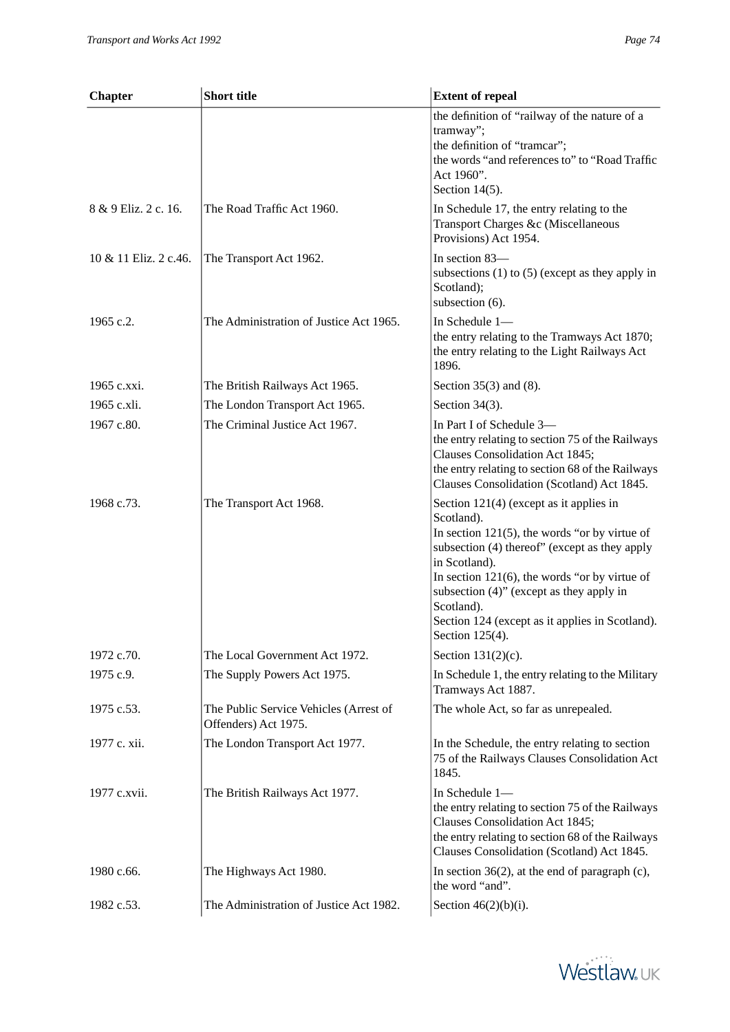| Chapter | Short title | Extent of repeal |
|---|---|---|
| | | the definition of "railway of the nature of a tramway";<br>the definition of "tramcar";<br>the words "and references to" to "Road Traffic Act 1960".<br>Section 14(5). |
| 8 & 9 Eliz. 2 c. 16. | The Road Traffic Act 1960. | In Schedule 17, the entry relating to the Transport Charges &c (Miscellaneous Provisions) Act 1954. |
| 10 & 11 Eliz. 2 c.46. | The Transport Act 1962. | In section 83—<br>subsections (1) to (5) (except as they apply in Scotland);<br>subsection (6). |
| 1965 c.2. | The Administration of Justice Act 1965. | In Schedule 1—<br>the entry relating to the Tramways Act 1870;<br>the entry relating to the Light Railways Act 1896. |
| 1965 c.xxi. | The British Railways Act 1965. | Section 35(3) and (8). |
| 1965 c.xli. | The London Transport Act 1965. | Section 34(3). |
| 1967 c.80. | The Criminal Justice Act 1967. | In Part I of Schedule 3—<br>the entry relating to section 75 of the Railways Clauses Consolidation Act 1845;<br>the entry relating to section 68 of the Railways Clauses Consolidation (Scotland) Act 1845. |
| 1968 c.73. | The Transport Act 1968. | Section 121(4) (except as it applies in Scotland).<br>In section 121(5), the words "or by virtue of subsection (4) thereof" (except as they apply in Scotland).<br>In section 121(6), the words "or by virtue of subsection (4)" (except as they apply in Scotland).<br>Section 124 (except as it applies in Scotland).<br>Section 125(4). |
| 1972 c.70. | The Local Government Act 1972. | Section 131(2)(c). |
| 1975 c.9. | The Supply Powers Act 1975. | In Schedule 1, the entry relating to the Military Tramways Act 1887. |
| 1975 c.53. | The Public Service Vehicles (Arrest of Offenders) Act 1975. | The whole Act, so far as unrepealed. |
| 1977 c. xii. | The London Transport Act 1977. | In the Schedule, the entry relating to section 75 of the Railways Clauses Consolidation Act 1845. |
| 1977 c.xvii. | The British Railways Act 1977. | In Schedule 1—<br>the entry relating to section 75 of the Railways Clauses Consolidation Act 1845;<br>the entry relating to section 68 of the Railways Clauses Consolidation (Scotland) Act 1845. |
| 1980 c.66. | The Highways Act 1980. | In section 36(2), at the end of paragraph (c), the word "and". |
| 1982 c.53. | The Administration of Justice Act 1982. | Section 46(2)(b)(i). |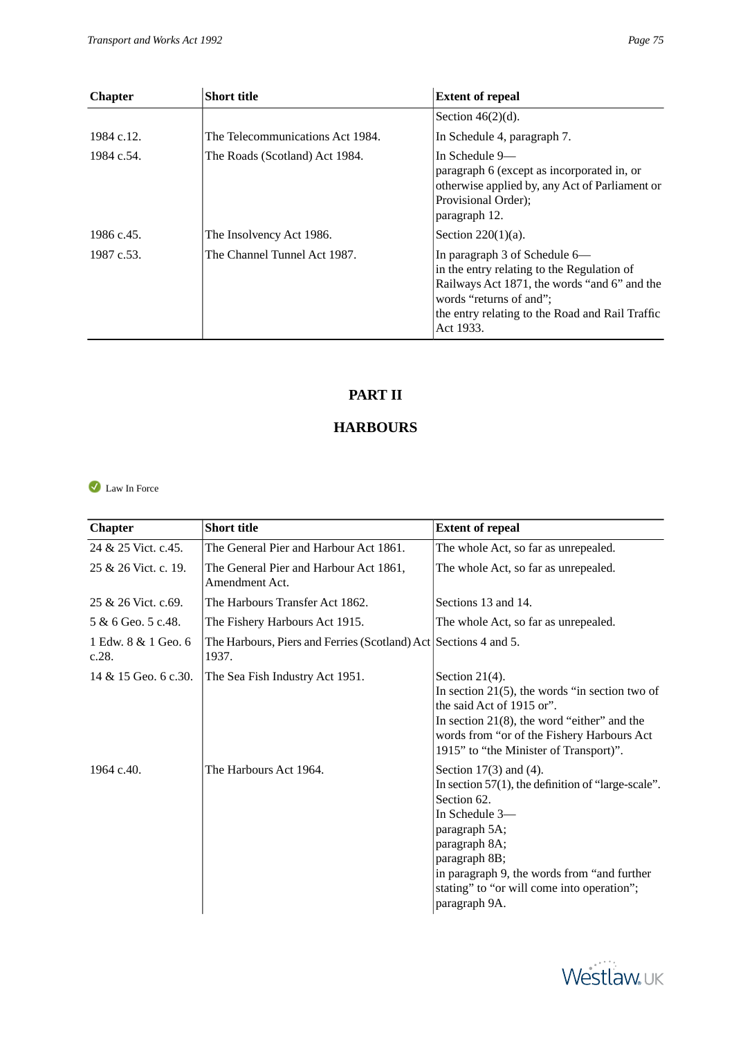| Chapter | Short title | Extent of repeal |
|---|---|---|
| | | Section 46(2)(d). |
| 1984 c.12. | The Telecommunications Act 1984. | In Schedule 4, paragraph 7. |
| 1984 c.54. | The Roads (Scotland) Act 1984. | In Schedule 9—<br>paragraph 6 (except as incorporated in, or otherwise applied by, any Act of Parliament or Provisional Order);<br>paragraph 12. |
| 1986 c.45. | The Insolvency Act 1986. | Section 220(1)(a). |
| 1987 c.53. | The Channel Tunnel Act 1987. | In paragraph 3 of Schedule 6—<br>in the entry relating to the Regulation of Railways Act 1871, the words "and 6" and the words "returns of and";<br>the entry relating to the Road and Rail Traffic Act 1933. |

## PART II

## HARBOURS

Law In Force

| Chapter | Short title | Extent of repeal |
|---|---|---|
| 24 & 25 Vict. c.45. | The General Pier and Harbour Act 1861. | The whole Act, so far as unrepealed. |
| 25 & 26 Vict. c. 19. | The General Pier and Harbour Act 1861, Amendment Act. | The whole Act, so far as unrepealed. |
| 25 & 26 Vict. c.69. | The Harbours Transfer Act 1862. | Sections 13 and 14. |
| 5 & 6 Geo. 5 c.48. | The Fishery Harbours Act 1915. | The whole Act, so far as unrepealed. |
| 1 Edw. 8 & 1 Geo. 6 c.28. | The Harbours, Piers and Ferries (Scotland) Act 1937. | Sections 4 and 5. |
| 14 & 15 Geo. 6 c.30. | The Sea Fish Industry Act 1951. | Section 21(4).<br>In section 21(5), the words "in section two of the said Act of 1915 or".<br>In section 21(8), the word "either" and the words from "or of the Fishery Harbours Act 1915" to "the Minister of Transport)". |
| 1964 c.40. | The Harbours Act 1964. | Section 17(3) and (4).<br>In section 57(1), the definition of "large-scale".<br>Section 62.<br>In Schedule 3—<br>paragraph 5A;<br>paragraph 8A;<br>paragraph 8B;<br>in paragraph 9, the words from "and further stating" to "or will come into operation";<br>paragraph 9A. |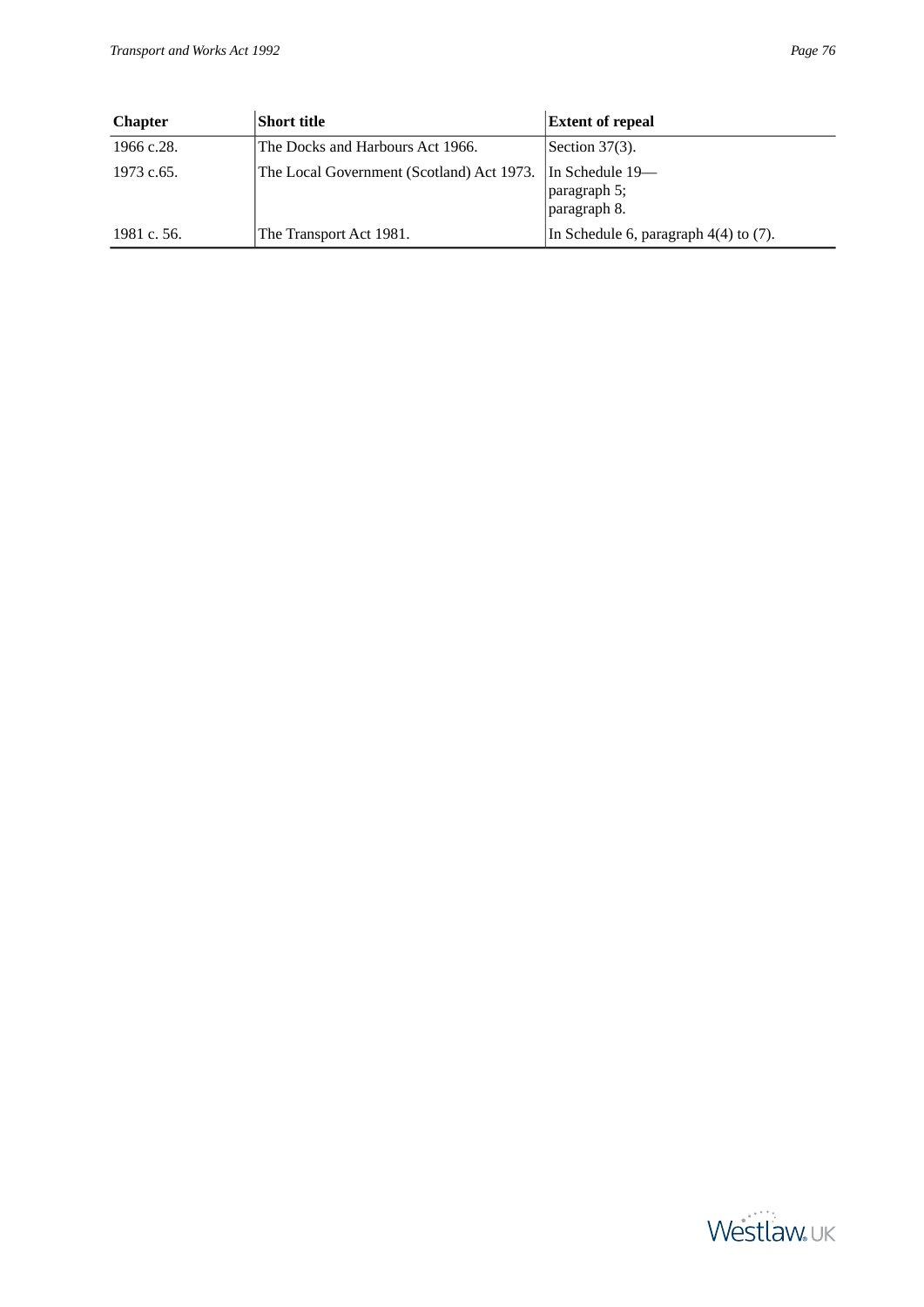| Chapter | Short title | Extent of repeal |
| --- | --- | --- |
| 1966 c.28. | The Docks and Harbours Act 1966. | Section 37(3). |
| 1973 c.65. | The Local Government (Scotland) Act 1973. | In Schedule 19— paragraph 5; paragraph 8. |
| 1981 c. 56. | The Transport Act 1981. | In Schedule 6, paragraph 4(4) to (7). |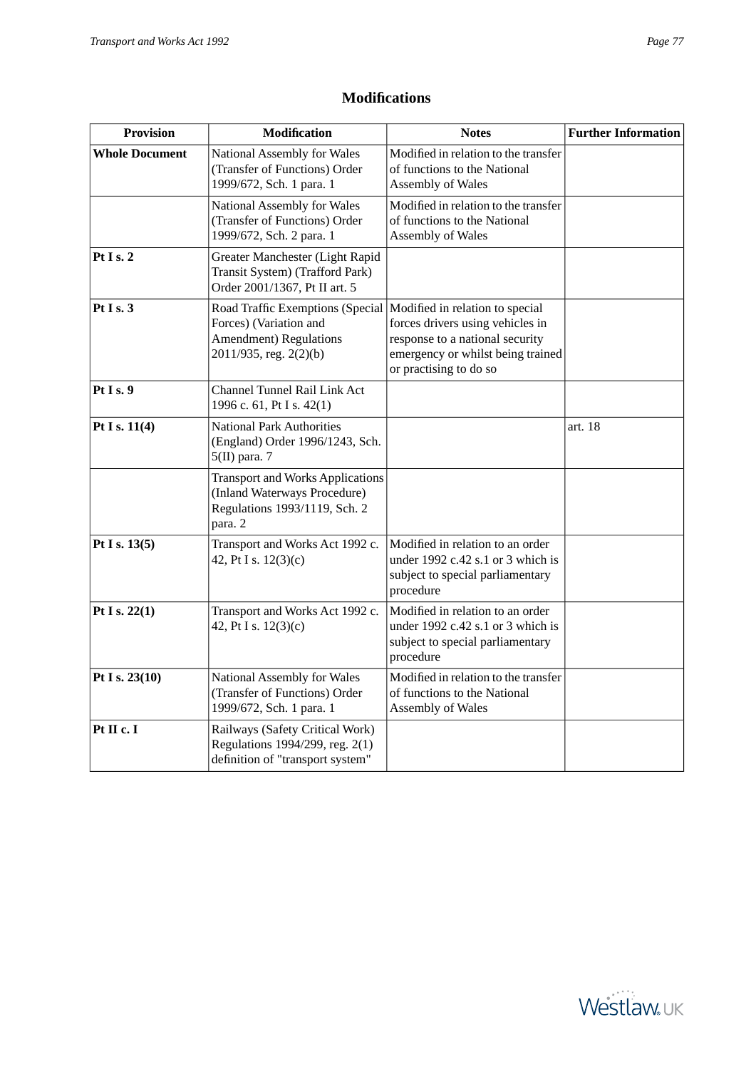## Modifications

| Provision | Modification | Notes | Further Information |
|---|---|---|---|
| **Whole Document** | National Assembly for Wales (Transfer of Functions) Order 1999/672, Sch. 1 para. 1 | Modified in relation to the transfer of functions to the National Assembly of Wales | |
| | National Assembly for Wales (Transfer of Functions) Order 1999/672, Sch. 2 para. 1 | Modified in relation to the transfer of functions to the National Assembly of Wales | |
| **Pt I s. 2** | Greater Manchester (Light Rapid Transit System) (Trafford Park) Order 2001/1367, Pt II art. 5 | | |
| **Pt I s. 3** | Road Traffic Exemptions (Special Forces) (Variation and Amendment) Regulations 2011/935, reg. 2(2)(b) | Modified in relation to special forces drivers using vehicles in response to a national security emergency or whilst being trained or practising to do so | |
| **Pt I s. 9** | Channel Tunnel Rail Link Act 1996 c. 61, Pt I s. 42(1) | | |
| **Pt I s. 11(4)** | National Park Authorities (England) Order 1996/1243, Sch. 5(II) para. 7 | | art. 18 |
| | Transport and Works Applications (Inland Waterways Procedure) Regulations 1993/1119, Sch. 2 para. 2 | | |
| **Pt I s. 13(5)** | Transport and Works Act 1992 c. 42, Pt I s. 12(3)(c) | Modified in relation to an order under 1992 c.42 s.1 or 3 which is subject to special parliamentary procedure | |
| **Pt I s. 22(1)** | Transport and Works Act 1992 c. 42, Pt I s. 12(3)(c) | Modified in relation to an order under 1992 c.42 s.1 or 3 which is subject to special parliamentary procedure | |
| **Pt I s. 23(10)** | National Assembly for Wales (Transfer of Functions) Order 1999/672, Sch. 1 para. 1 | Modified in relation to the transfer of functions to the National Assembly of Wales | |
| **Pt II c. I** | Railways (Safety Critical Work) Regulations 1994/299, reg. 2(1) definition of "transport system" | | |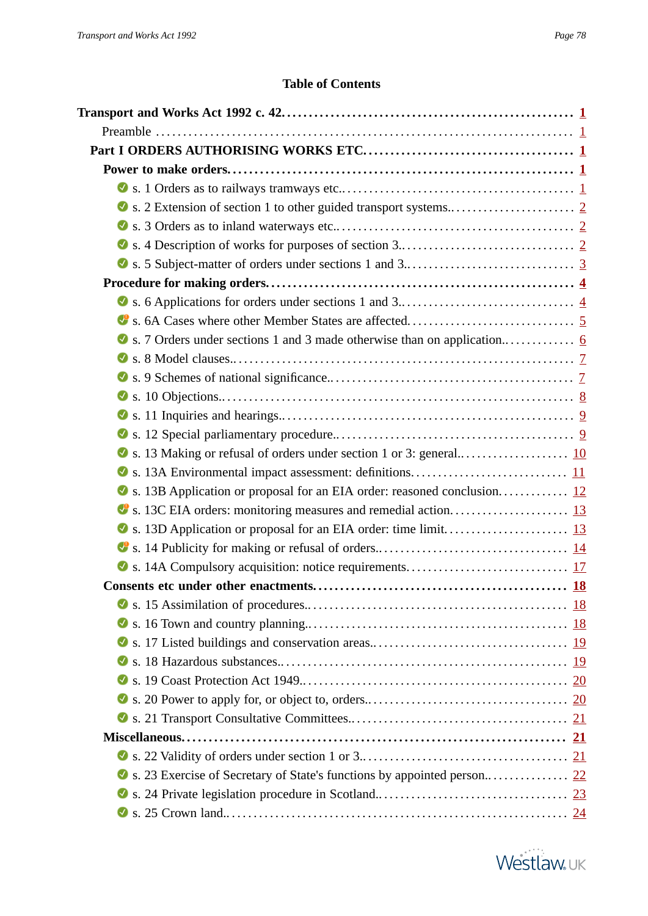# Table of Contents

**Transport and Works Act 1992 c. 42.** .... **1**

Preamble .... 1

**Part I ORDERS AUTHORISING WORKS ETC.** .... **1**

**Power to make orders.** .... **1**

- s. 1 Orders as to railways tramways etc.. .... 1
- s. 2 Extension of section 1 to other guided transport systems.. .... 2
- s. 3 Orders as to inland waterways etc.. .... 2
- s. 4 Description of works for purposes of section 3.. .... 2
- s. 5 Subject-matter of orders under sections 1 and 3.. .... 3

**Procedure for making orders.** .... **4**

- s. 6 Applications for orders under sections 1 and 3.. .... 4
- s. 6A Cases where other Member States are affected. .... 5
- s. 7 Orders under sections 1 and 3 made otherwise than on application.. .... 6
- s. 8 Model clauses.. .... 7
- s. 9 Schemes of national significance.. .... 7
- s. 10 Objections.. .... 8
- s. 11 Inquiries and hearings.. .... 9
- s. 12 Special parliamentary procedure.. .... 9
- s. 13 Making or refusal of orders under section 1 or 3: general.. .... 10
- s. 13A Environmental impact assessment: definitions. .... 11
- s. 13B Application or proposal for an EIA order: reasoned conclusion. .... 12
- s. 13C EIA orders: monitoring measures and remedial action. .... 13
- s. 13D Application or proposal for an EIA order: time limit. .... 13
- s. 14 Publicity for making or refusal of orders.. .... 14
- s. 14A Compulsory acquisition: notice requirements. .... 17

**Consents etc under other enactments.** .... **18**

- s. 15 Assimilation of procedures.. .... 18
- s. 16 Town and country planning.. .... 18
- s. 17 Listed buildings and conservation areas.. .... 19
- s. 18 Hazardous substances.. .... 19
- s. 19 Coast Protection Act 1949.. .... 20
- s. 20 Power to apply for, or object to, orders.. .... 20
- s. 21 Transport Consultative Committees.. .... 21

**Miscellaneous.** .... **21**

- s. 22 Validity of orders under section 1 or 3.. .... 21
- s. 23 Exercise of Secretary of State's functions by appointed person.. .... 22
- s. 24 Private legislation procedure in Scotland.. .... 23
- s. 25 Crown land.. .... 24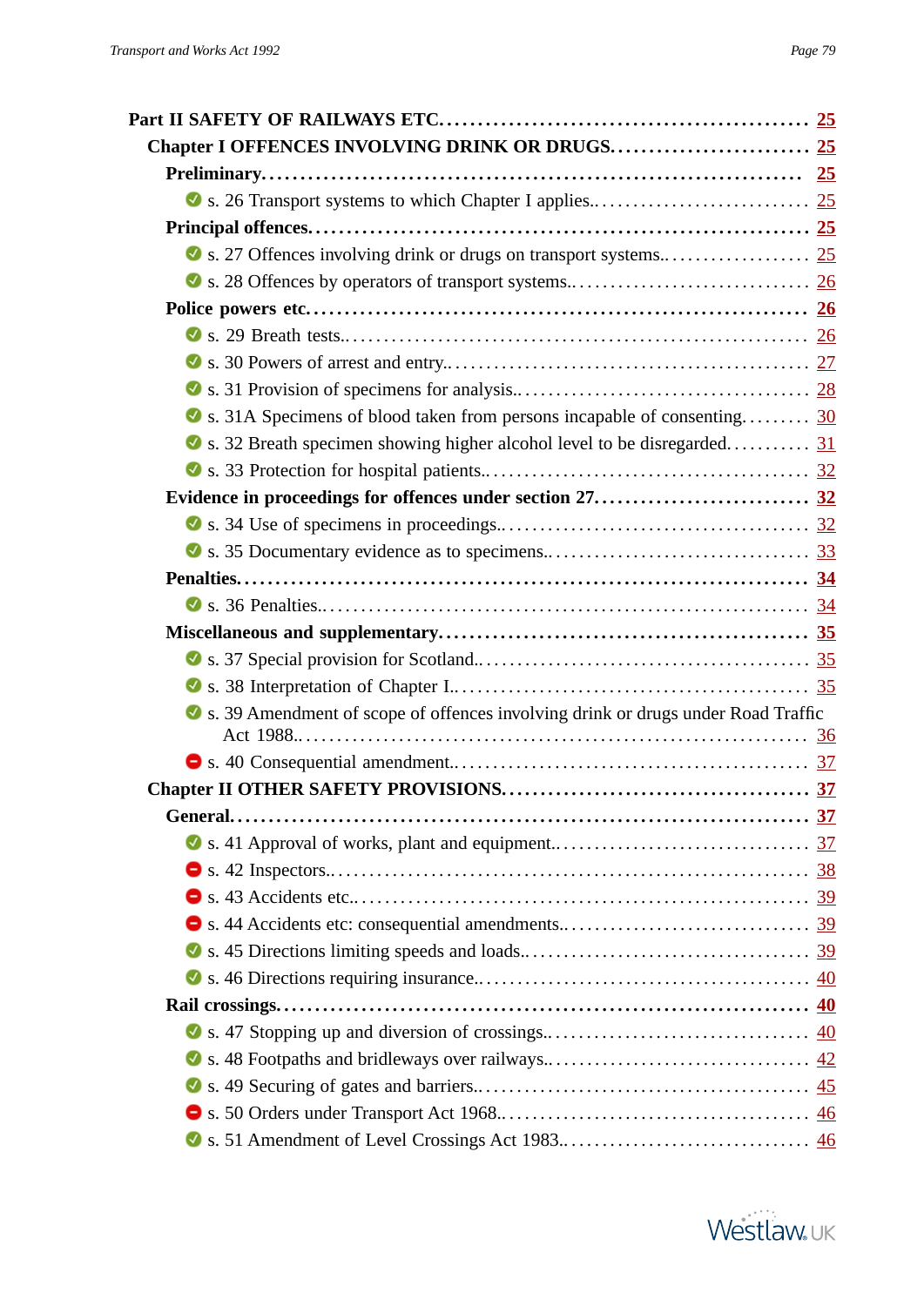**Part II SAFETY OF RAILWAYS ETC.** ........................................ 25

**Chapter I OFFENCES INVOLVING DRINK OR DRUGS.** ........................ 25

**Preliminary.** ........................................ 25

- s. 26 Transport systems to which Chapter I applies. ........................ 25

**Principal offences.** ........................................ 25

- s. 27 Offences involving drink or drugs on transport systems. ........................ 25
- s. 28 Offences by operators of transport systems. ........................ 26

**Police powers etc.** ........................................ 26

- s. 29 Breath tests. ........................ 26
- s. 30 Powers of arrest and entry. ........................ 27
- s. 31 Provision of specimens for analysis. ........................ 28
- s. 31A Specimens of blood taken from persons incapable of consenting. ........................ 30
- s. 32 Breath specimen showing higher alcohol level to be disregarded. ........................ 31
- s. 33 Protection for hospital patients. ........................ 32

**Evidence in proceedings for offences under section 27.** ........................ 32

- s. 34 Use of specimens in proceedings. ........................ 32
- s. 35 Documentary evidence as to specimens. ........................ 33

**Penalties.** ........................................ 34

- s. 36 Penalties. ........................ 34

**Miscellaneous and supplementary.** ........................................ 35

- s. 37 Special provision for Scotland. ........................ 35
- s. 38 Interpretation of Chapter I. ........................ 35
- s. 39 Amendment of scope of offences involving drink or drugs under Road Traffic Act 1988. ........................ 36
- s. 40 Consequential amendment. ........................ 37

**Chapter II OTHER SAFETY PROVISIONS.** ........................................ 37

**General.** ........................................ 37

- s. 41 Approval of works, plant and equipment. ........................ 37
- s. 42 Inspectors. ........................ 38
- s. 43 Accidents etc. ........................ 39
- s. 44 Accidents etc: consequential amendments. ........................ 39
- s. 45 Directions limiting speeds and loads. ........................ 39
- s. 46 Directions requiring insurance. ........................ 40

**Rail crossings.** ........................................ 40

- s. 47 Stopping up and diversion of crossings. ........................ 40
- s. 48 Footpaths and bridleways over railways. ........................ 42
- s. 49 Securing of gates and barriers. ........................ 45
- s. 50 Orders under Transport Act 1968. ........................ 46
- s. 51 Amendment of Level Crossings Act 1983. ........................ 46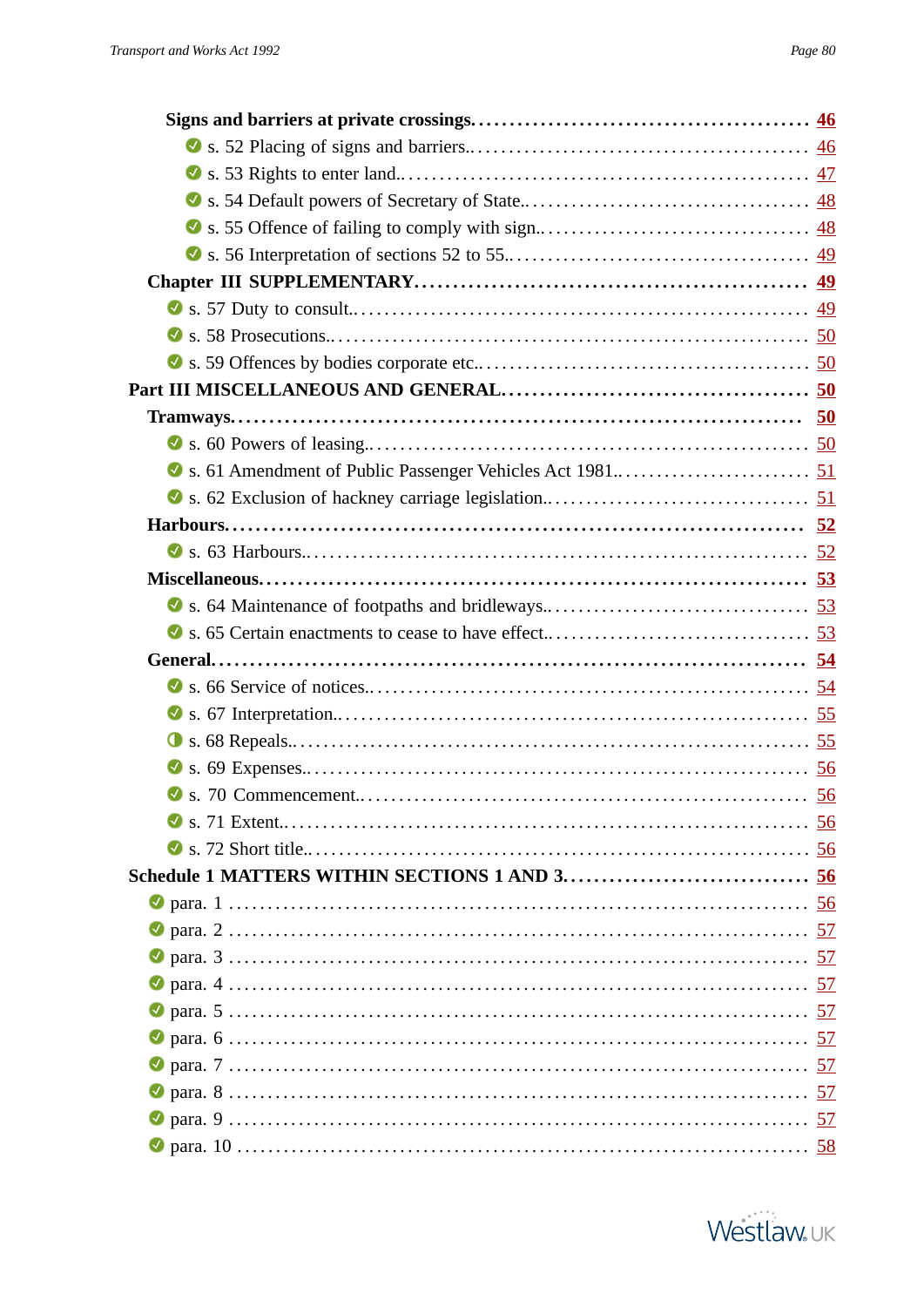**Signs and barriers at private crossings** .......... 46

- s. 52 Placing of signs and barriers.......... 46
- s. 53 Rights to enter land.......... 47
- s. 54 Default powers of Secretary of State.......... 48
- s. 55 Offence of failing to comply with sign.......... 48
- s. 56 Interpretation of sections 52 to 55.......... 49

**Chapter III SUPPLEMENTARY** .......... 49

- s. 57 Duty to consult.......... 49
- s. 58 Prosecutions.......... 50
- s. 59 Offences by bodies corporate etc.......... 50

**Part III MISCELLANEOUS AND GENERAL** .......... 50

**Tramways** .......... 50

- s. 60 Powers of leasing.......... 50
- s. 61 Amendment of Public Passenger Vehicles Act 1981.......... 51
- s. 62 Exclusion of hackney carriage legislation.......... 51

**Harbours** .......... 52

- s. 63 Harbours.......... 52

**Miscellaneous** .......... 53

- s. 64 Maintenance of footpaths and bridleways.......... 53
- s. 65 Certain enactments to cease to have effect.......... 53

**General** .......... 54

- s. 66 Service of notices.......... 54
- s. 67 Interpretation.......... 55
- s. 68 Repeals.......... 55
- s. 69 Expenses.......... 56
- s. 70 Commencement.......... 56
- s. 71 Extent.......... 56
- s. 72 Short title.......... 56

**Schedule 1 MATTERS WITHIN SECTIONS 1 AND 3** .......... 56

- para. 1 .......... 56
- para. 2 .......... 57
- para. 3 .......... 57
- para. 4 .......... 57
- para. 5 .......... 57
- para. 6 .......... 57
- para. 7 .......... 57
- para. 8 .......... 57
- para. 9 .......... 57
- para. 10 .......... 58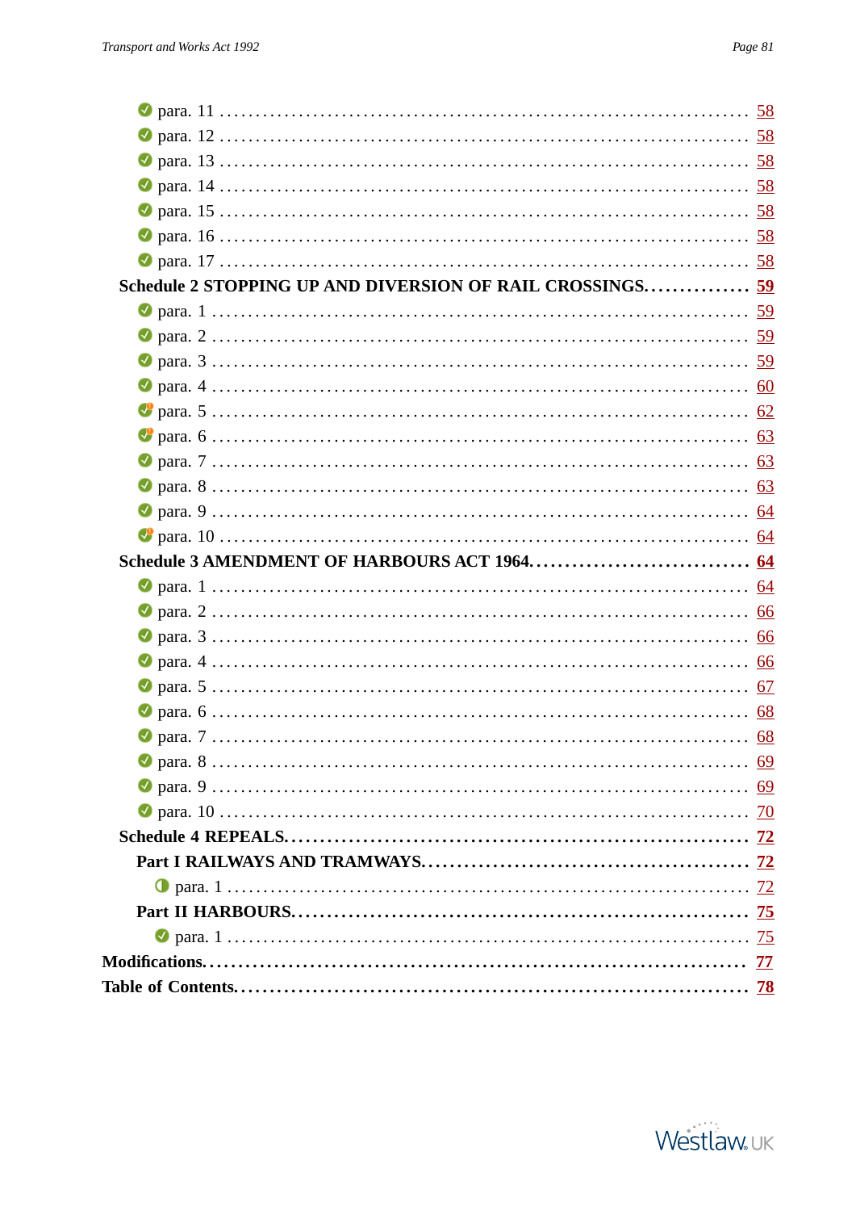para. 11 .......... 58
para. 12 .......... 58
para. 13 .......... 58
para. 14 .......... 58
para. 15 .......... 58
para. 16 .......... 58
para. 17 .......... 58

**Schedule 2 STOPPING UP AND DIVERSION OF RAIL CROSSINGS.......... 59**

para. 1 .......... 59
para. 2 .......... 59
para. 3 .......... 59
para. 4 .......... 60
para. 5 .......... 62
para. 6 .......... 63
para. 7 .......... 63
para. 8 .......... 63
para. 9 .......... 64
para. 10 .......... 64

**Schedule 3 AMENDMENT OF HARBOURS ACT 1964.......... 64**

para. 1 .......... 64
para. 2 .......... 66
para. 3 .......... 66
para. 4 .......... 66
para. 5 .......... 67
para. 6 .......... 68
para. 7 .......... 68
para. 8 .......... 69
para. 9 .......... 69
para. 10 .......... 70

**Schedule 4 REPEALS.......... 72**

**Part I RAILWAYS AND TRAMWAYS.......... 72**

para. 1 .......... 72

**Part II HARBOURS.......... 75**

para. 1 .......... 75

**Modifications.......... 77**

**Table of Contents.......... 78**